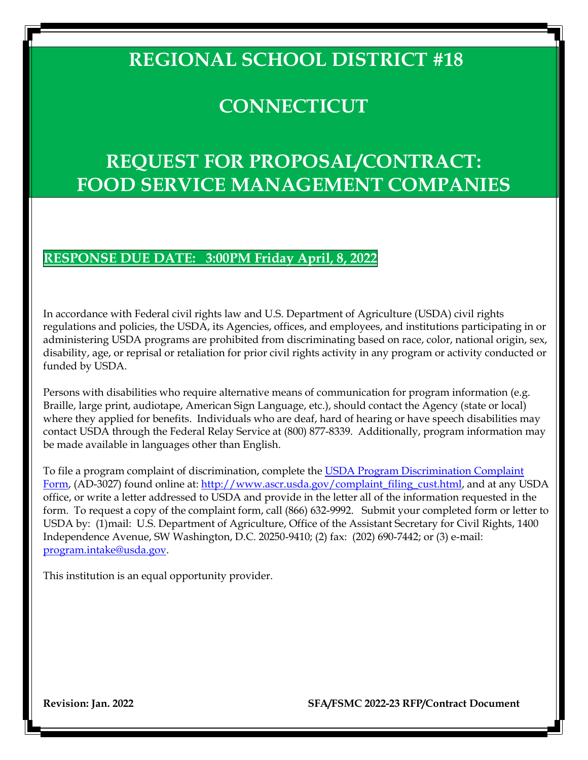# REGIONAL SCHOOL DISTRICT #18

# CONNECTICUT

# REQUEST FOR PROPOSAL/CONTRACT: FOOD SERVICE MANAGEMENT COMPANIES

**RESPONSE DUE DATE: 3:00PM Friday April, 8, 2022**

In accordance with Federal civil rights law and U.S. Department of Agriculture (USDA) civil rights regulations and policies, the USDA, its Agencies, offices, and employees, and institutions participating in or administering USDA programs are prohibited from discriminating based on race, color, national origin, sex, disability, age, or reprisal or retaliation for prior civil rights activity in any program or activity conducted or funded by USDA.

Persons with disabilities who require alternative means of communication for program information (e.g. Braille, large print, audiotape, American Sign Language, etc.), should contact the Agency (state or local) where they applied for benefits. Individuals who are deaf, hard of hearing or have speech disabilities may contact USDA through the Federal Relay Service at (800) 877-8339. Additionally, program information may be made available in languages other than English.

To file a program complaint of discrimination, complete the [USDA Program Discrimination Complaint Form](http://www.ascr.usda.gov/complaint_filing_cust.html), (AD-3027) found online at: [http://www.ascr.usda.gov/complaint_filing_cust.html](http://www.ascr.usda.gov/complaint_filing_cust.html), and at any USDA office, or write a letter addressed to USDA and provide in the letter all of the information requested in the form. To request a copy of the complaint form, call (866) 632-9992. Submit your completed form or letter to USDA by: (1)mail: U.S. Department of Agriculture, Office of the Assistant Secretary for Civil Rights, 1400 Independence Avenue, SW Washington, D.C. 20250-9410; (2) fax: (202) 690-7442; or (3) e-mail: [program.intake@usda.gov](mailto:program.intake@usda.gov).

This institution is an equal opportunity provider.

**Revision: Jan. 2022** **SFA/FSMC 2022-23 RFP/Contract Document**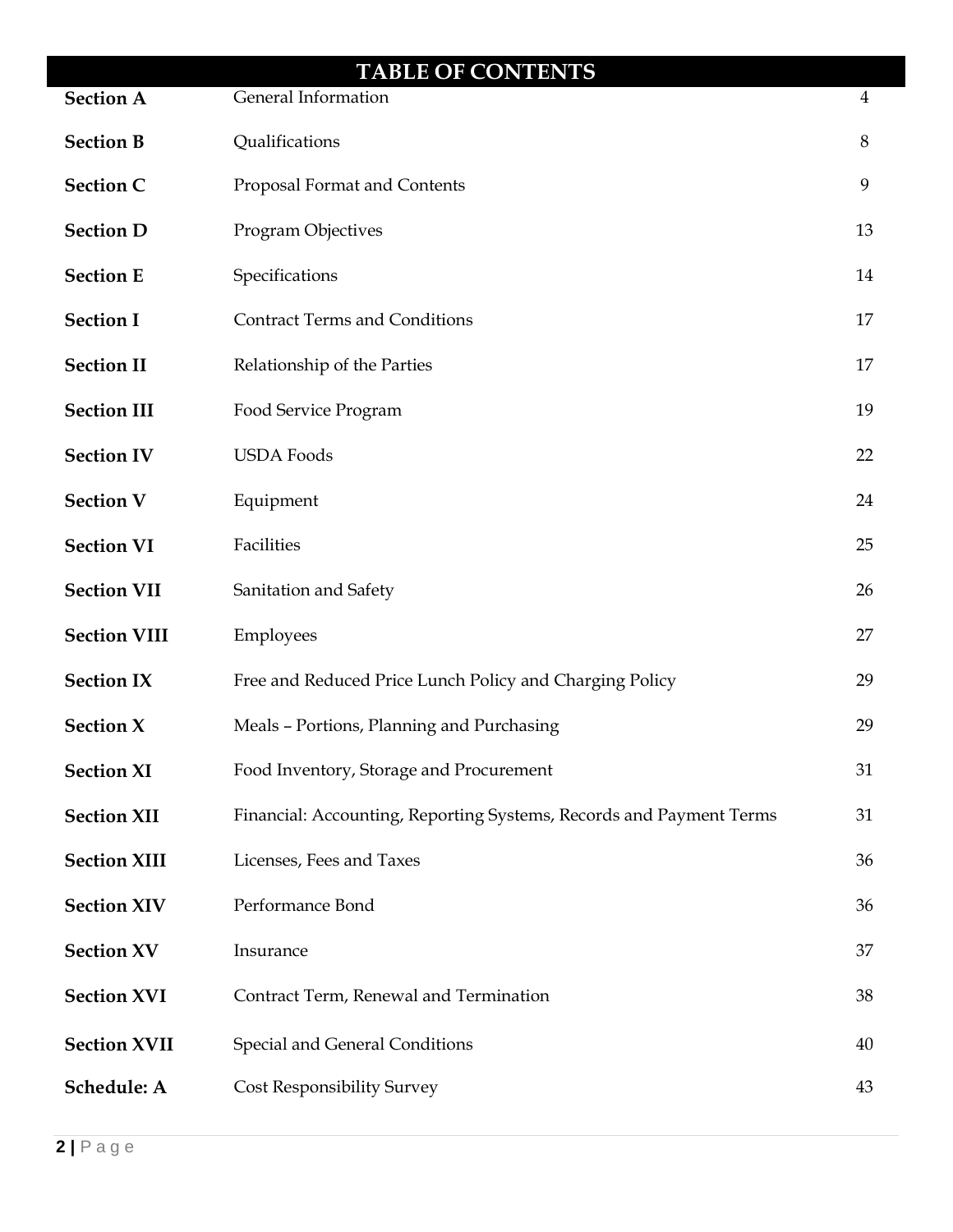# TABLE OF CONTENTS

| | | |
|---|---|---|
| **Section A** | General Information | 4 |
| **Section B** | Qualifications | 8 |
| **Section C** | Proposal Format and Contents | 9 |
| **Section D** | Program Objectives | 13 |
| **Section E** | Specifications | 14 |
| **Section I** | Contract Terms and Conditions | 17 |
| **Section II** | Relationship of the Parties | 17 |
| **Section III** | Food Service Program | 19 |
| **Section IV** | USDA Foods | 22 |
| **Section V** | Equipment | 24 |
| **Section VI** | Facilities | 25 |
| **Section VII** | Sanitation and Safety | 26 |
| **Section VIII** | Employees | 27 |
| **Section IX** | Free and Reduced Price Lunch Policy and Charging Policy | 29 |
| **Section X** | Meals – Portions, Planning and Purchasing | 29 |
| **Section XI** | Food Inventory, Storage and Procurement | 31 |
| **Section XII** | Financial: Accounting, Reporting Systems, Records and Payment Terms | 31 |
| **Section XIII** | Licenses, Fees and Taxes | 36 |
| **Section XIV** | Performance Bond | 36 |
| **Section XV** | Insurance | 37 |
| **Section XVI** | Contract Term, Renewal and Termination | 38 |
| **Section XVII** | Special and General Conditions | 40 |
| **Schedule: A** | Cost Responsibility Survey | 43 |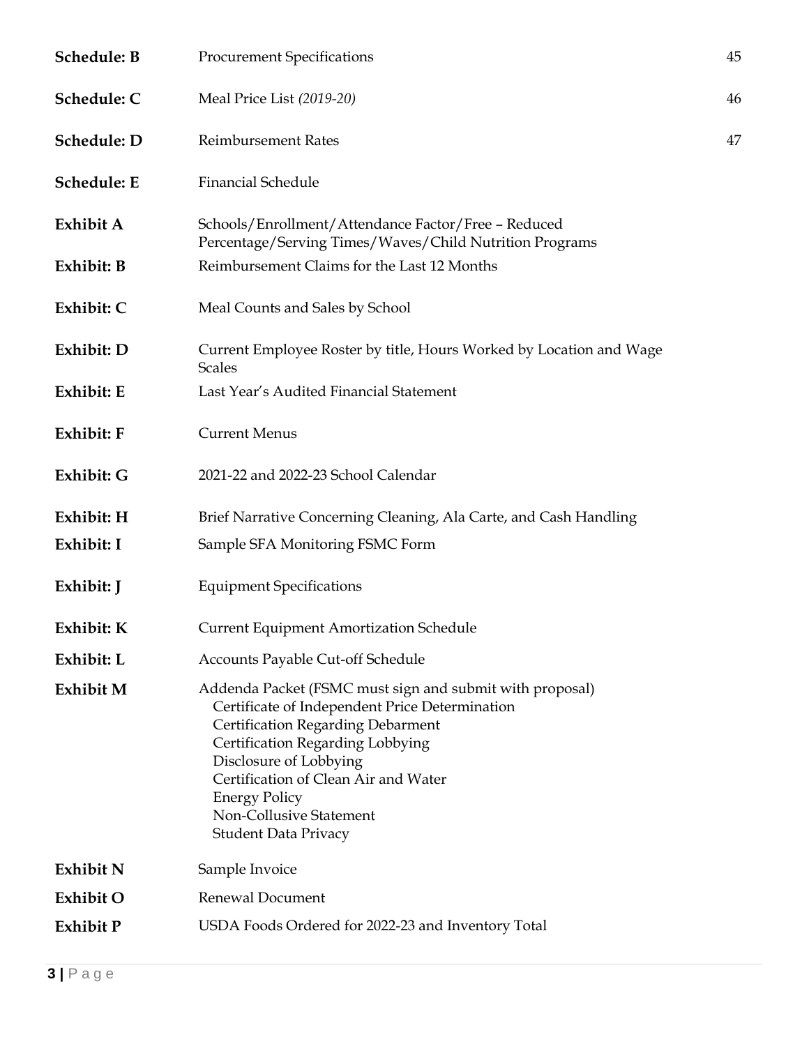| | | |
|---|---|---|
| **Schedule: B** | Procurement Specifications | 45 |
| **Schedule: C** | Meal Price List *(2019-20)* | 46 |
| **Schedule: D** | Reimbursement Rates | 47 |
| **Schedule: E** | Financial Schedule | |
| **Exhibit A** | Schools/Enrollment/Attendance Factor/Free – Reduced Percentage/Serving Times/Waves/Child Nutrition Programs | |
| **Exhibit: B** | Reimbursement Claims for the Last 12 Months | |
| **Exhibit: C** | Meal Counts and Sales by School | |
| **Exhibit: D** | Current Employee Roster by title, Hours Worked by Location and Wage Scales | |
| **Exhibit: E** | Last Year's Audited Financial Statement | |
| **Exhibit: F** | Current Menus | |
| **Exhibit: G** | 2021-22 and 2022-23 School Calendar | |
| **Exhibit: H** | Brief Narrative Concerning Cleaning, Ala Carte, and Cash Handling | |
| **Exhibit: I** | Sample SFA Monitoring FSMC Form | |
| **Exhibit: J** | Equipment Specifications | |
| **Exhibit: K** | Current Equipment Amortization Schedule | |
| **Exhibit: L** | Accounts Payable Cut-off Schedule | |
| **Exhibit M** | Addenda Packet (FSMC must sign and submit with proposal)<br>Certificate of Independent Price Determination<br>Certification Regarding Debarment<br>Certification Regarding Lobbying<br>Disclosure of Lobbying<br>Certification of Clean Air and Water<br>Energy Policy<br>Non-Collusive Statement<br>Student Data Privacy | |
| **Exhibit N** | Sample Invoice | |
| **Exhibit O** | Renewal Document | |
| **Exhibit P** | USDA Foods Ordered for 2022-23 and Inventory Total | |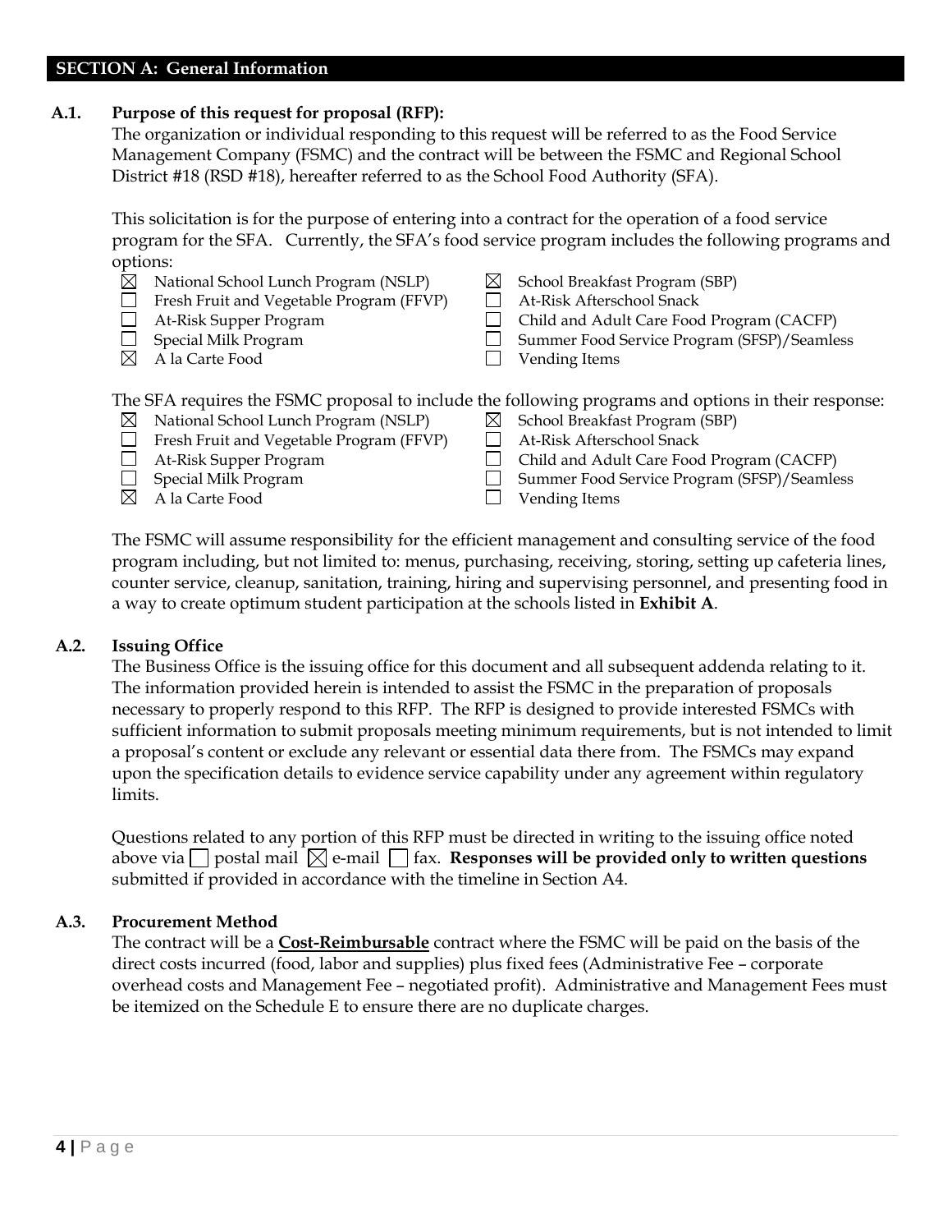## SECTION A: General Information

**A.1. Purpose of this request for proposal (RFP):**

The organization or individual responding to this request will be referred to as the Food Service Management Company (FSMC) and the contract will be between the FSMC and Regional School District #18 (RSD #18), hereafter referred to as the School Food Authority (SFA).

This solicitation is for the purpose of entering into a contract for the operation of a food service program for the SFA. Currently, the SFA's food service program includes the following programs and options:

- ☒ National School Lunch Program (NSLP)
- ☐ Fresh Fruit and Vegetable Program (FFVP)
- ☐ At-Risk Supper Program
- ☐ Special Milk Program
- ☒ A la Carte Food
- ☒ School Breakfast Program (SBP)
- ☐ At-Risk Afterschool Snack
- ☐ Child and Adult Care Food Program (CACFP)
- ☐ Summer Food Service Program (SFSP)/Seamless
- ☐ Vending Items

The SFA requires the FSMC proposal to include the following programs and options in their response:

- ☒ National School Lunch Program (NSLP)
- ☐ Fresh Fruit and Vegetable Program (FFVP)
- ☐ At-Risk Supper Program
- ☐ Special Milk Program
- ☒ A la Carte Food
- ☒ School Breakfast Program (SBP)
- ☐ At-Risk Afterschool Snack
- ☐ Child and Adult Care Food Program (CACFP)
- ☐ Summer Food Service Program (SFSP)/Seamless
- ☐ Vending Items

The FSMC will assume responsibility for the efficient management and consulting service of the food program including, but not limited to: menus, purchasing, receiving, storing, setting up cafeteria lines, counter service, cleanup, sanitation, training, hiring and supervising personnel, and presenting food in a way to create optimum student participation at the schools listed in **Exhibit A**.

**A.2. Issuing Office**

The Business Office is the issuing office for this document and all subsequent addenda relating to it. The information provided herein is intended to assist the FSMC in the preparation of proposals necessary to properly respond to this RFP. The RFP is designed to provide interested FSMCs with sufficient information to submit proposals meeting minimum requirements, but is not intended to limit a proposal's content or exclude any relevant or essential data there from. The FSMCs may expand upon the specification details to evidence service capability under any agreement within regulatory limits.

Questions related to any portion of this RFP must be directed in writing to the issuing office noted above via ☐ postal mail ☒ e-mail ☐ fax. **Responses will be provided only to written questions** submitted if provided in accordance with the timeline in Section A4.

**A.3. Procurement Method**

The contract will be a **Cost-Reimbursable** contract where the FSMC will be paid on the basis of the direct costs incurred (food, labor and supplies) plus fixed fees (Administrative Fee – corporate overhead costs and Management Fee – negotiated profit). Administrative and Management Fees must be itemized on the Schedule E to ensure there are no duplicate charges.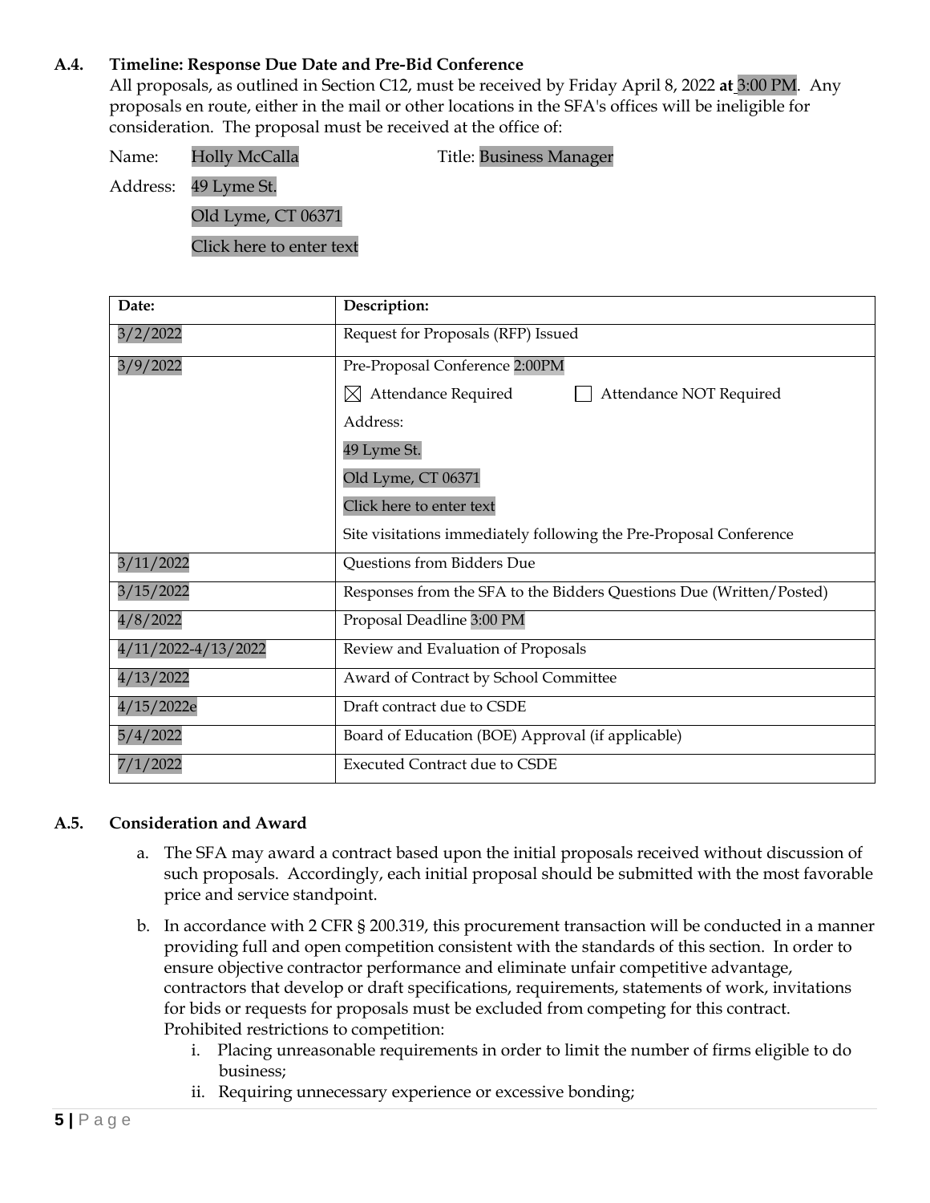### A.4. Timeline: Response Due Date and Pre-Bid Conference

All proposals, as outlined in Section C12, must be received by Friday April 8, 2022 **at** 3:00 PM. Any proposals en route, either in the mail or other locations in the SFA's offices will be ineligible for consideration. The proposal must be received at the office of:

Name: Holly McCalla Title: Business Manager

Address: 49 Lyme St.
Old Lyme, CT 06371
Click here to enter text

| Date: | Description: |
|---|---|
| 3/2/2022 | Request for Proposals (RFP) Issued |
| 3/9/2022 | Pre-Proposal Conference 2:00PM<br>☒ Attendance Required ☐ Attendance NOT Required<br>Address:<br>49 Lyme St.<br>Old Lyme, CT 06371<br>Click here to enter text<br>Site visitations immediately following the Pre-Proposal Conference |
| 3/11/2022 | Questions from Bidders Due |
| 3/15/2022 | Responses from the SFA to the Bidders Questions Due (Written/Posted) |
| 4/8/2022 | Proposal Deadline 3:00 PM |
| 4/11/2022-4/13/2022 | Review and Evaluation of Proposals |
| 4/13/2022 | Award of Contract by School Committee |
| 4/15/2022e | Draft contract due to CSDE |
| 5/4/2022 | Board of Education (BOE) Approval (if applicable) |
| 7/1/2022 | Executed Contract due to CSDE |

### A.5. Consideration and Award

a. The SFA may award a contract based upon the initial proposals received without discussion of such proposals. Accordingly, each initial proposal should be submitted with the most favorable price and service standpoint.

b. In accordance with 2 CFR § 200.319, this procurement transaction will be conducted in a manner providing full and open competition consistent with the standards of this section. In order to ensure objective contractor performance and eliminate unfair competitive advantage, contractors that develop or draft specifications, requirements, statements of work, invitations for bids or requests for proposals must be excluded from competing for this contract. Prohibited restrictions to competition:

   i. Placing unreasonable requirements in order to limit the number of firms eligible to do business;
   ii. Requiring unnecessary experience or excessive bonding;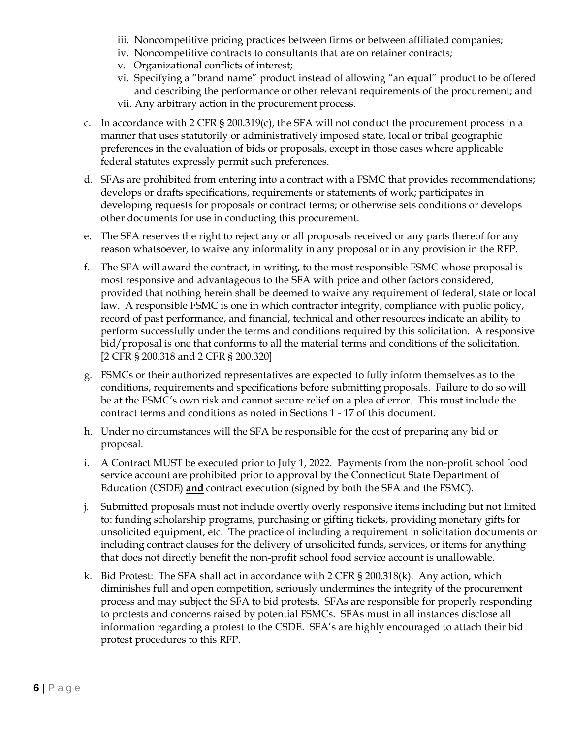iii. Noncompetitive pricing practices between firms or between affiliated companies;
iv. Noncompetitive contracts to consultants that are on retainer contracts;
v. Organizational conflicts of interest;
vi. Specifying a "brand name" product instead of allowing "an equal" product to be offered and describing the performance or other relevant requirements of the procurement; and
vii. Any arbitrary action in the procurement process.

c. In accordance with 2 CFR § 200.319(c), the SFA will not conduct the procurement process in a manner that uses statutorily or administratively imposed state, local or tribal geographic preferences in the evaluation of bids or proposals, except in those cases where applicable federal statutes expressly permit such preferences.

d. SFAs are prohibited from entering into a contract with a FSMC that provides recommendations; develops or drafts specifications, requirements or statements of work; participates in developing requests for proposals or contract terms; or otherwise sets conditions or develops other documents for use in conducting this procurement.

e. The SFA reserves the right to reject any or all proposals received or any parts thereof for any reason whatsoever, to waive any informality in any proposal or in any provision in the RFP.

f. The SFA will award the contract, in writing, to the most responsible FSMC whose proposal is most responsive and advantageous to the SFA with price and other factors considered, provided that nothing herein shall be deemed to waive any requirement of federal, state or local law. A responsible FSMC is one in which contractor integrity, compliance with public policy, record of past performance, and financial, technical and other resources indicate an ability to perform successfully under the terms and conditions required by this solicitation. A responsive bid/proposal is one that conforms to all the material terms and conditions of the solicitation. [2 CFR § 200.318 and 2 CFR § 200.320]

g. FSMCs or their authorized representatives are expected to fully inform themselves as to the conditions, requirements and specifications before submitting proposals. Failure to do so will be at the FSMC's own risk and cannot secure relief on a plea of error. This must include the contract terms and conditions as noted in Sections 1 - 17 of this document.

h. Under no circumstances will the SFA be responsible for the cost of preparing any bid or proposal.

i. A Contract MUST be executed prior to July 1, 2022. Payments from the non-profit school food service account are prohibited prior to approval by the Connecticut State Department of Education (CSDE) **and** contract execution (signed by both the SFA and the FSMC).

j. Submitted proposals must not include overtly overly responsive items including but not limited to: funding scholarship programs, purchasing or gifting tickets, providing monetary gifts for unsolicited equipment, etc. The practice of including a requirement in solicitation documents or including contract clauses for the delivery of unsolicited funds, services, or items for anything that does not directly benefit the non-profit school food service account is unallowable.

k. Bid Protest: The SFA shall act in accordance with 2 CFR § 200.318(k). Any action, which diminishes full and open competition, seriously undermines the integrity of the procurement process and may subject the SFA to bid protests. SFAs are responsible for properly responding to protests and concerns raised by potential FSMCs. SFAs must in all instances disclose all information regarding a protest to the CSDE. SFA's are highly encouraged to attach their bid protest procedures to this RFP.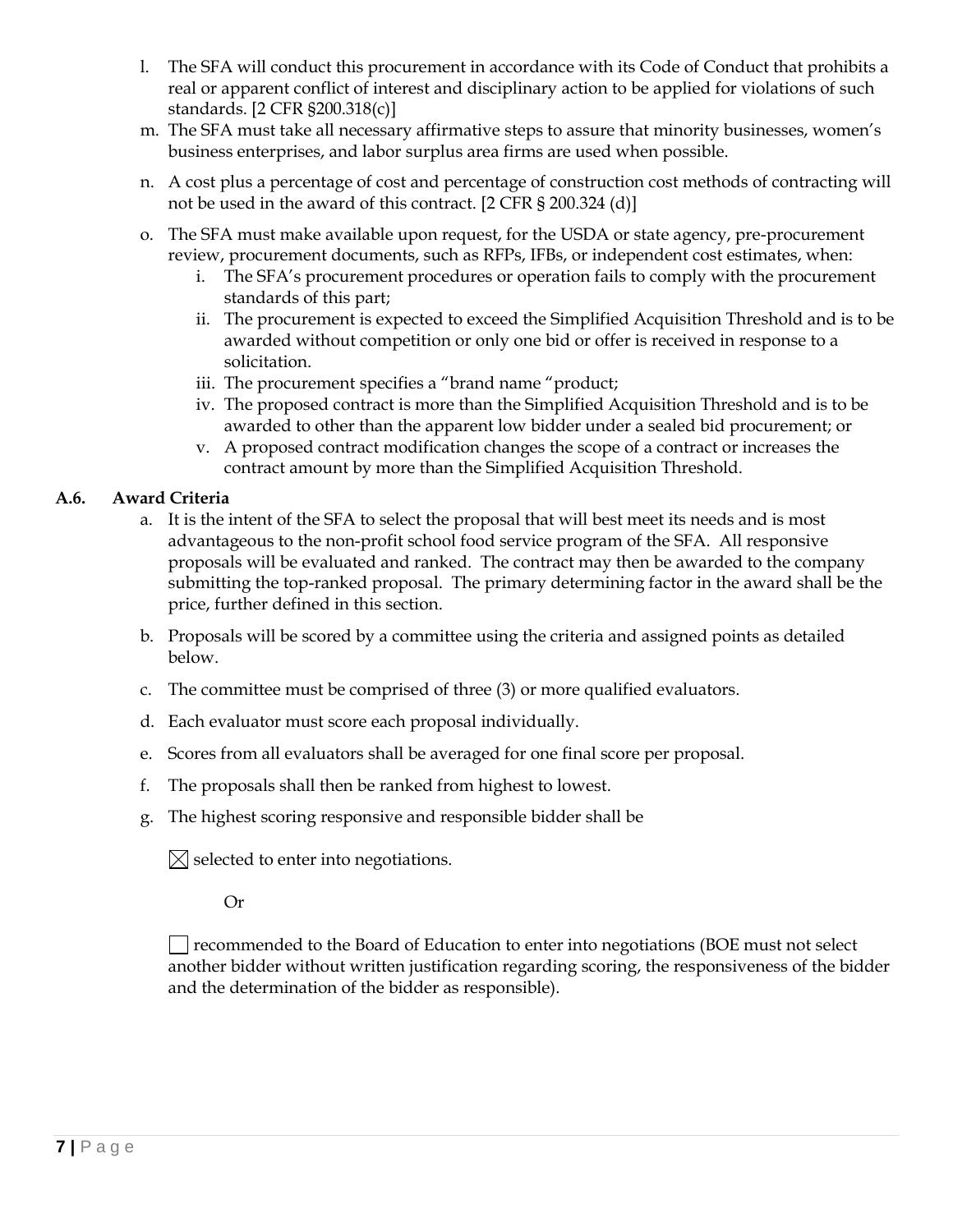l. The SFA will conduct this procurement in accordance with its Code of Conduct that prohibits a real or apparent conflict of interest and disciplinary action to be applied for violations of such standards. [2 CFR §200.318(c)]

m. The SFA must take all necessary affirmative steps to assure that minority businesses, women's business enterprises, and labor surplus area firms are used when possible.

n. A cost plus a percentage of cost and percentage of construction cost methods of contracting will not be used in the award of this contract. [2 CFR § 200.324 (d)]

o. The SFA must make available upon request, for the USDA or state agency, pre-procurement review, procurement documents, such as RFPs, IFBs, or independent cost estimates, when:
   i. The SFA's procurement procedures or operation fails to comply with the procurement standards of this part;
   ii. The procurement is expected to exceed the Simplified Acquisition Threshold and is to be awarded without competition or only one bid or offer is received in response to a solicitation.
   iii. The procurement specifies a "brand name "product;
   iv. The proposed contract is more than the Simplified Acquisition Threshold and is to be awarded to other than the apparent low bidder under a sealed bid procurement; or
   v. A proposed contract modification changes the scope of a contract or increases the contract amount by more than the Simplified Acquisition Threshold.

**A.6. Award Criteria**

a. It is the intent of the SFA to select the proposal that will best meet its needs and is most advantageous to the non-profit school food service program of the SFA. All responsive proposals will be evaluated and ranked. The contract may then be awarded to the company submitting the top-ranked proposal. The primary determining factor in the award shall be the price, further defined in this section.

b. Proposals will be scored by a committee using the criteria and assigned points as detailed below.

c. The committee must be comprised of three (3) or more qualified evaluators.

d. Each evaluator must score each proposal individually.

e. Scores from all evaluators shall be averaged for one final score per proposal.

f. The proposals shall then be ranked from highest to lowest.

g. The highest scoring responsive and responsible bidder shall be

☒ selected to enter into negotiations.

Or

☐ recommended to the Board of Education to enter into negotiations (BOE must not select another bidder without written justification regarding scoring, the responsiveness of the bidder and the determination of the bidder as responsible).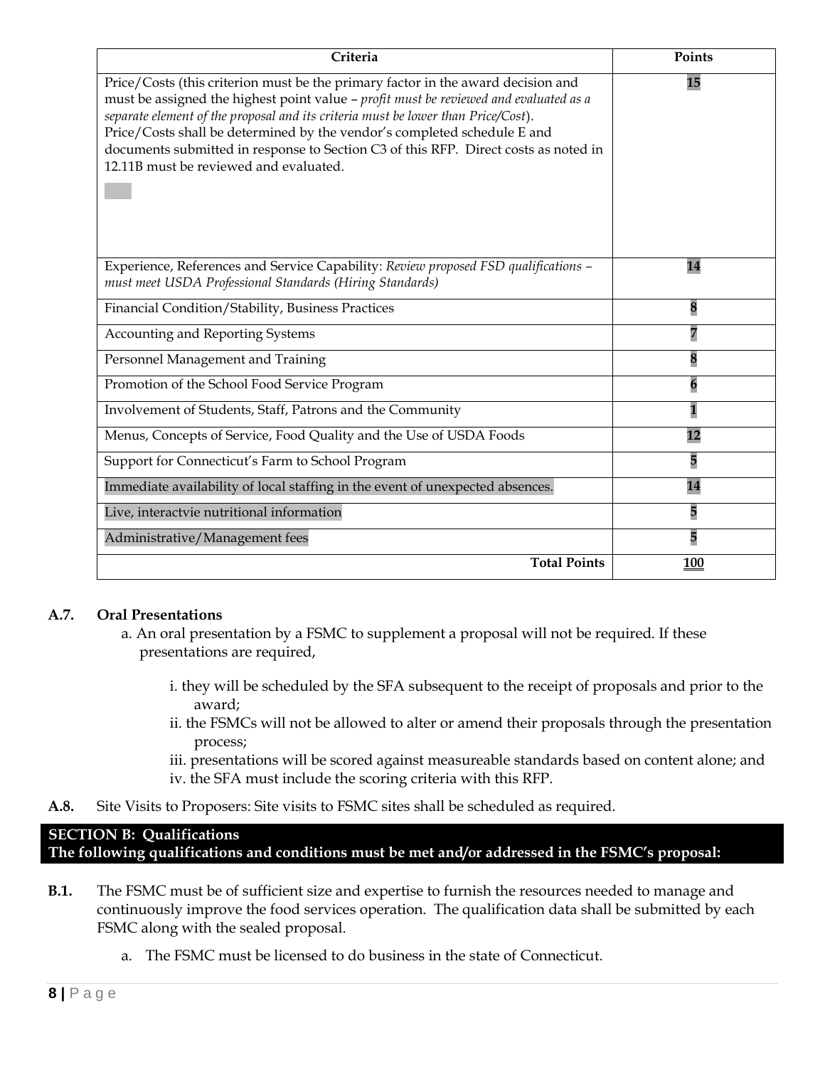| Criteria | Points |
|---|---|
| Price/Costs (this criterion must be the primary factor in the award decision and must be assigned the highest point value – *profit must be reviewed and evaluated as a separate element of the proposal and its criteria must be lower than Price/Cost*). Price/Costs shall be determined by the vendor's completed schedule E and documents submitted in response to Section C3 of this RFP. Direct costs as noted in 12.11B must be reviewed and evaluated. | **15** |
| Experience, References and Service Capability: *Review proposed FSD qualifications – must meet USDA Professional Standards (Hiring Standards)* | **14** |
| Financial Condition/Stability, Business Practices | **8** |
| Accounting and Reporting Systems | **7** |
| Personnel Management and Training | **8** |
| Promotion of the School Food Service Program | **6** |
| Involvement of Students, Staff, Patrons and the Community | **1** |
| Menus, Concepts of Service, Food Quality and the Use of USDA Foods | **12** |
| Support for Connecticut's Farm to School Program | **5** |
| Immediate availability of local staffing in the event of unexpected absences. | **14** |
| Live, interactvie nutritional information | **5** |
| Administrative/Management fees | **5** |
| **Total Points** | **100** |

**A.7. Oral Presentations**

a. An oral presentation by a FSMC to supplement a proposal will not be required. If these presentations are required,

i. they will be scheduled by the SFA subsequent to the receipt of proposals and prior to the award;
ii. the FSMCs will not be allowed to alter or amend their proposals through the presentation process;
iii. presentations will be scored against measureable standards based on content alone; and
iv. the SFA must include the scoring criteria with this RFP.

**A.8.** Site Visits to Proposers: Site visits to FSMC sites shall be scheduled as required.

## SECTION B: Qualifications
**The following qualifications and conditions must be met and/or addressed in the FSMC's proposal:**

**B.1.** The FSMC must be of sufficient size and expertise to furnish the resources needed to manage and continuously improve the food services operation. The qualification data shall be submitted by each FSMC along with the sealed proposal.

a. The FSMC must be licensed to do business in the state of Connecticut.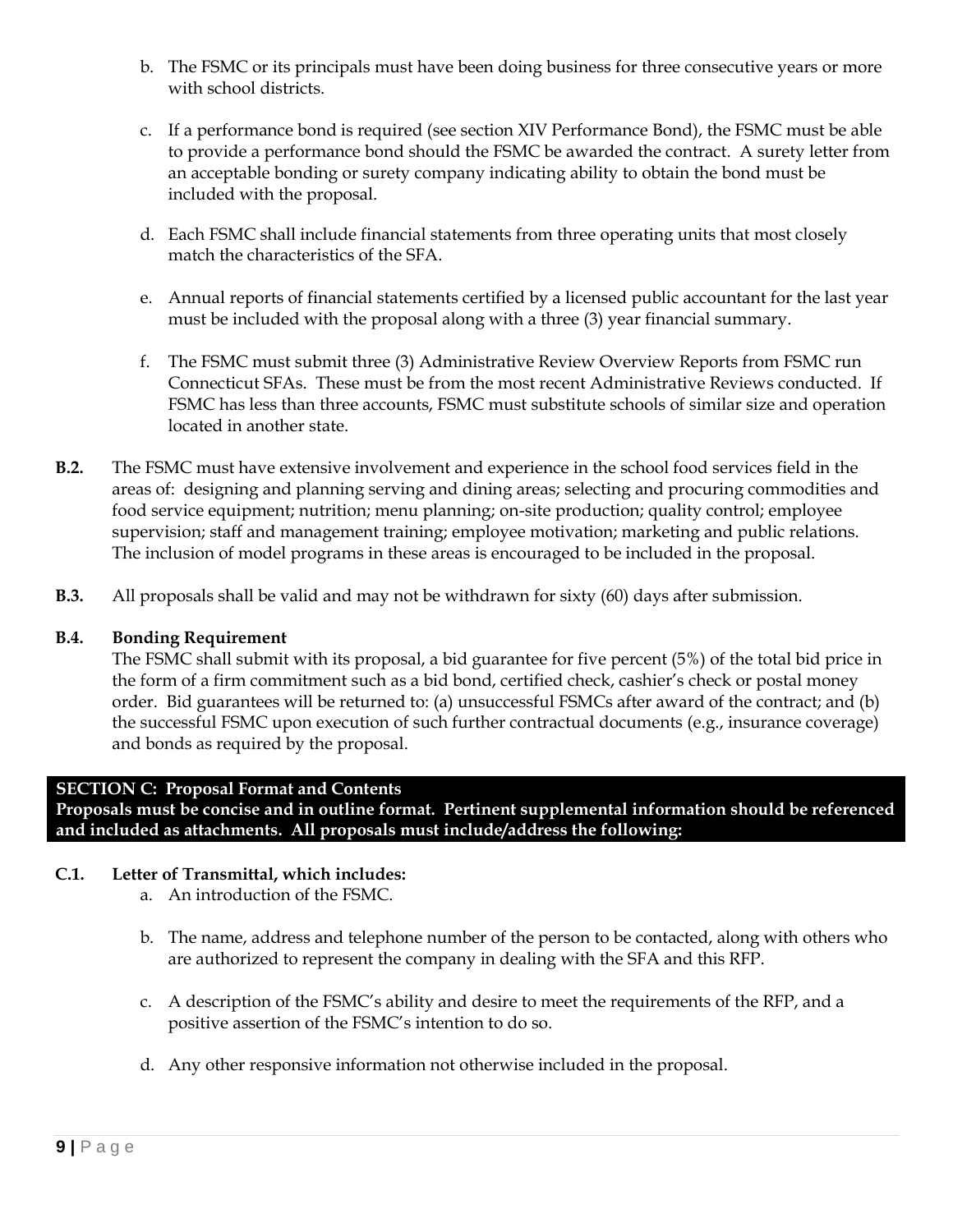b. The FSMC or its principals must have been doing business for three consecutive years or more with school districts.

c. If a performance bond is required (see section XIV Performance Bond), the FSMC must be able to provide a performance bond should the FSMC be awarded the contract. A surety letter from an acceptable bonding or surety company indicating ability to obtain the bond must be included with the proposal.

d. Each FSMC shall include financial statements from three operating units that most closely match the characteristics of the SFA.

e. Annual reports of financial statements certified by a licensed public accountant for the last year must be included with the proposal along with a three (3) year financial summary.

f. The FSMC must submit three (3) Administrative Review Overview Reports from FSMC run Connecticut SFAs. These must be from the most recent Administrative Reviews conducted. If FSMC has less than three accounts, FSMC must substitute schools of similar size and operation located in another state.

**B.2.** The FSMC must have extensive involvement and experience in the school food services field in the areas of: designing and planning serving and dining areas; selecting and procuring commodities and food service equipment; nutrition; menu planning; on-site production; quality control; employee supervision; staff and management training; employee motivation; marketing and public relations. The inclusion of model programs in these areas is encouraged to be included in the proposal.

**B.3.** All proposals shall be valid and may not be withdrawn for sixty (60) days after submission.

**B.4. Bonding Requirement**

The FSMC shall submit with its proposal, a bid guarantee for five percent (5%) of the total bid price in the form of a firm commitment such as a bid bond, certified check, cashier's check or postal money order. Bid guarantees will be returned to: (a) unsuccessful FSMCs after award of the contract; and (b) the successful FSMC upon execution of such further contractual documents (e.g., insurance coverage) and bonds as required by the proposal.

## SECTION C: Proposal Format and Contents

**Proposals must be concise and in outline format. Pertinent supplemental information should be referenced and included as attachments. All proposals must include/address the following:**

**C.1. Letter of Transmittal, which includes:**

a. An introduction of the FSMC.

b. The name, address and telephone number of the person to be contacted, along with others who are authorized to represent the company in dealing with the SFA and this RFP.

c. A description of the FSMC's ability and desire to meet the requirements of the RFP, and a positive assertion of the FSMC's intention to do so.

d. Any other responsive information not otherwise included in the proposal.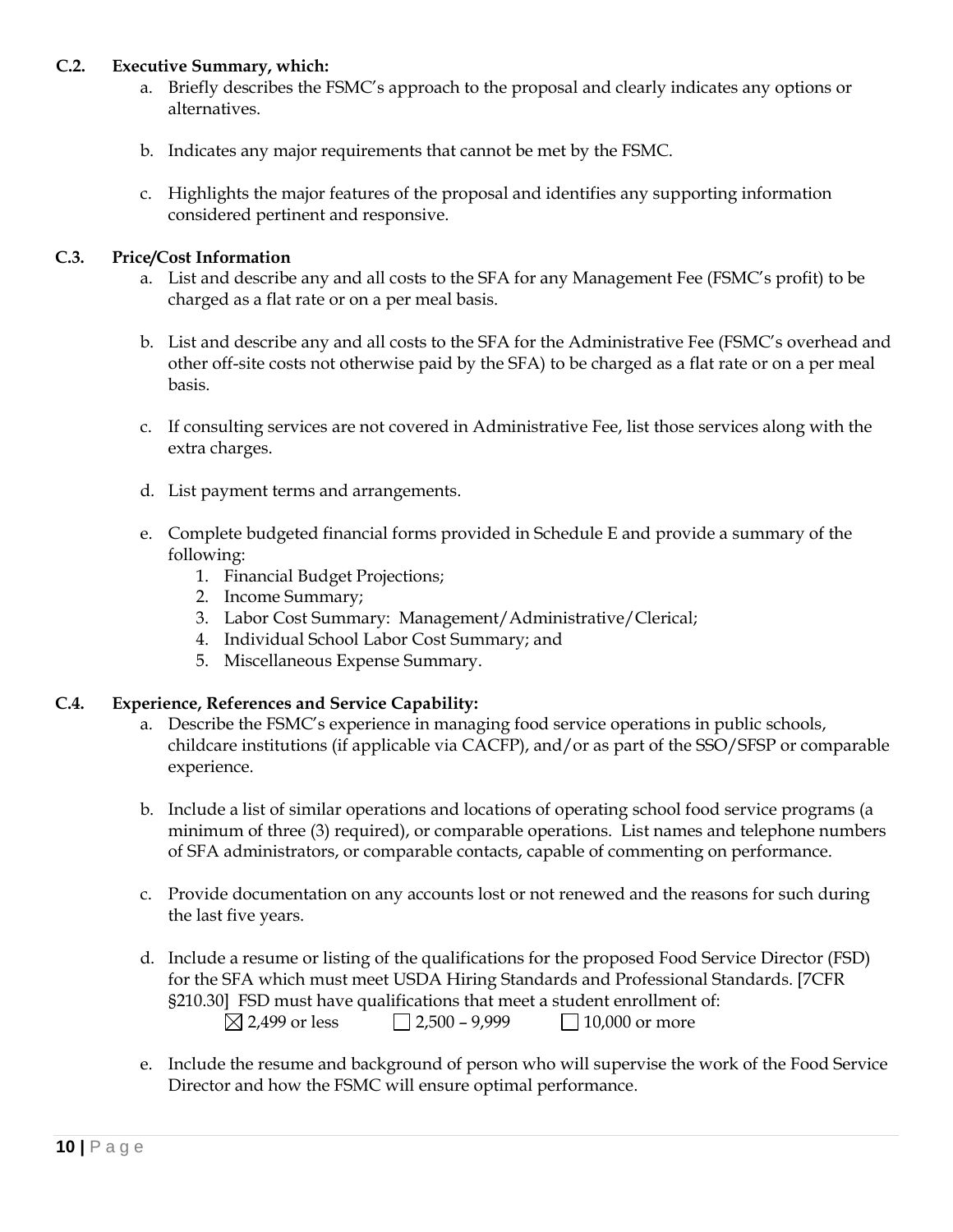**C.2. Executive Summary, which:**

a. Briefly describes the FSMC's approach to the proposal and clearly indicates any options or alternatives.

b. Indicates any major requirements that cannot be met by the FSMC.

c. Highlights the major features of the proposal and identifies any supporting information considered pertinent and responsive.

**C.3. Price/Cost Information**

a. List and describe any and all costs to the SFA for any Management Fee (FSMC's profit) to be charged as a flat rate or on a per meal basis.

b. List and describe any and all costs to the SFA for the Administrative Fee (FSMC's overhead and other off-site costs not otherwise paid by the SFA) to be charged as a flat rate or on a per meal basis.

c. If consulting services are not covered in Administrative Fee, list those services along with the extra charges.

d. List payment terms and arrangements.

e. Complete budgeted financial forms provided in Schedule E and provide a summary of the following:
   1. Financial Budget Projections;
   2. Income Summary;
   3. Labor Cost Summary: Management/Administrative/Clerical;
   4. Individual School Labor Cost Summary; and
   5. Miscellaneous Expense Summary.

**C.4. Experience, References and Service Capability:**

a. Describe the FSMC's experience in managing food service operations in public schools, childcare institutions (if applicable via CACFP), and/or as part of the SSO/SFSP or comparable experience.

b. Include a list of similar operations and locations of operating school food service programs (a minimum of three (3) required), or comparable operations. List names and telephone numbers of SFA administrators, or comparable contacts, capable of commenting on performance.

c. Provide documentation on any accounts lost or not renewed and the reasons for such during the last five years.

d. Include a resume or listing of the qualifications for the proposed Food Service Director (FSD) for the SFA which must meet USDA Hiring Standards and Professional Standards. [7CFR §210.30] FSD must have qualifications that meet a student enrollment of:
   ☒ 2,499 or less ☐ 2,500 – 9,999 ☐ 10,000 or more

e. Include the resume and background of person who will supervise the work of the Food Service Director and how the FSMC will ensure optimal performance.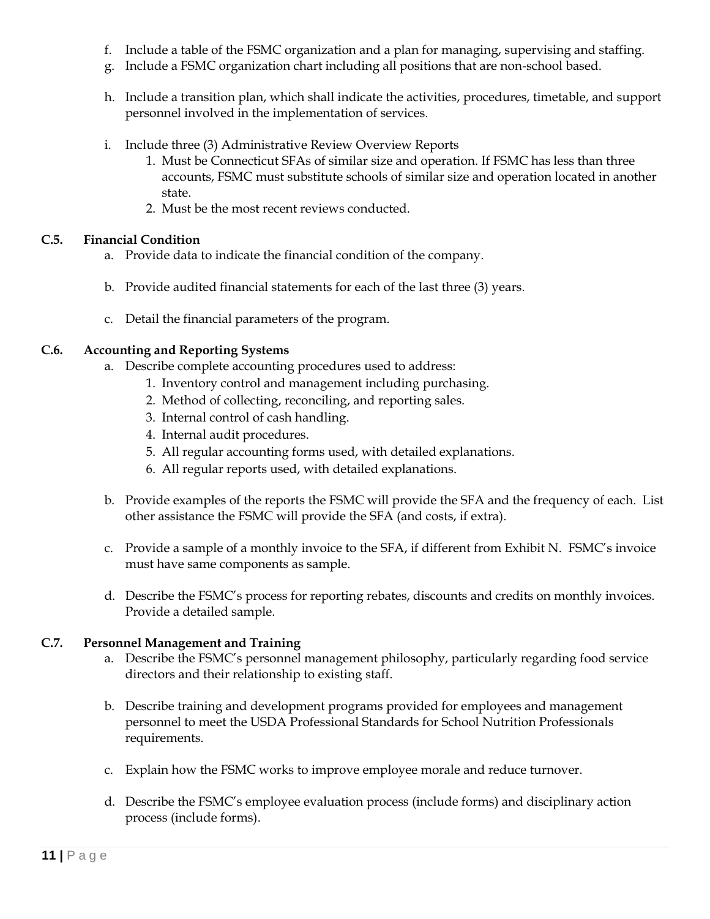f. Include a table of the FSMC organization and a plan for managing, supervising and staffing.
g. Include a FSMC organization chart including all positions that are non-school based.

h. Include a transition plan, which shall indicate the activities, procedures, timetable, and support personnel involved in the implementation of services.

i. Include three (3) Administrative Review Overview Reports
   1. Must be Connecticut SFAs of similar size and operation. If FSMC has less than three accounts, FSMC must substitute schools of similar size and operation located in another state.
   2. Must be the most recent reviews conducted.

**C.5. Financial Condition**

a. Provide data to indicate the financial condition of the company.

b. Provide audited financial statements for each of the last three (3) years.

c. Detail the financial parameters of the program.

**C.6. Accounting and Reporting Systems**

a. Describe complete accounting procedures used to address:
   1. Inventory control and management including purchasing.
   2. Method of collecting, reconciling, and reporting sales.
   3. Internal control of cash handling.
   4. Internal audit procedures.
   5. All regular accounting forms used, with detailed explanations.
   6. All regular reports used, with detailed explanations.

b. Provide examples of the reports the FSMC will provide the SFA and the frequency of each. List other assistance the FSMC will provide the SFA (and costs, if extra).

c. Provide a sample of a monthly invoice to the SFA, if different from Exhibit N. FSMC's invoice must have same components as sample.

d. Describe the FSMC's process for reporting rebates, discounts and credits on monthly invoices. Provide a detailed sample.

**C.7. Personnel Management and Training**

a. Describe the FSMC's personnel management philosophy, particularly regarding food service directors and their relationship to existing staff.

b. Describe training and development programs provided for employees and management personnel to meet the USDA Professional Standards for School Nutrition Professionals requirements.

c. Explain how the FSMC works to improve employee morale and reduce turnover.

d. Describe the FSMC's employee evaluation process (include forms) and disciplinary action process (include forms).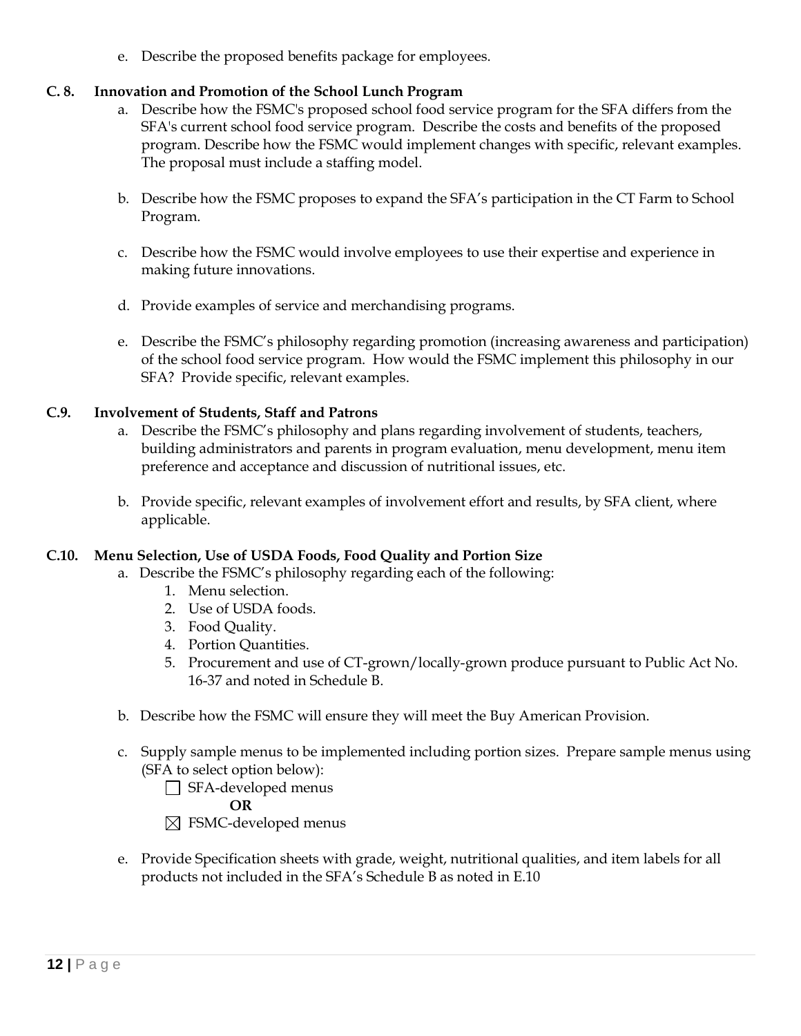e. Describe the proposed benefits package for employees.

**C. 8. Innovation and Promotion of the School Lunch Program**

a. Describe how the FSMC's proposed school food service program for the SFA differs from the SFA's current school food service program. Describe the costs and benefits of the proposed program. Describe how the FSMC would implement changes with specific, relevant examples. The proposal must include a staffing model.

b. Describe how the FSMC proposes to expand the SFA's participation in the CT Farm to School Program.

c. Describe how the FSMC would involve employees to use their expertise and experience in making future innovations.

d. Provide examples of service and merchandising programs.

e. Describe the FSMC's philosophy regarding promotion (increasing awareness and participation) of the school food service program. How would the FSMC implement this philosophy in our SFA? Provide specific, relevant examples.

**C.9. Involvement of Students, Staff and Patrons**

a. Describe the FSMC's philosophy and plans regarding involvement of students, teachers, building administrators and parents in program evaluation, menu development, menu item preference and acceptance and discussion of nutritional issues, etc.

b. Provide specific, relevant examples of involvement effort and results, by SFA client, where applicable.

**C.10. Menu Selection, Use of USDA Foods, Food Quality and Portion Size**

a. Describe the FSMC's philosophy regarding each of the following:
   1. Menu selection.
   2. Use of USDA foods.
   3. Food Quality.
   4. Portion Quantities.
   5. Procurement and use of CT-grown/locally-grown produce pursuant to Public Act No. 16-37 and noted in Schedule B.

b. Describe how the FSMC will ensure they will meet the Buy American Provision.

c. Supply sample menus to be implemented including portion sizes. Prepare sample menus using (SFA to select option below):

☐ SFA-developed menus

**OR**

☒ FSMC-developed menus

e. Provide Specification sheets with grade, weight, nutritional qualities, and item labels for all products not included in the SFA's Schedule B as noted in E.10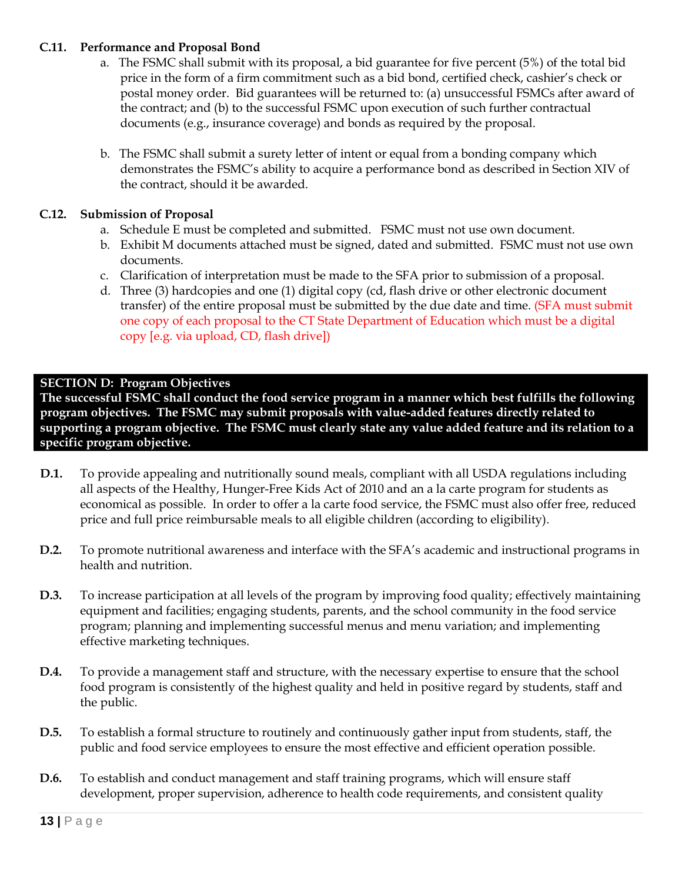**C.11. Performance and Proposal Bond**

a. The FSMC shall submit with its proposal, a bid guarantee for five percent (5%) of the total bid price in the form of a firm commitment such as a bid bond, certified check, cashier's check or postal money order. Bid guarantees will be returned to: (a) unsuccessful FSMCs after award of the contract; and (b) to the successful FSMC upon execution of such further contractual documents (e.g., insurance coverage) and bonds as required by the proposal.

b. The FSMC shall submit a surety letter of intent or equal from a bonding company which demonstrates the FSMC's ability to acquire a performance bond as described in Section XIV of the contract, should it be awarded.

**C.12. Submission of Proposal**

a. Schedule E must be completed and submitted. FSMC must not use own document.
b. Exhibit M documents attached must be signed, dated and submitted. FSMC must not use own documents.
c. Clarification of interpretation must be made to the SFA prior to submission of a proposal.
d. Three (3) hardcopies and one (1) digital copy (cd, flash drive or other electronic document transfer) of the entire proposal must be submitted by the due date and time. (SFA must submit one copy of each proposal to the CT State Department of Education which must be a digital copy [e.g. via upload, CD, flash drive])

## SECTION D: Program Objectives

**The successful FSMC shall conduct the food service program in a manner which best fulfills the following program objectives. The FSMC may submit proposals with value-added features directly related to supporting a program objective. The FSMC must clearly state any value added feature and its relation to a specific program objective.**

**D.1.** To provide appealing and nutritionally sound meals, compliant with all USDA regulations including all aspects of the Healthy, Hunger-Free Kids Act of 2010 and an a la carte program for students as economical as possible. In order to offer a la carte food service, the FSMC must also offer free, reduced price and full price reimbursable meals to all eligible children (according to eligibility).

**D.2.** To promote nutritional awareness and interface with the SFA's academic and instructional programs in health and nutrition.

**D.3.** To increase participation at all levels of the program by improving food quality; effectively maintaining equipment and facilities; engaging students, parents, and the school community in the food service program; planning and implementing successful menus and menu variation; and implementing effective marketing techniques.

**D.4.** To provide a management staff and structure, with the necessary expertise to ensure that the school food program is consistently of the highest quality and held in positive regard by students, staff and the public.

**D.5.** To establish a formal structure to routinely and continuously gather input from students, staff, the public and food service employees to ensure the most effective and efficient operation possible.

**D.6.** To establish and conduct management and staff training programs, which will ensure staff development, proper supervision, adherence to health code requirements, and consistent quality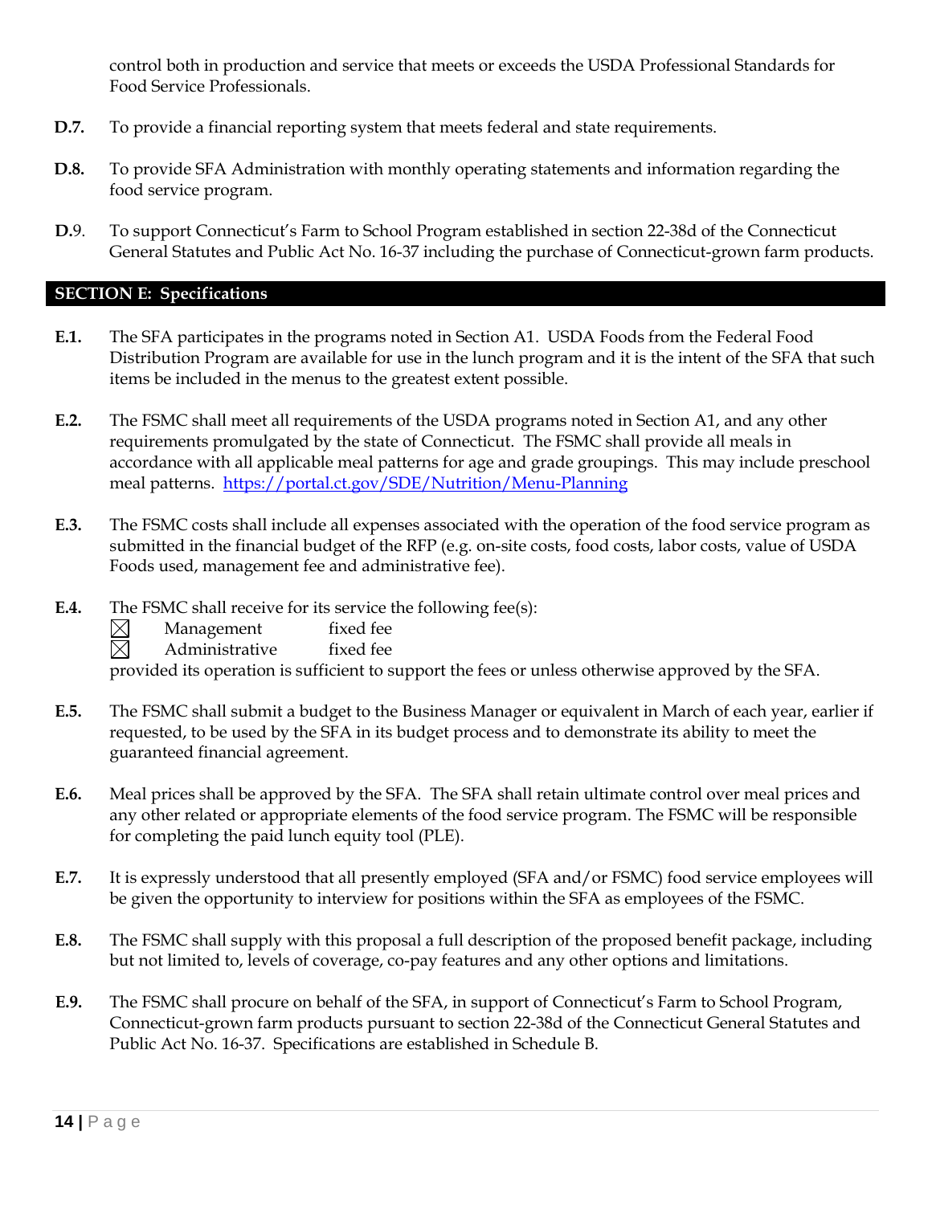control both in production and service that meets or exceeds the USDA Professional Standards for Food Service Professionals.

**D.7.** To provide a financial reporting system that meets federal and state requirements.

**D.8.** To provide SFA Administration with monthly operating statements and information regarding the food service program.

**D**.9. To support Connecticut's Farm to School Program established in section 22-38d of the Connecticut General Statutes and Public Act No. 16-37 including the purchase of Connecticut-grown farm products.

## SECTION E: Specifications

**E.1.** The SFA participates in the programs noted in Section A1. USDA Foods from the Federal Food Distribution Program are available for use in the lunch program and it is the intent of the SFA that such items be included in the menus to the greatest extent possible.

**E.2.** The FSMC shall meet all requirements of the USDA programs noted in Section A1, and any other requirements promulgated by the state of Connecticut. The FSMC shall provide all meals in accordance with all applicable meal patterns for age and grade groupings. This may include preschool meal patterns. [https://portal.ct.gov/SDE/Nutrition/Menu-Planning](https://portal.ct.gov/SDE/Nutrition/Menu-Planning)

**E.3.** The FSMC costs shall include all expenses associated with the operation of the food service program as submitted in the financial budget of the RFP (e.g. on-site costs, food costs, labor costs, value of USDA Foods used, management fee and administrative fee).

**E.4.** The FSMC shall receive for its service the following fee(s):

☒ Management fixed fee
☒ Administrative fixed fee

provided its operation is sufficient to support the fees or unless otherwise approved by the SFA.

**E.5.** The FSMC shall submit a budget to the Business Manager or equivalent in March of each year, earlier if requested, to be used by the SFA in its budget process and to demonstrate its ability to meet the guaranteed financial agreement.

**E.6.** Meal prices shall be approved by the SFA. The SFA shall retain ultimate control over meal prices and any other related or appropriate elements of the food service program. The FSMC will be responsible for completing the paid lunch equity tool (PLE).

**E.7.** It is expressly understood that all presently employed (SFA and/or FSMC) food service employees will be given the opportunity to interview for positions within the SFA as employees of the FSMC.

**E.8.** The FSMC shall supply with this proposal a full description of the proposed benefit package, including but not limited to, levels of coverage, co-pay features and any other options and limitations.

**E.9.** The FSMC shall procure on behalf of the SFA, in support of Connecticut's Farm to School Program, Connecticut-grown farm products pursuant to section 22-38d of the Connecticut General Statutes and Public Act No. 16-37. Specifications are established in Schedule B.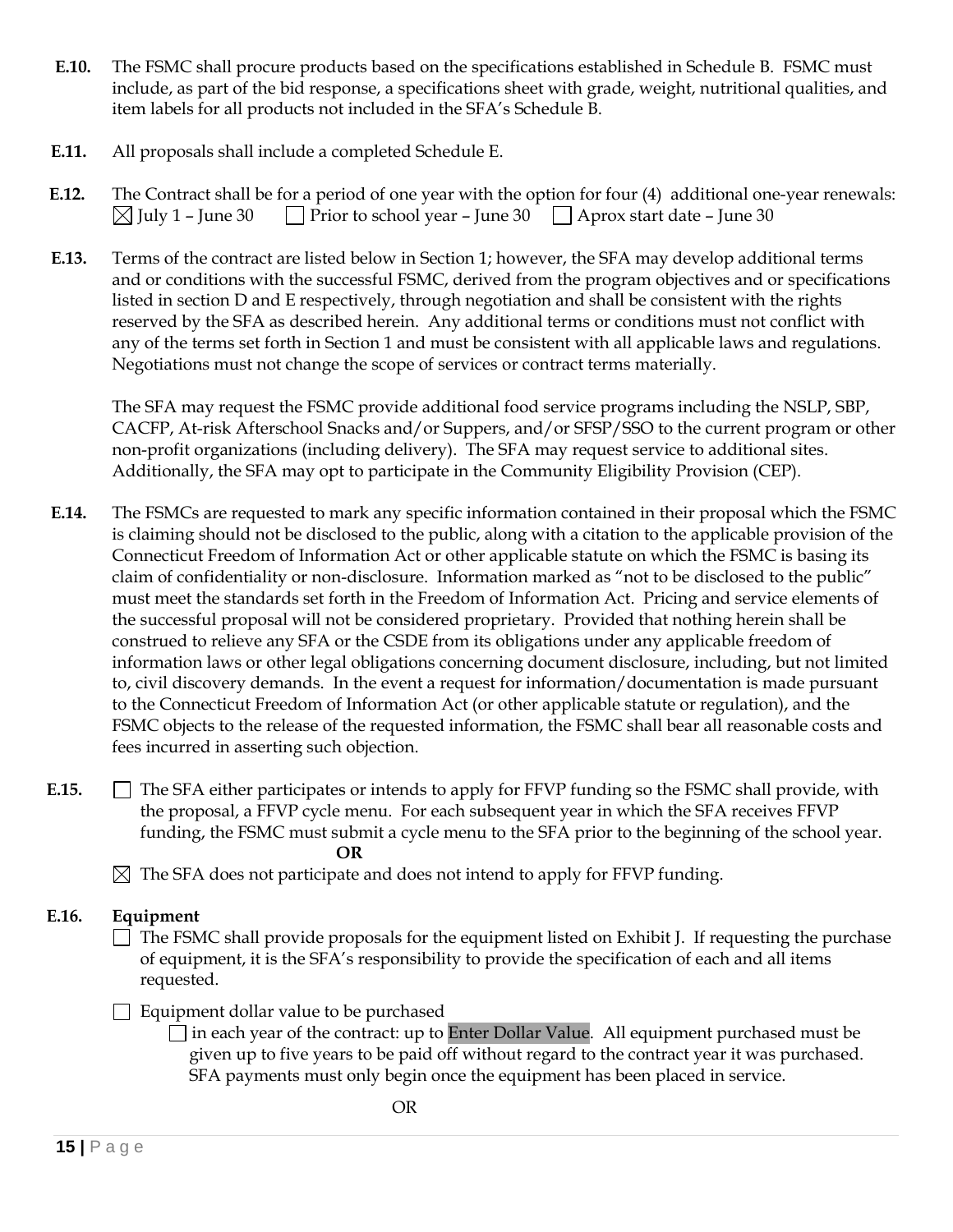**E.10.** The FSMC shall procure products based on the specifications established in Schedule B. FSMC must include, as part of the bid response, a specifications sheet with grade, weight, nutritional qualities, and item labels for all products not included in the SFA's Schedule B.

**E.11.** All proposals shall include a completed Schedule E.

**E.12.** The Contract shall be for a period of one year with the option for four (4) additional one-year renewals:
☒ July 1 – June 30 ☐ Prior to school year – June 30 ☐ Aprox start date – June 30

**E.13.** Terms of the contract are listed below in Section 1; however, the SFA may develop additional terms and or conditions with the successful FSMC, derived from the program objectives and or specifications listed in section D and E respectively, through negotiation and shall be consistent with the rights reserved by the SFA as described herein. Any additional terms or conditions must not conflict with any of the terms set forth in Section 1 and must be consistent with all applicable laws and regulations. Negotiations must not change the scope of services or contract terms materially.

The SFA may request the FSMC provide additional food service programs including the NSLP, SBP, CACFP, At-risk Afterschool Snacks and/or Suppers, and/or SFSP/SSO to the current program or other non-profit organizations (including delivery). The SFA may request service to additional sites. Additionally, the SFA may opt to participate in the Community Eligibility Provision (CEP).

**E.14.** The FSMCs are requested to mark any specific information contained in their proposal which the FSMC is claiming should not be disclosed to the public, along with a citation to the applicable provision of the Connecticut Freedom of Information Act or other applicable statute on which the FSMC is basing its claim of confidentiality or non-disclosure. Information marked as "not to be disclosed to the public" must meet the standards set forth in the Freedom of Information Act. Pricing and service elements of the successful proposal will not be considered proprietary. Provided that nothing herein shall be construed to relieve any SFA or the CSDE from its obligations under any applicable freedom of information laws or other legal obligations concerning document disclosure, including, but not limited to, civil discovery demands. In the event a request for information/documentation is made pursuant to the Connecticut Freedom of Information Act (or other applicable statute or regulation), and the FSMC objects to the release of the requested information, the FSMC shall bear all reasonable costs and fees incurred in asserting such objection.

**E.15.** ☐ The SFA either participates or intends to apply for FFVP funding so the FSMC shall provide, with the proposal, a FFVP cycle menu. For each subsequent year in which the SFA receives FFVP funding, the FSMC must submit a cycle menu to the SFA prior to the beginning of the school year.

**OR**

☒ The SFA does not participate and does not intend to apply for FFVP funding.

**E.16. Equipment**

☐ The FSMC shall provide proposals for the equipment listed on Exhibit J. If requesting the purchase of equipment, it is the SFA's responsibility to provide the specification of each and all items requested.

☐ Equipment dollar value to be purchased

☐ in each year of the contract: up to Enter Dollar Value. All equipment purchased must be given up to five years to be paid off without regard to the contract year it was purchased. SFA payments must only begin once the equipment has been placed in service.

OR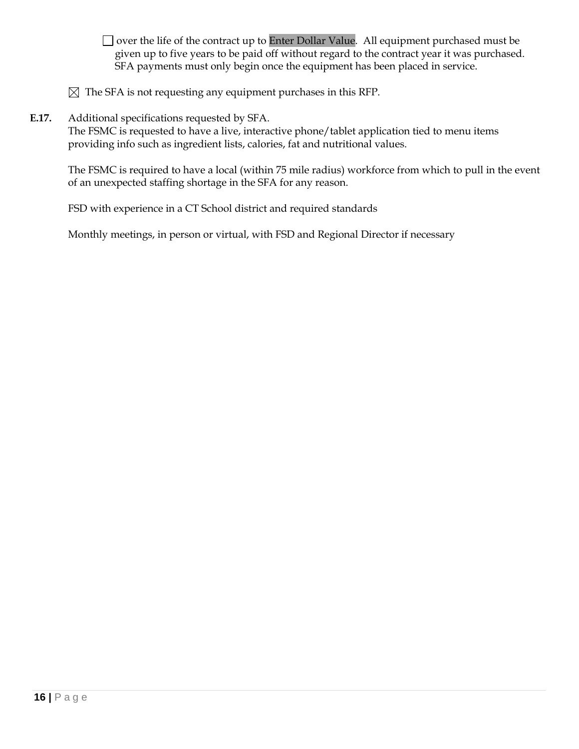☐ over the life of the contract up to Enter Dollar Value. All equipment purchased must be given up to five years to be paid off without regard to the contract year it was purchased. SFA payments must only begin once the equipment has been placed in service.

☒ The SFA is not requesting any equipment purchases in this RFP.

**E.17.** Additional specifications requested by SFA.
The FSMC is requested to have a live, interactive phone/tablet application tied to menu items providing info such as ingredient lists, calories, fat and nutritional values.

The FSMC is required to have a local (within 75 mile radius) workforce from which to pull in the event of an unexpected staffing shortage in the SFA for any reason.

FSD with experience in a CT School district and required standards

Monthly meetings, in person or virtual, with FSD and Regional Director if necessary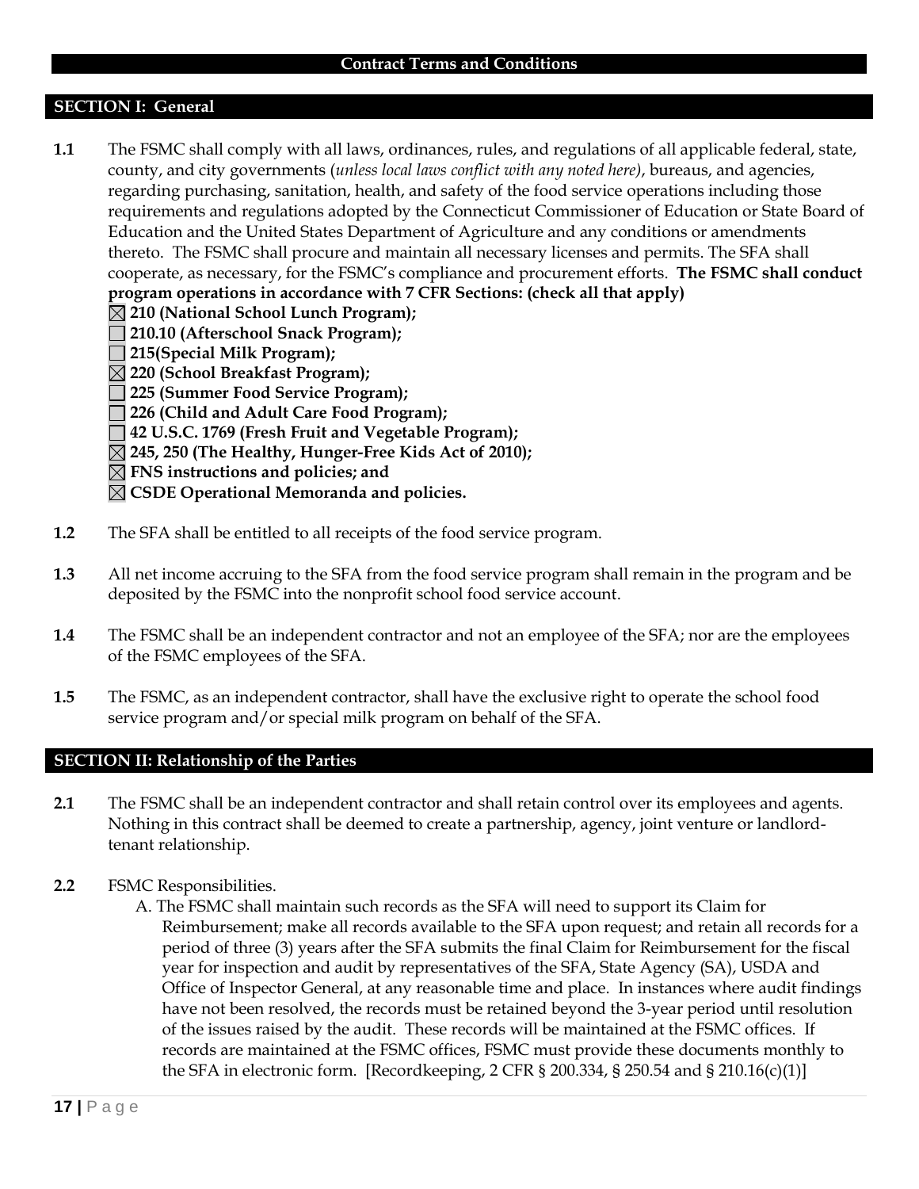## Contract Terms and Conditions

### SECTION I: General

**1.1** The FSMC shall comply with all laws, ordinances, rules, and regulations of all applicable federal, state, county, and city governments (*unless local laws conflict with any noted here)*, bureaus, and agencies, regarding purchasing, sanitation, health, and safety of the food service operations including those requirements and regulations adopted by the Connecticut Commissioner of Education or State Board of Education and the United States Department of Agriculture and any conditions or amendments thereto. The FSMC shall procure and maintain all necessary licenses and permits. The SFA shall cooperate, as necessary, for the FSMC's compliance and procurement efforts. **The FSMC shall conduct program operations in accordance with 7 CFR Sections: (check all that apply)**

- ☒ **210 (National School Lunch Program);**
- ☐ **210.10 (Afterschool Snack Program);**
- ☐ **215(Special Milk Program);**
- ☒ **220 (School Breakfast Program);**
- ☐ **225 (Summer Food Service Program);**
- ☐ **226 (Child and Adult Care Food Program);**
- ☐ **42 U.S.C. 1769 (Fresh Fruit and Vegetable Program);**
- ☒ **245, 250 (The Healthy, Hunger-Free Kids Act of 2010);**
- ☒ **FNS instructions and policies; and**
- ☒ **CSDE Operational Memoranda and policies.**

**1.2** The SFA shall be entitled to all receipts of the food service program.

**1.3** All net income accruing to the SFA from the food service program shall remain in the program and be deposited by the FSMC into the nonprofit school food service account.

**1.4** The FSMC shall be an independent contractor and not an employee of the SFA; nor are the employees of the FSMC employees of the SFA.

**1.5** The FSMC, as an independent contractor, shall have the exclusive right to operate the school food service program and/or special milk program on behalf of the SFA.

### SECTION II: Relationship of the Parties

**2.1** The FSMC shall be an independent contractor and shall retain control over its employees and agents. Nothing in this contract shall be deemed to create a partnership, agency, joint venture or landlord-tenant relationship.

**2.2** FSMC Responsibilities.

A. The FSMC shall maintain such records as the SFA will need to support its Claim for Reimbursement; make all records available to the SFA upon request; and retain all records for a period of three (3) years after the SFA submits the final Claim for Reimbursement for the fiscal year for inspection and audit by representatives of the SFA, State Agency (SA), USDA and Office of Inspector General, at any reasonable time and place. In instances where audit findings have not been resolved, the records must be retained beyond the 3-year period until resolution of the issues raised by the audit. These records will be maintained at the FSMC offices. If records are maintained at the FSMC offices, FSMC must provide these documents monthly to the SFA in electronic form. [Recordkeeping, 2 CFR § 200.334, § 250.54 and § 210.16(c)(1)]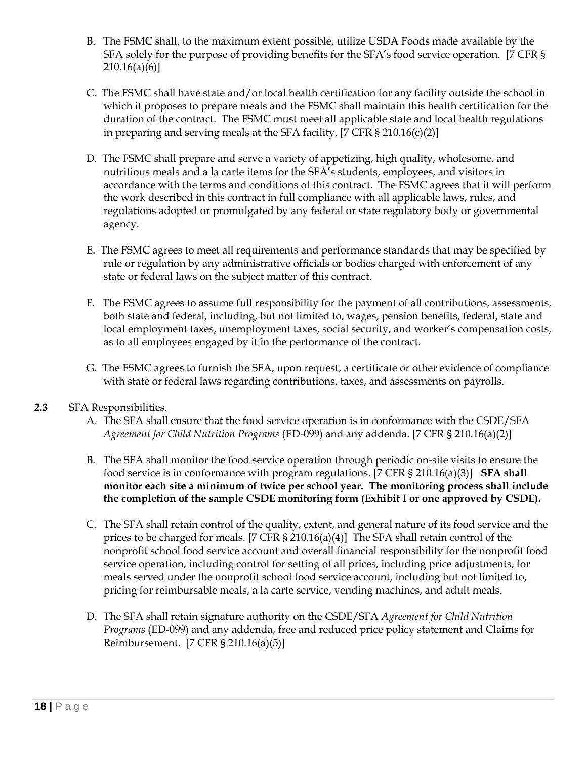B. The FSMC shall, to the maximum extent possible, utilize USDA Foods made available by the SFA solely for the purpose of providing benefits for the SFA's food service operation. [7 CFR § 210.16(a)(6)]

C. The FSMC shall have state and/or local health certification for any facility outside the school in which it proposes to prepare meals and the FSMC shall maintain this health certification for the duration of the contract. The FSMC must meet all applicable state and local health regulations in preparing and serving meals at the SFA facility. [7 CFR § 210.16(c)(2)]

D. The FSMC shall prepare and serve a variety of appetizing, high quality, wholesome, and nutritious meals and a la carte items for the SFA's students, employees, and visitors in accordance with the terms and conditions of this contract. The FSMC agrees that it will perform the work described in this contract in full compliance with all applicable laws, rules, and regulations adopted or promulgated by any federal or state regulatory body or governmental agency.

E. The FSMC agrees to meet all requirements and performance standards that may be specified by rule or regulation by any administrative officials or bodies charged with enforcement of any state or federal laws on the subject matter of this contract.

F. The FSMC agrees to assume full responsibility for the payment of all contributions, assessments, both state and federal, including, but not limited to, wages, pension benefits, federal, state and local employment taxes, unemployment taxes, social security, and worker's compensation costs, as to all employees engaged by it in the performance of the contract.

G. The FSMC agrees to furnish the SFA, upon request, a certificate or other evidence of compliance with state or federal laws regarding contributions, taxes, and assessments on payrolls.

**2.3** SFA Responsibilities.

A. The SFA shall ensure that the food service operation is in conformance with the CSDE/SFA *Agreement for Child Nutrition Programs* (ED-099) and any addenda. [7 CFR § 210.16(a)(2)]

B. The SFA shall monitor the food service operation through periodic on-site visits to ensure the food service is in conformance with program regulations. [7 CFR § 210.16(a)(3)] **SFA shall monitor each site a minimum of twice per school year. The monitoring process shall include the completion of the sample CSDE monitoring form (Exhibit I or one approved by CSDE).**

C. The SFA shall retain control of the quality, extent, and general nature of its food service and the prices to be charged for meals. [7 CFR § 210.16(a)(4)] The SFA shall retain control of the nonprofit school food service account and overall financial responsibility for the nonprofit food service operation, including control for setting of all prices, including price adjustments, for meals served under the nonprofit school food service account, including but not limited to, pricing for reimbursable meals, a la carte service, vending machines, and adult meals.

D. The SFA shall retain signature authority on the CSDE/SFA *Agreement for Child Nutrition Programs* (ED-099) and any addenda, free and reduced price policy statement and Claims for Reimbursement. [7 CFR § 210.16(a)(5)]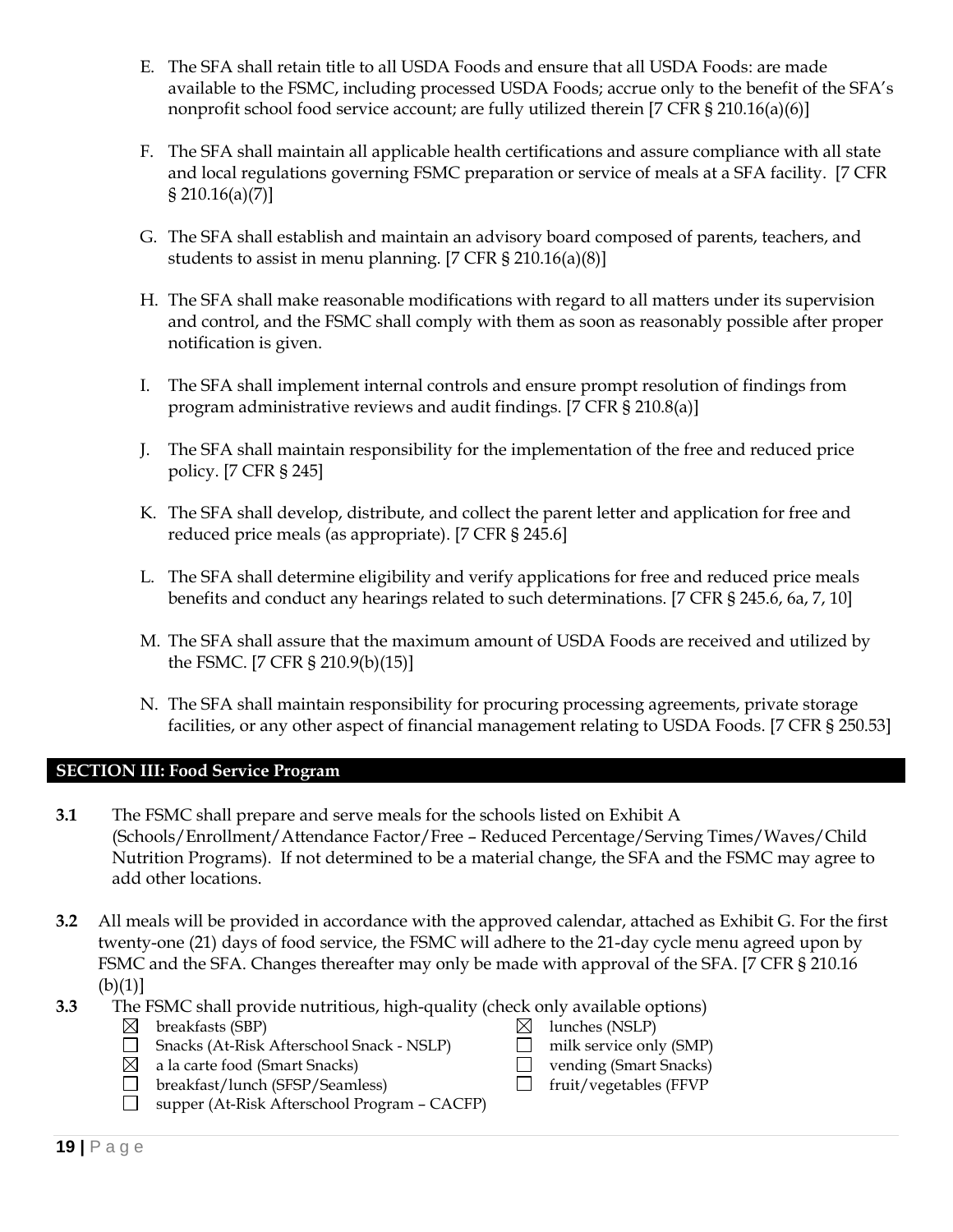E. The SFA shall retain title to all USDA Foods and ensure that all USDA Foods: are made available to the FSMC, including processed USDA Foods; accrue only to the benefit of the SFA's nonprofit school food service account; are fully utilized therein [7 CFR § 210.16(a)(6)]

F. The SFA shall maintain all applicable health certifications and assure compliance with all state and local regulations governing FSMC preparation or service of meals at a SFA facility. [7 CFR § 210.16(a)(7)]

G. The SFA shall establish and maintain an advisory board composed of parents, teachers, and students to assist in menu planning. [7 CFR § 210.16(a)(8)]

H. The SFA shall make reasonable modifications with regard to all matters under its supervision and control, and the FSMC shall comply with them as soon as reasonably possible after proper notification is given.

I. The SFA shall implement internal controls and ensure prompt resolution of findings from program administrative reviews and audit findings. [7 CFR § 210.8(a)]

J. The SFA shall maintain responsibility for the implementation of the free and reduced price policy. [7 CFR § 245]

K. The SFA shall develop, distribute, and collect the parent letter and application for free and reduced price meals (as appropriate). [7 CFR § 245.6]

L. The SFA shall determine eligibility and verify applications for free and reduced price meals benefits and conduct any hearings related to such determinations. [7 CFR § 245.6, 6a, 7, 10]

M. The SFA shall assure that the maximum amount of USDA Foods are received and utilized by the FSMC. [7 CFR § 210.9(b)(15)]

N. The SFA shall maintain responsibility for procuring processing agreements, private storage facilities, or any other aspect of financial management relating to USDA Foods. [7 CFR § 250.53]

## SECTION III: Food Service Program

**3.1** The FSMC shall prepare and serve meals for the schools listed on Exhibit A (Schools/Enrollment/Attendance Factor/Free – Reduced Percentage/Serving Times/Waves/Child Nutrition Programs). If not determined to be a material change, the SFA and the FSMC may agree to add other locations.

**3.2** All meals will be provided in accordance with the approved calendar, attached as Exhibit G. For the first twenty-one (21) days of food service, the FSMC will adhere to the 21-day cycle menu agreed upon by FSMC and the SFA. Changes thereafter may only be made with approval of the SFA. [7 CFR § 210.16 (b)(1)]

**3.3** The FSMC shall provide nutritious, high-quality (check only available options)

- ☒ breakfasts (SBP)
- ☐ Snacks (At-Risk Afterschool Snack - NSLP)
- ☒ a la carte food (Smart Snacks)
- ☐ breakfast/lunch (SFSP/Seamless)
- ☐ supper (At-Risk Afterschool Program – CACFP)
- ☒ lunches (NSLP)
- ☐ milk service only (SMP)
- ☐ vending (Smart Snacks)
- ☐ fruit/vegetables (FFVP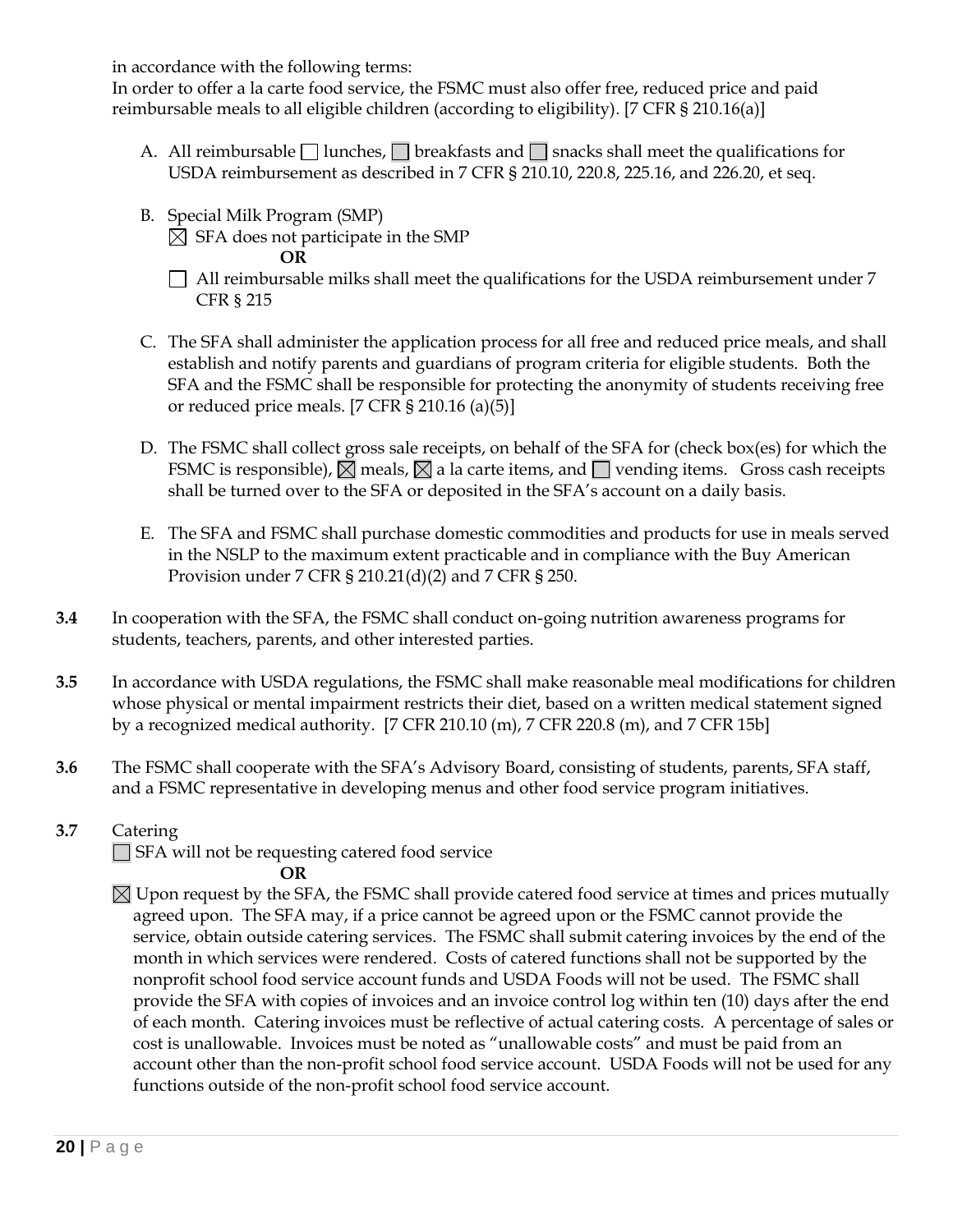in accordance with the following terms:
In order to offer a la carte food service, the FSMC must also offer free, reduced price and paid reimbursable meals to all eligible children (according to eligibility). [7 CFR § 210.16(a)]

A. All reimbursable ☐ lunches, ☐ breakfasts and ☐ snacks shall meet the qualifications for USDA reimbursement as described in 7 CFR § 210.10, 220.8, 225.16, and 226.20, et seq.

B. Special Milk Program (SMP)
☒ SFA does not participate in the SMP
**OR**
☐ All reimbursable milks shall meet the qualifications for the USDA reimbursement under 7 CFR § 215

C. The SFA shall administer the application process for all free and reduced price meals, and shall establish and notify parents and guardians of program criteria for eligible students. Both the SFA and the FSMC shall be responsible for protecting the anonymity of students receiving free or reduced price meals. [7 CFR § 210.16 (a)(5)]

D. The FSMC shall collect gross sale receipts, on behalf of the SFA for (check box(es) for which the FSMC is responsible), ☒ meals, ☒ a la carte items, and ☐ vending items. Gross cash receipts shall be turned over to the SFA or deposited in the SFA's account on a daily basis.

E. The SFA and FSMC shall purchase domestic commodities and products for use in meals served in the NSLP to the maximum extent practicable and in compliance with the Buy American Provision under 7 CFR § 210.21(d)(2) and 7 CFR § 250.

**3.4** In cooperation with the SFA, the FSMC shall conduct on-going nutrition awareness programs for students, teachers, parents, and other interested parties.

**3.5** In accordance with USDA regulations, the FSMC shall make reasonable meal modifications for children whose physical or mental impairment restricts their diet, based on a written medical statement signed by a recognized medical authority. [7 CFR 210.10 (m), 7 CFR 220.8 (m), and 7 CFR 15b]

**3.6** The FSMC shall cooperate with the SFA's Advisory Board, consisting of students, parents, SFA staff, and a FSMC representative in developing menus and other food service program initiatives.

**3.7** Catering
☐ SFA will not be requesting catered food service
**OR**
☒ Upon request by the SFA, the FSMC shall provide catered food service at times and prices mutually agreed upon. The SFA may, if a price cannot be agreed upon or the FSMC cannot provide the service, obtain outside catering services. The FSMC shall submit catering invoices by the end of the month in which services were rendered. Costs of catered functions shall not be supported by the nonprofit school food service account funds and USDA Foods will not be used. The FSMC shall provide the SFA with copies of invoices and an invoice control log within ten (10) days after the end of each month. Catering invoices must be reflective of actual catering costs. A percentage of sales or cost is unallowable. Invoices must be noted as "unallowable costs" and must be paid from an account other than the non-profit school food service account. USDA Foods will not be used for any functions outside of the non-profit school food service account.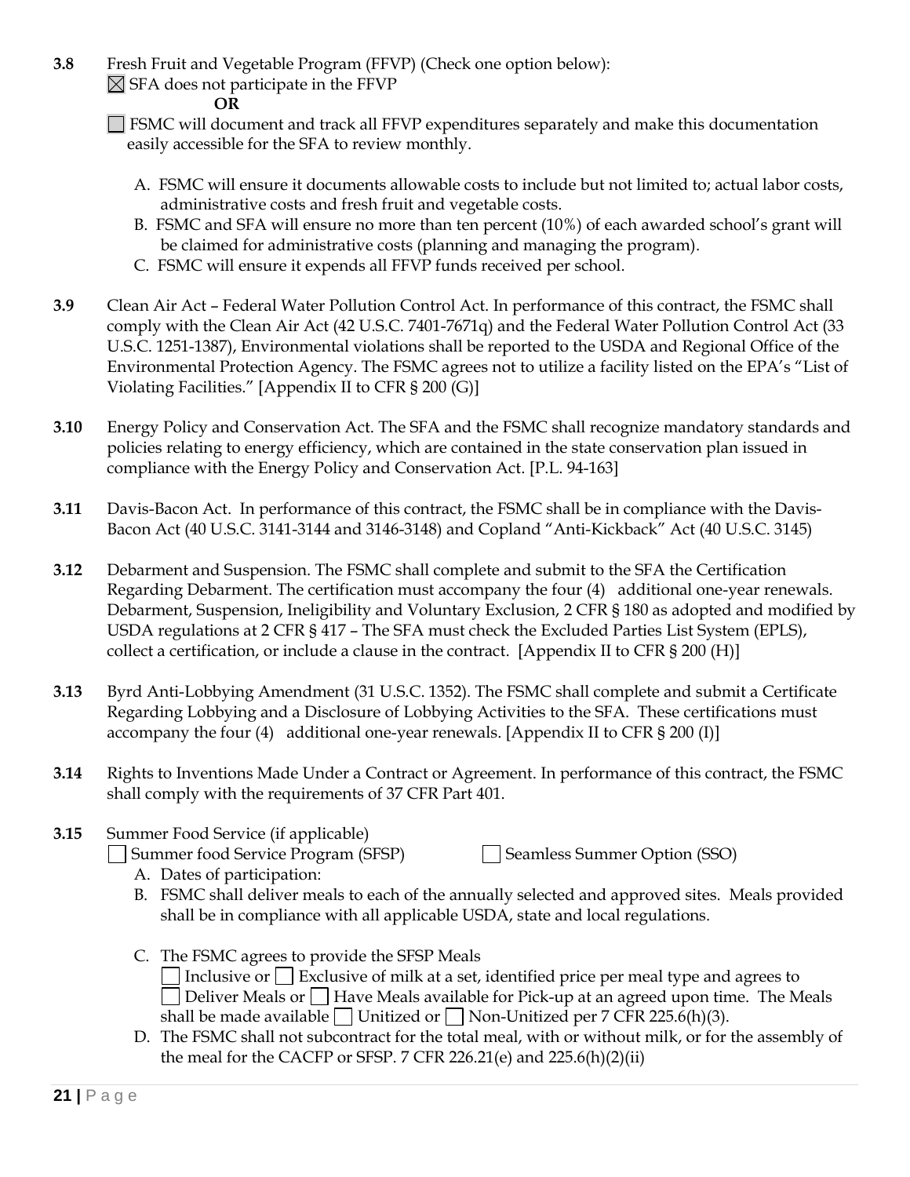**3.8** Fresh Fruit and Vegetable Program (FFVP) (Check one option below):

☒ SFA does not participate in the FFVP

**OR**

☐ FSMC will document and track all FFVP expenditures separately and make this documentation easily accessible for the SFA to review monthly.

A. FSMC will ensure it documents allowable costs to include but not limited to; actual labor costs, administrative costs and fresh fruit and vegetable costs.
B. FSMC and SFA will ensure no more than ten percent (10%) of each awarded school's grant will be claimed for administrative costs (planning and managing the program).
C. FSMC will ensure it expends all FFVP funds received per school.

**3.9** Clean Air Act – Federal Water Pollution Control Act. In performance of this contract, the FSMC shall comply with the Clean Air Act (42 U.S.C. 7401-7671q) and the Federal Water Pollution Control Act (33 U.S.C. 1251-1387), Environmental violations shall be reported to the USDA and Regional Office of the Environmental Protection Agency. The FSMC agrees not to utilize a facility listed on the EPA's "List of Violating Facilities." [Appendix II to CFR § 200 (G)]

**3.10** Energy Policy and Conservation Act. The SFA and the FSMC shall recognize mandatory standards and policies relating to energy efficiency, which are contained in the state conservation plan issued in compliance with the Energy Policy and Conservation Act. [P.L. 94-163]

**3.11** Davis-Bacon Act. In performance of this contract, the FSMC shall be in compliance with the Davis-Bacon Act (40 U.S.C. 3141-3144 and 3146-3148) and Copland "Anti-Kickback" Act (40 U.S.C. 3145)

**3.12** Debarment and Suspension. The FSMC shall complete and submit to the SFA the Certification Regarding Debarment. The certification must accompany the four (4) additional one-year renewals. Debarment, Suspension, Ineligibility and Voluntary Exclusion, 2 CFR § 180 as adopted and modified by USDA regulations at 2 CFR § 417 – The SFA must check the Excluded Parties List System (EPLS), collect a certification, or include a clause in the contract. [Appendix II to CFR § 200 (H)]

**3.13** Byrd Anti-Lobbying Amendment (31 U.S.C. 1352). The FSMC shall complete and submit a Certificate Regarding Lobbying and a Disclosure of Lobbying Activities to the SFA. These certifications must accompany the four (4) additional one-year renewals. [Appendix II to CFR § 200 (I)]

**3.14** Rights to Inventions Made Under a Contract or Agreement. In performance of this contract, the FSMC shall comply with the requirements of 37 CFR Part 401.

**3.15** Summer Food Service (if applicable)

☐ Summer food Service Program (SFSP) ☐ Seamless Summer Option (SSO)

A. Dates of participation:
B. FSMC shall deliver meals to each of the annually selected and approved sites. Meals provided shall be in compliance with all applicable USDA, state and local regulations.
C. The FSMC agrees to provide the SFSP Meals
☐ Inclusive or ☐ Exclusive of milk at a set, identified price per meal type and agrees to ☐ Deliver Meals or ☐ Have Meals available for Pick-up at an agreed upon time. The Meals shall be made available ☐ Unitized or ☐ Non-Unitized per 7 CFR 225.6(h)(3).
D. The FSMC shall not subcontract for the total meal, with or without milk, or for the assembly of the meal for the CACFP or SFSP. 7 CFR 226.21(e) and 225.6(h)(2)(ii)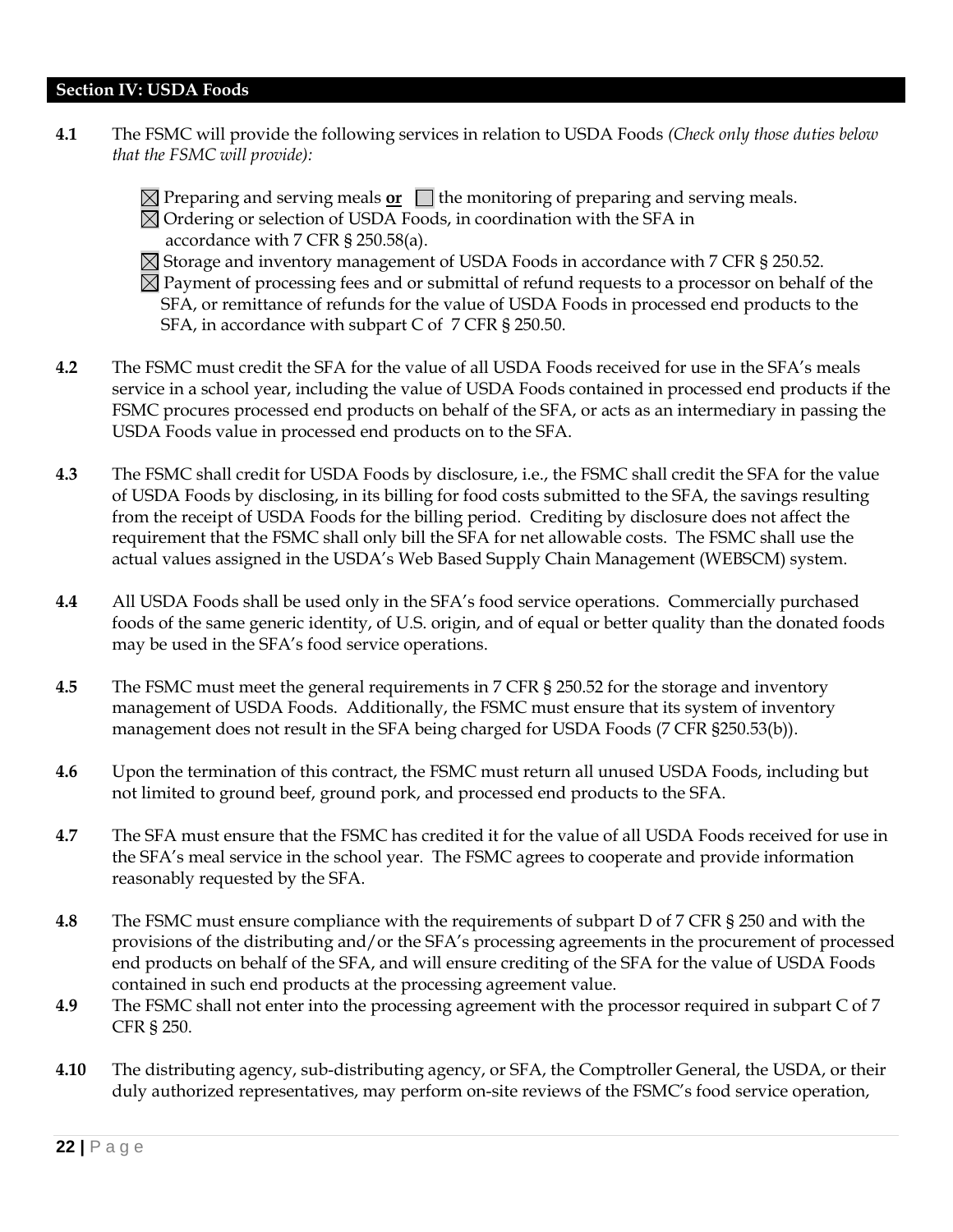## Section IV: USDA Foods

**4.1** The FSMC will provide the following services in relation to USDA Foods *(Check only those duties below that the FSMC will provide):*

- ☒ Preparing and serving meals **or** ☐ the monitoring of preparing and serving meals.
- ☒ Ordering or selection of USDA Foods, in coordination with the SFA in accordance with 7 CFR § 250.58(a).
- ☒ Storage and inventory management of USDA Foods in accordance with 7 CFR § 250.52.
- ☒ Payment of processing fees and or submittal of refund requests to a processor on behalf of the SFA, or remittance of refunds for the value of USDA Foods in processed end products to the SFA, in accordance with subpart C of 7 CFR § 250.50.

**4.2** The FSMC must credit the SFA for the value of all USDA Foods received for use in the SFA's meals service in a school year, including the value of USDA Foods contained in processed end products if the FSMC procures processed end products on behalf of the SFA, or acts as an intermediary in passing the USDA Foods value in processed end products on to the SFA.

**4.3** The FSMC shall credit for USDA Foods by disclosure, i.e., the FSMC shall credit the SFA for the value of USDA Foods by disclosing, in its billing for food costs submitted to the SFA, the savings resulting from the receipt of USDA Foods for the billing period. Crediting by disclosure does not affect the requirement that the FSMC shall only bill the SFA for net allowable costs. The FSMC shall use the actual values assigned in the USDA's Web Based Supply Chain Management (WEBSCM) system.

**4.4** All USDA Foods shall be used only in the SFA's food service operations. Commercially purchased foods of the same generic identity, of U.S. origin, and of equal or better quality than the donated foods may be used in the SFA's food service operations.

**4.5** The FSMC must meet the general requirements in 7 CFR § 250.52 for the storage and inventory management of USDA Foods. Additionally, the FSMC must ensure that its system of inventory management does not result in the SFA being charged for USDA Foods (7 CFR §250.53(b)).

**4.6** Upon the termination of this contract, the FSMC must return all unused USDA Foods, including but not limited to ground beef, ground pork, and processed end products to the SFA.

**4.7** The SFA must ensure that the FSMC has credited it for the value of all USDA Foods received for use in the SFA's meal service in the school year. The FSMC agrees to cooperate and provide information reasonably requested by the SFA.

**4.8** The FSMC must ensure compliance with the requirements of subpart D of 7 CFR § 250 and with the provisions of the distributing and/or the SFA's processing agreements in the procurement of processed end products on behalf of the SFA, and will ensure crediting of the SFA for the value of USDA Foods contained in such end products at the processing agreement value.

**4.9** The FSMC shall not enter into the processing agreement with the processor required in subpart C of 7 CFR § 250.

**4.10** The distributing agency, sub-distributing agency, or SFA, the Comptroller General, the USDA, or their duly authorized representatives, may perform on-site reviews of the FSMC's food service operation,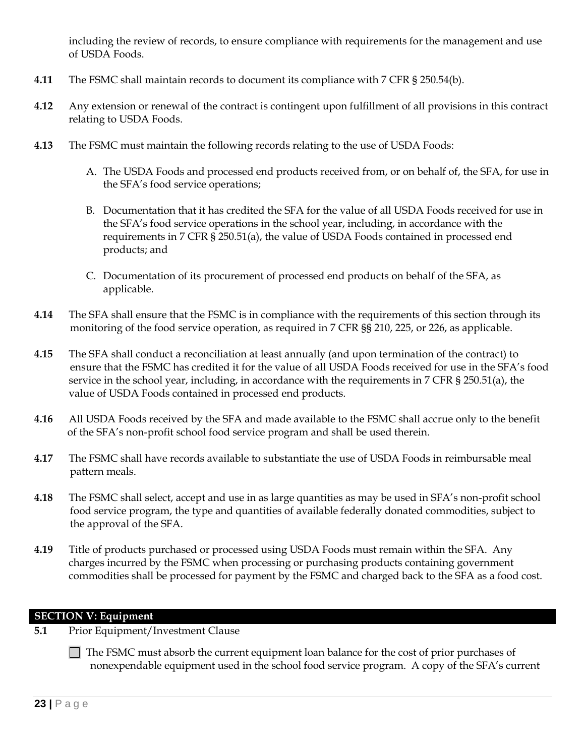including the review of records, to ensure compliance with requirements for the management and use of USDA Foods.

**4.11** The FSMC shall maintain records to document its compliance with 7 CFR § 250.54(b).

**4.12** Any extension or renewal of the contract is contingent upon fulfillment of all provisions in this contract relating to USDA Foods.

**4.13** The FSMC must maintain the following records relating to the use of USDA Foods:

A. The USDA Foods and processed end products received from, or on behalf of, the SFA, for use in the SFA's food service operations;

B. Documentation that it has credited the SFA for the value of all USDA Foods received for use in the SFA's food service operations in the school year, including, in accordance with the requirements in 7 CFR § 250.51(a), the value of USDA Foods contained in processed end products; and

C. Documentation of its procurement of processed end products on behalf of the SFA, as applicable.

**4.14** The SFA shall ensure that the FSMC is in compliance with the requirements of this section through its monitoring of the food service operation, as required in 7 CFR §§ 210, 225, or 226, as applicable.

**4.15** The SFA shall conduct a reconciliation at least annually (and upon termination of the contract) to ensure that the FSMC has credited it for the value of all USDA Foods received for use in the SFA's food service in the school year, including, in accordance with the requirements in 7 CFR § 250.51(a), the value of USDA Foods contained in processed end products.

**4.16** All USDA Foods received by the SFA and made available to the FSMC shall accrue only to the benefit of the SFA's non-profit school food service program and shall be used therein.

**4.17** The FSMC shall have records available to substantiate the use of USDA Foods in reimbursable meal pattern meals.

**4.18** The FSMC shall select, accept and use in as large quantities as may be used in SFA's non-profit school food service program, the type and quantities of available federally donated commodities, subject to the approval of the SFA.

**4.19** Title of products purchased or processed using USDA Foods must remain within the SFA. Any charges incurred by the FSMC when processing or purchasing products containing government commodities shall be processed for payment by the FSMC and charged back to the SFA as a food cost.

## SECTION V: Equipment

**5.1** Prior Equipment/Investment Clause

☐ The FSMC must absorb the current equipment loan balance for the cost of prior purchases of nonexpendable equipment used in the school food service program. A copy of the SFA's current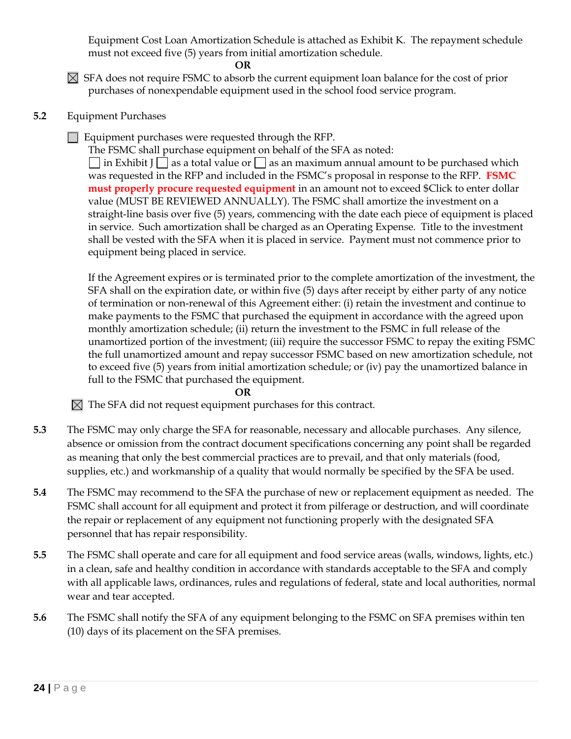Equipment Cost Loan Amortization Schedule is attached as Exhibit K. The repayment schedule must not exceed five (5) years from initial amortization schedule.

**OR**

☒ SFA does not require FSMC to absorb the current equipment loan balance for the cost of prior purchases of nonexpendable equipment used in the school food service program.

**5.2** Equipment Purchases

☐ Equipment purchases were requested through the RFP.
The FSMC shall purchase equipment on behalf of the SFA as noted:
☐ in Exhibit J ☐ as a total value or ☐ as an maximum annual amount to be purchased which was requested in the RFP and included in the FSMC's proposal in response to the RFP. **FSMC must properly procure requested equipment** in an amount not to exceed $Click to enter dollar value (MUST BE REVIEWED ANNUALLY). The FSMC shall amortize the investment on a straight-line basis over five (5) years, commencing with the date each piece of equipment is placed in service. Such amortization shall be charged as an Operating Expense. Title to the investment shall be vested with the SFA when it is placed in service. Payment must not commence prior to equipment being placed in service.

If the Agreement expires or is terminated prior to the complete amortization of the investment, the SFA shall on the expiration date, or within five (5) days after receipt by either party of any notice of termination or non-renewal of this Agreement either: (i) retain the investment and continue to make payments to the FSMC that purchased the equipment in accordance with the agreed upon monthly amortization schedule; (ii) return the investment to the FSMC in full release of the unamortized portion of the investment; (iii) require the successor FSMC to repay the exiting FSMC the full unamortized amount and repay successor FSMC based on new amortization schedule, not to exceed five (5) years from initial amortization schedule; or (iv) pay the unamortized balance in full to the FSMC that purchased the equipment.

**OR**

☒ The SFA did not request equipment purchases for this contract.

**5.3** The FSMC may only charge the SFA for reasonable, necessary and allocable purchases. Any silence, absence or omission from the contract document specifications concerning any point shall be regarded as meaning that only the best commercial practices are to prevail, and that only materials (food, supplies, etc.) and workmanship of a quality that would normally be specified by the SFA be used.

**5.4** The FSMC may recommend to the SFA the purchase of new or replacement equipment as needed. The FSMC shall account for all equipment and protect it from pilferage or destruction, and will coordinate the repair or replacement of any equipment not functioning properly with the designated SFA personnel that has repair responsibility.

**5.5** The FSMC shall operate and care for all equipment and food service areas (walls, windows, lights, etc.) in a clean, safe and healthy condition in accordance with standards acceptable to the SFA and comply with all applicable laws, ordinances, rules and regulations of federal, state and local authorities, normal wear and tear accepted.

**5.6** The FSMC shall notify the SFA of any equipment belonging to the FSMC on SFA premises within ten (10) days of its placement on the SFA premises.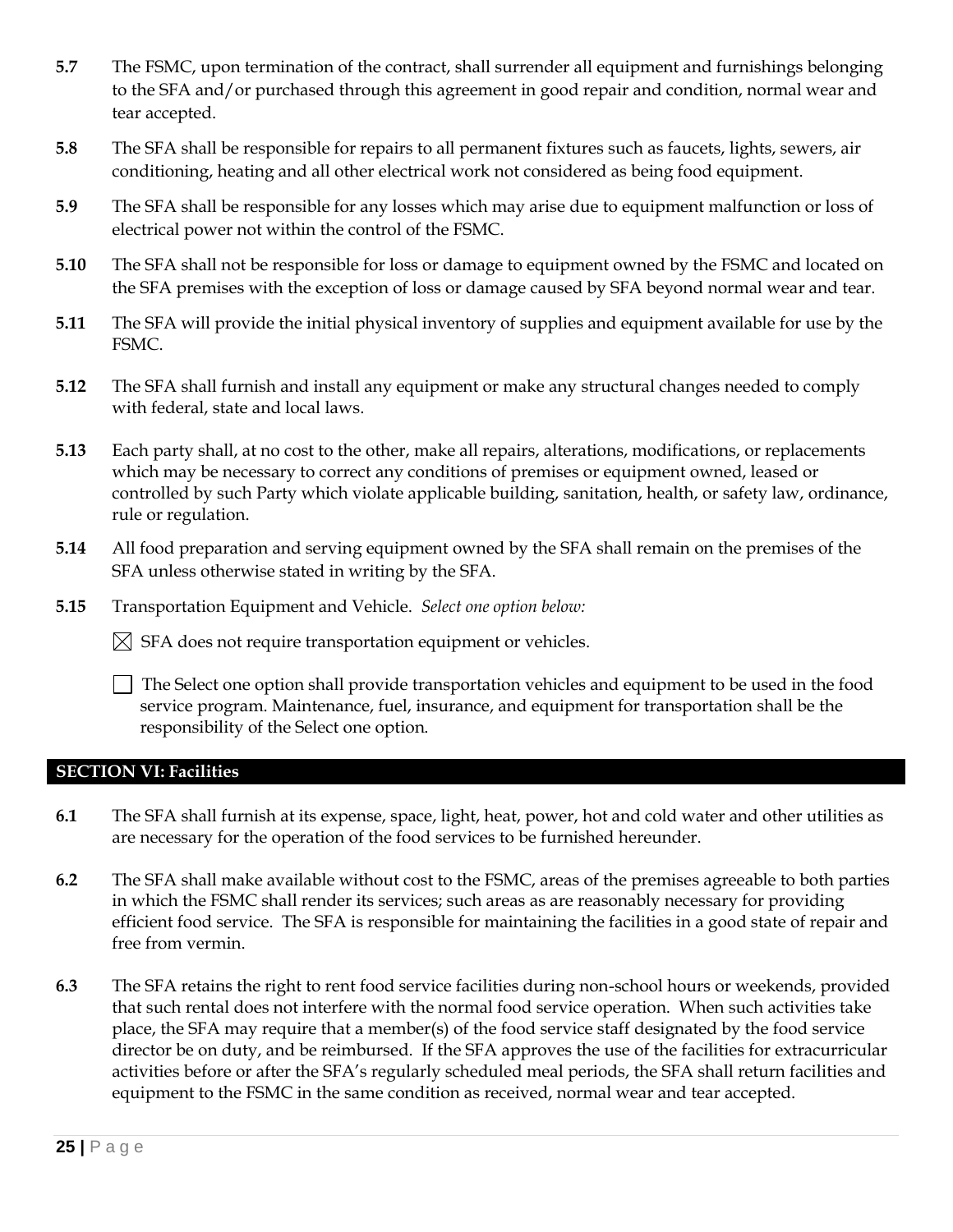**5.7** The FSMC, upon termination of the contract, shall surrender all equipment and furnishings belonging to the SFA and/or purchased through this agreement in good repair and condition, normal wear and tear accepted.

**5.8** The SFA shall be responsible for repairs to all permanent fixtures such as faucets, lights, sewers, air conditioning, heating and all other electrical work not considered as being food equipment.

**5.9** The SFA shall be responsible for any losses which may arise due to equipment malfunction or loss of electrical power not within the control of the FSMC.

**5.10** The SFA shall not be responsible for loss or damage to equipment owned by the FSMC and located on the SFA premises with the exception of loss or damage caused by SFA beyond normal wear and tear.

**5.11** The SFA will provide the initial physical inventory of supplies and equipment available for use by the FSMC.

**5.12** The SFA shall furnish and install any equipment or make any structural changes needed to comply with federal, state and local laws.

**5.13** Each party shall, at no cost to the other, make all repairs, alterations, modifications, or replacements which may be necessary to correct any conditions of premises or equipment owned, leased or controlled by such Party which violate applicable building, sanitation, health, or safety law, ordinance, rule or regulation.

**5.14** All food preparation and serving equipment owned by the SFA shall remain on the premises of the SFA unless otherwise stated in writing by the SFA.

**5.15** Transportation Equipment and Vehicle. *Select one option below:*

☒ SFA does not require transportation equipment or vehicles.

☐ The Select one option shall provide transportation vehicles and equipment to be used in the food service program. Maintenance, fuel, insurance, and equipment for transportation shall be the responsibility of the Select one option.

## SECTION VI: Facilities

**6.1** The SFA shall furnish at its expense, space, light, heat, power, hot and cold water and other utilities as are necessary for the operation of the food services to be furnished hereunder.

**6.2** The SFA shall make available without cost to the FSMC, areas of the premises agreeable to both parties in which the FSMC shall render its services; such areas as are reasonably necessary for providing efficient food service. The SFA is responsible for maintaining the facilities in a good state of repair and free from vermin.

**6.3** The SFA retains the right to rent food service facilities during non-school hours or weekends, provided that such rental does not interfere with the normal food service operation. When such activities take place, the SFA may require that a member(s) of the food service staff designated by the food service director be on duty, and be reimbursed. If the SFA approves the use of the facilities for extracurricular activities before or after the SFA's regularly scheduled meal periods, the SFA shall return facilities and equipment to the FSMC in the same condition as received, normal wear and tear accepted.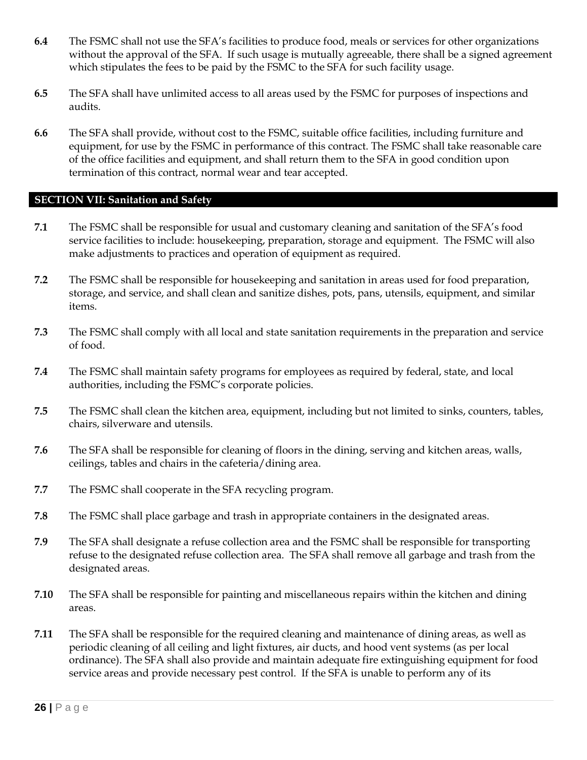**6.4** The FSMC shall not use the SFA's facilities to produce food, meals or services for other organizations without the approval of the SFA. If such usage is mutually agreeable, there shall be a signed agreement which stipulates the fees to be paid by the FSMC to the SFA for such facility usage.

**6.5** The SFA shall have unlimited access to all areas used by the FSMC for purposes of inspections and audits.

**6.6** The SFA shall provide, without cost to the FSMC, suitable office facilities, including furniture and equipment, for use by the FSMC in performance of this contract. The FSMC shall take reasonable care of the office facilities and equipment, and shall return them to the SFA in good condition upon termination of this contract, normal wear and tear accepted.

## SECTION VII: Sanitation and Safety

**7.1** The FSMC shall be responsible for usual and customary cleaning and sanitation of the SFA's food service facilities to include: housekeeping, preparation, storage and equipment. The FSMC will also make adjustments to practices and operation of equipment as required.

**7.2** The FSMC shall be responsible for housekeeping and sanitation in areas used for food preparation, storage, and service, and shall clean and sanitize dishes, pots, pans, utensils, equipment, and similar items.

**7.3** The FSMC shall comply with all local and state sanitation requirements in the preparation and service of food.

**7.4** The FSMC shall maintain safety programs for employees as required by federal, state, and local authorities, including the FSMC's corporate policies.

**7.5** The FSMC shall clean the kitchen area, equipment, including but not limited to sinks, counters, tables, chairs, silverware and utensils.

**7.6** The SFA shall be responsible for cleaning of floors in the dining, serving and kitchen areas, walls, ceilings, tables and chairs in the cafeteria/dining area.

**7.7** The FSMC shall cooperate in the SFA recycling program.

**7.8** The FSMC shall place garbage and trash in appropriate containers in the designated areas.

**7.9** The SFA shall designate a refuse collection area and the FSMC shall be responsible for transporting refuse to the designated refuse collection area. The SFA shall remove all garbage and trash from the designated areas.

**7.10** The SFA shall be responsible for painting and miscellaneous repairs within the kitchen and dining areas.

**7.11** The SFA shall be responsible for the required cleaning and maintenance of dining areas, as well as periodic cleaning of all ceiling and light fixtures, air ducts, and hood vent systems (as per local ordinance). The SFA shall also provide and maintain adequate fire extinguishing equipment for food service areas and provide necessary pest control. If the SFA is unable to perform any of its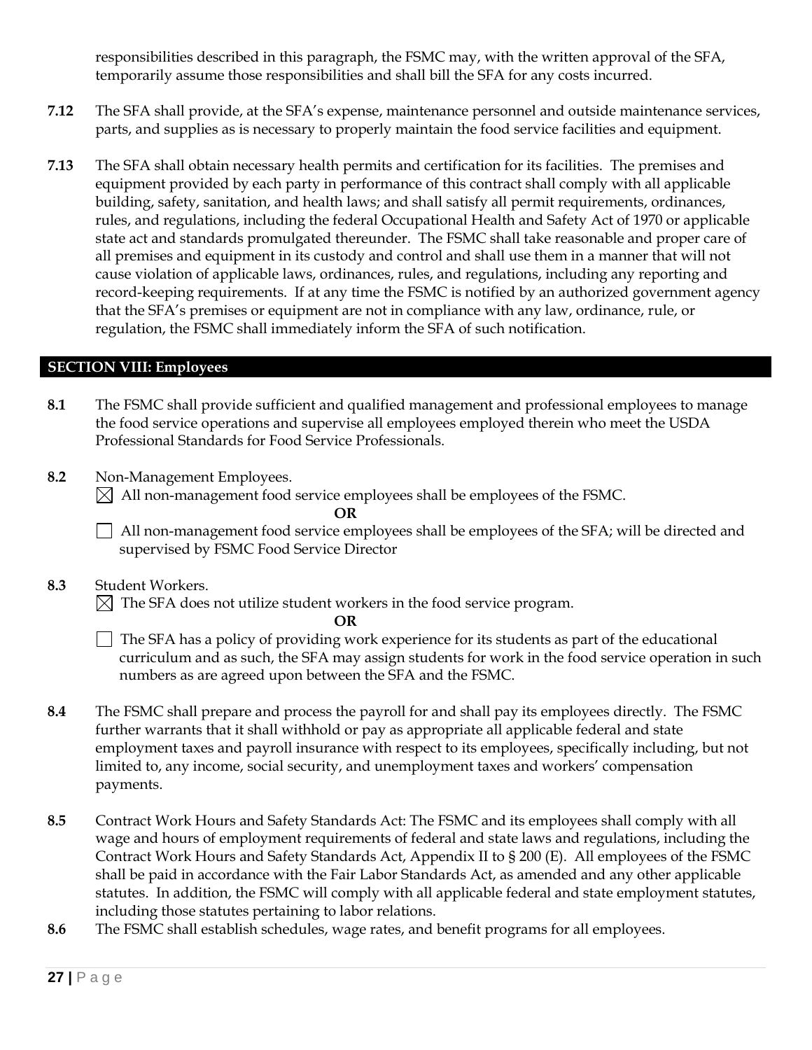responsibilities described in this paragraph, the FSMC may, with the written approval of the SFA, temporarily assume those responsibilities and shall bill the SFA for any costs incurred.

**7.12** The SFA shall provide, at the SFA's expense, maintenance personnel and outside maintenance services, parts, and supplies as is necessary to properly maintain the food service facilities and equipment.

**7.13** The SFA shall obtain necessary health permits and certification for its facilities. The premises and equipment provided by each party in performance of this contract shall comply with all applicable building, safety, sanitation, and health laws; and shall satisfy all permit requirements, ordinances, rules, and regulations, including the federal Occupational Health and Safety Act of 1970 or applicable state act and standards promulgated thereunder. The FSMC shall take reasonable and proper care of all premises and equipment in its custody and control and shall use them in a manner that will not cause violation of applicable laws, ordinances, rules, and regulations, including any reporting and record-keeping requirements. If at any time the FSMC is notified by an authorized government agency that the SFA's premises or equipment are not in compliance with any law, ordinance, rule, or regulation, the FSMC shall immediately inform the SFA of such notification.

## SECTION VIII: Employees

**8.1** The FSMC shall provide sufficient and qualified management and professional employees to manage the food service operations and supervise all employees employed therein who meet the USDA Professional Standards for Food Service Professionals.

**8.2** Non-Management Employees.

☒ All non-management food service employees shall be employees of the FSMC.

**OR**

☐ All non-management food service employees shall be employees of the SFA; will be directed and supervised by FSMC Food Service Director

**8.3** Student Workers.

☒ The SFA does not utilize student workers in the food service program.

**OR**

☐ The SFA has a policy of providing work experience for its students as part of the educational curriculum and as such, the SFA may assign students for work in the food service operation in such numbers as are agreed upon between the SFA and the FSMC.

**8.4** The FSMC shall prepare and process the payroll for and shall pay its employees directly. The FSMC further warrants that it shall withhold or pay as appropriate all applicable federal and state employment taxes and payroll insurance with respect to its employees, specifically including, but not limited to, any income, social security, and unemployment taxes and workers' compensation payments.

**8.5** Contract Work Hours and Safety Standards Act: The FSMC and its employees shall comply with all wage and hours of employment requirements of federal and state laws and regulations, including the Contract Work Hours and Safety Standards Act, Appendix II to § 200 (E). All employees of the FSMC shall be paid in accordance with the Fair Labor Standards Act, as amended and any other applicable statutes. In addition, the FSMC will comply with all applicable federal and state employment statutes, including those statutes pertaining to labor relations.

**8.6** The FSMC shall establish schedules, wage rates, and benefit programs for all employees.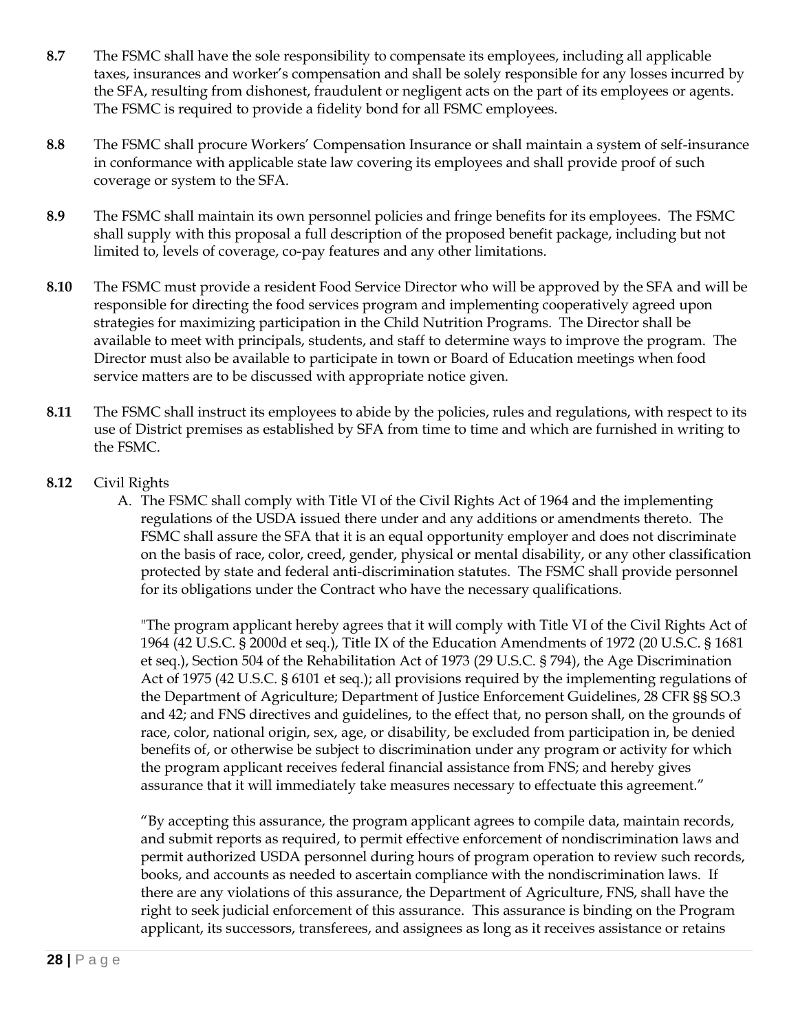**8.7** The FSMC shall have the sole responsibility to compensate its employees, including all applicable taxes, insurances and worker's compensation and shall be solely responsible for any losses incurred by the SFA, resulting from dishonest, fraudulent or negligent acts on the part of its employees or agents. The FSMC is required to provide a fidelity bond for all FSMC employees.

**8.8** The FSMC shall procure Workers' Compensation Insurance or shall maintain a system of self-insurance in conformance with applicable state law covering its employees and shall provide proof of such coverage or system to the SFA.

**8.9** The FSMC shall maintain its own personnel policies and fringe benefits for its employees. The FSMC shall supply with this proposal a full description of the proposed benefit package, including but not limited to, levels of coverage, co-pay features and any other limitations.

**8.10** The FSMC must provide a resident Food Service Director who will be approved by the SFA and will be responsible for directing the food services program and implementing cooperatively agreed upon strategies for maximizing participation in the Child Nutrition Programs. The Director shall be available to meet with principals, students, and staff to determine ways to improve the program. The Director must also be available to participate in town or Board of Education meetings when food service matters are to be discussed with appropriate notice given.

**8.11** The FSMC shall instruct its employees to abide by the policies, rules and regulations, with respect to its use of District premises as established by SFA from time to time and which are furnished in writing to the FSMC.

**8.12** Civil Rights

A. The FSMC shall comply with Title VI of the Civil Rights Act of 1964 and the implementing regulations of the USDA issued there under and any additions or amendments thereto. The FSMC shall assure the SFA that it is an equal opportunity employer and does not discriminate on the basis of race, color, creed, gender, physical or mental disability, or any other classification protected by state and federal anti-discrimination statutes. The FSMC shall provide personnel for its obligations under the Contract who have the necessary qualifications.

"The program applicant hereby agrees that it will comply with Title VI of the Civil Rights Act of 1964 (42 U.S.C. § 2000d et seq.), Title IX of the Education Amendments of 1972 (20 U.S.C. § 1681 et seq.), Section 504 of the Rehabilitation Act of 1973 (29 U.S.C. § 794), the Age Discrimination Act of 1975 (42 U.S.C. § 6101 et seq.); all provisions required by the implementing regulations of the Department of Agriculture; Department of Justice Enforcement Guidelines, 28 CFR §§ SO.3 and 42; and FNS directives and guidelines, to the effect that, no person shall, on the grounds of race, color, national origin, sex, age, or disability, be excluded from participation in, be denied benefits of, or otherwise be subject to discrimination under any program or activity for which the program applicant receives federal financial assistance from FNS; and hereby gives assurance that it will immediately take measures necessary to effectuate this agreement."

"By accepting this assurance, the program applicant agrees to compile data, maintain records, and submit reports as required, to permit effective enforcement of nondiscrimination laws and permit authorized USDA personnel during hours of program operation to review such records, books, and accounts as needed to ascertain compliance with the nondiscrimination laws. If there are any violations of this assurance, the Department of Agriculture, FNS, shall have the right to seek judicial enforcement of this assurance. This assurance is binding on the Program applicant, its successors, transferees, and assignees as long as it receives assistance or retains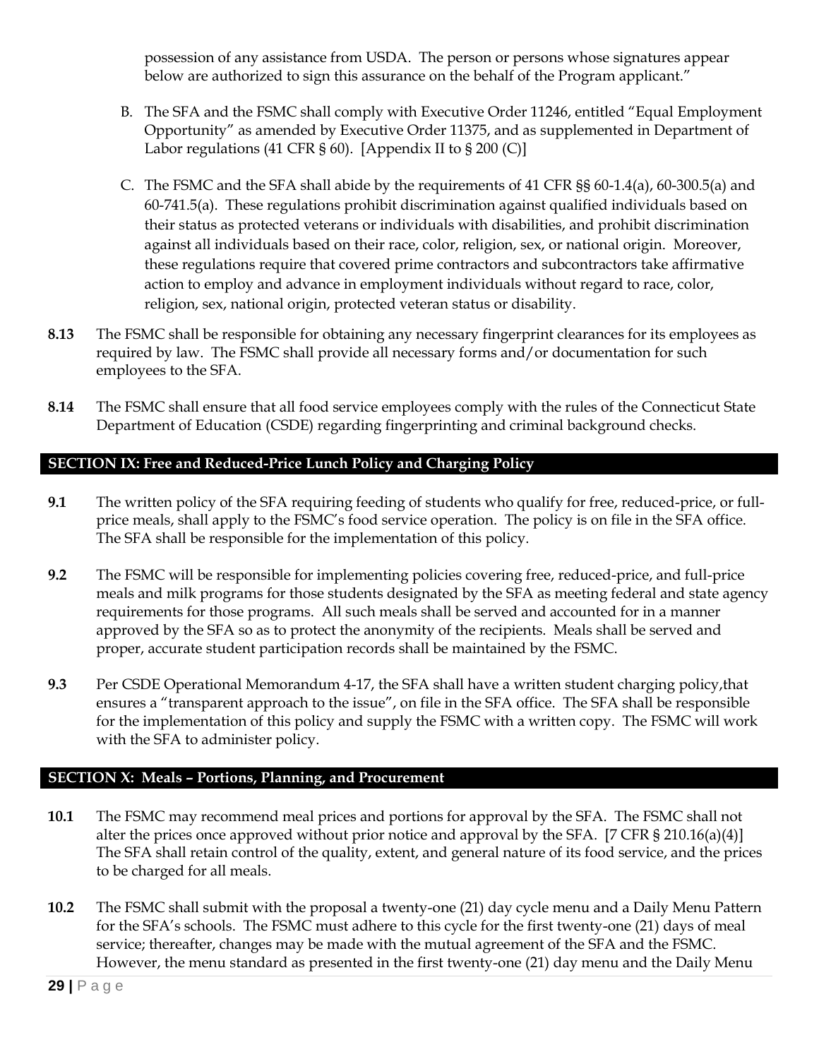possession of any assistance from USDA. The person or persons whose signatures appear below are authorized to sign this assurance on the behalf of the Program applicant."

B. The SFA and the FSMC shall comply with Executive Order 11246, entitled "Equal Employment Opportunity" as amended by Executive Order 11375, and as supplemented in Department of Labor regulations (41 CFR § 60). [Appendix II to § 200 (C)]

C. The FSMC and the SFA shall abide by the requirements of 41 CFR §§ 60-1.4(a), 60-300.5(a) and 60-741.5(a). These regulations prohibit discrimination against qualified individuals based on their status as protected veterans or individuals with disabilities, and prohibit discrimination against all individuals based on their race, color, religion, sex, or national origin. Moreover, these regulations require that covered prime contractors and subcontractors take affirmative action to employ and advance in employment individuals without regard to race, color, religion, sex, national origin, protected veteran status or disability.

**8.13** The FSMC shall be responsible for obtaining any necessary fingerprint clearances for its employees as required by law. The FSMC shall provide all necessary forms and/or documentation for such employees to the SFA.

**8.14** The FSMC shall ensure that all food service employees comply with the rules of the Connecticut State Department of Education (CSDE) regarding fingerprinting and criminal background checks.

## SECTION IX: Free and Reduced-Price Lunch Policy and Charging Policy

**9.1** The written policy of the SFA requiring feeding of students who qualify for free, reduced-price, or full-price meals, shall apply to the FSMC's food service operation. The policy is on file in the SFA office. The SFA shall be responsible for the implementation of this policy.

**9.2** The FSMC will be responsible for implementing policies covering free, reduced-price, and full-price meals and milk programs for those students designated by the SFA as meeting federal and state agency requirements for those programs. All such meals shall be served and accounted for in a manner approved by the SFA so as to protect the anonymity of the recipients. Meals shall be served and proper, accurate student participation records shall be maintained by the FSMC.

**9.3** Per CSDE Operational Memorandum 4-17, the SFA shall have a written student charging policy,that ensures a "transparent approach to the issue", on file in the SFA office. The SFA shall be responsible for the implementation of this policy and supply the FSMC with a written copy. The FSMC will work with the SFA to administer policy.

## SECTION X: Meals – Portions, Planning, and Procurement

**10.1** The FSMC may recommend meal prices and portions for approval by the SFA. The FSMC shall not alter the prices once approved without prior notice and approval by the SFA. [7 CFR § 210.16(a)(4)] The SFA shall retain control of the quality, extent, and general nature of its food service, and the prices to be charged for all meals.

**10.2** The FSMC shall submit with the proposal a twenty-one (21) day cycle menu and a Daily Menu Pattern for the SFA's schools. The FSMC must adhere to this cycle for the first twenty-one (21) days of meal service; thereafter, changes may be made with the mutual agreement of the SFA and the FSMC. However, the menu standard as presented in the first twenty-one (21) day menu and the Daily Menu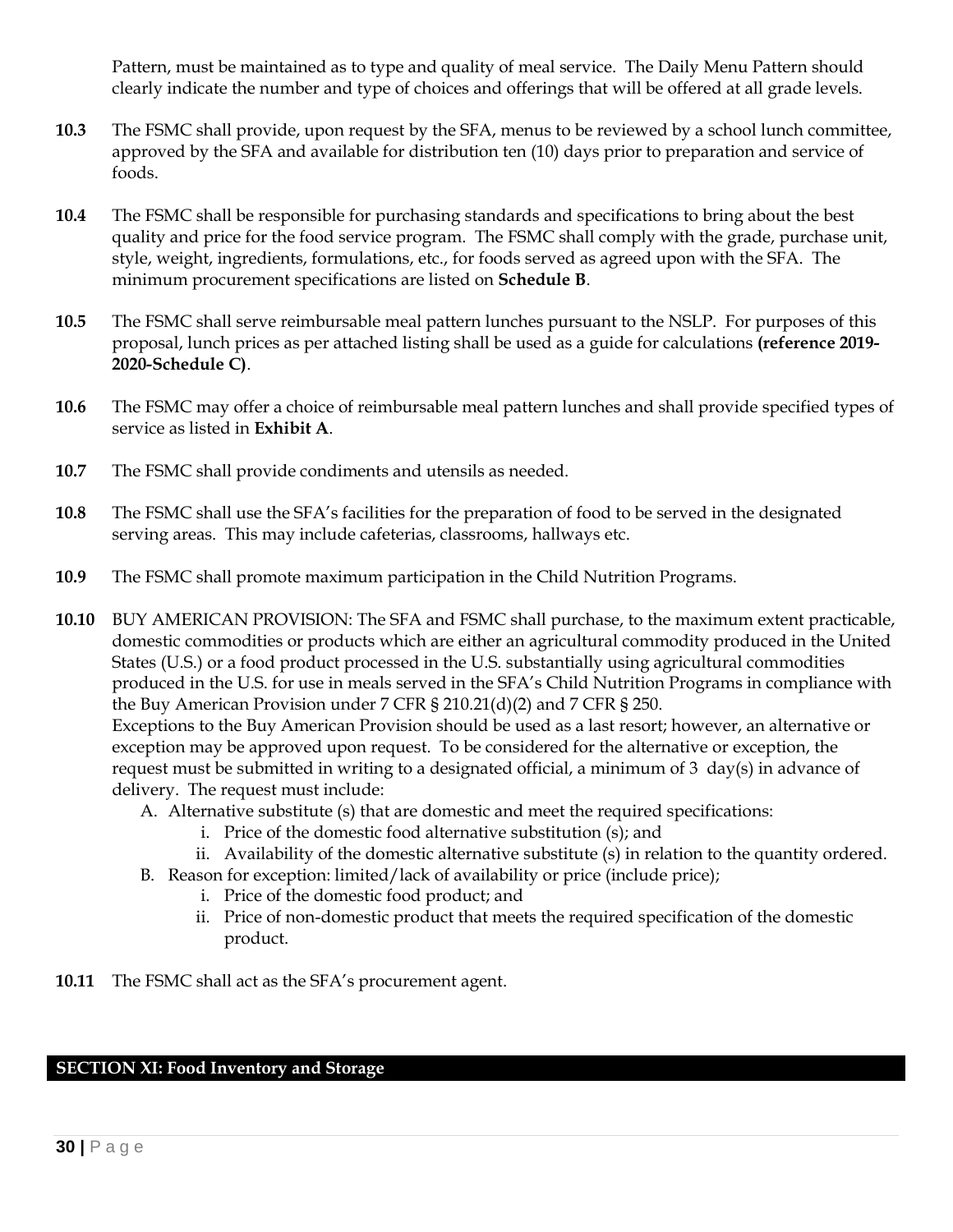Pattern, must be maintained as to type and quality of meal service. The Daily Menu Pattern should clearly indicate the number and type of choices and offerings that will be offered at all grade levels.

**10.3** The FSMC shall provide, upon request by the SFA, menus to be reviewed by a school lunch committee, approved by the SFA and available for distribution ten (10) days prior to preparation and service of foods.

**10.4** The FSMC shall be responsible for purchasing standards and specifications to bring about the best quality and price for the food service program. The FSMC shall comply with the grade, purchase unit, style, weight, ingredients, formulations, etc., for foods served as agreed upon with the SFA. The minimum procurement specifications are listed on **Schedule B**.

**10.5** The FSMC shall serve reimbursable meal pattern lunches pursuant to the NSLP. For purposes of this proposal, lunch prices as per attached listing shall be used as a guide for calculations **(reference 2019-2020-Schedule C)**.

**10.6** The FSMC may offer a choice of reimbursable meal pattern lunches and shall provide specified types of service as listed in **Exhibit A**.

**10.7** The FSMC shall provide condiments and utensils as needed.

**10.8** The FSMC shall use the SFA's facilities for the preparation of food to be served in the designated serving areas. This may include cafeterias, classrooms, hallways etc.

**10.9** The FSMC shall promote maximum participation in the Child Nutrition Programs.

**10.10** BUY AMERICAN PROVISION: The SFA and FSMC shall purchase, to the maximum extent practicable, domestic commodities or products which are either an agricultural commodity produced in the United States (U.S.) or a food product processed in the U.S. substantially using agricultural commodities produced in the U.S. for use in meals served in the SFA's Child Nutrition Programs in compliance with the Buy American Provision under 7 CFR § 210.21(d)(2) and 7 CFR § 250.
Exceptions to the Buy American Provision should be used as a last resort; however, an alternative or exception may be approved upon request. To be considered for the alternative or exception, the request must be submitted in writing to a designated official, a minimum of 3 day(s) in advance of delivery. The request must include:

- A. Alternative substitute (s) that are domestic and meet the required specifications:
  - i. Price of the domestic food alternative substitution (s); and
  - ii. Availability of the domestic alternative substitute (s) in relation to the quantity ordered.
- B. Reason for exception: limited/lack of availability or price (include price);
  - i. Price of the domestic food product; and
  - ii. Price of non-domestic product that meets the required specification of the domestic product.

**10.11** The FSMC shall act as the SFA's procurement agent.

## SECTION XI: Food Inventory and Storage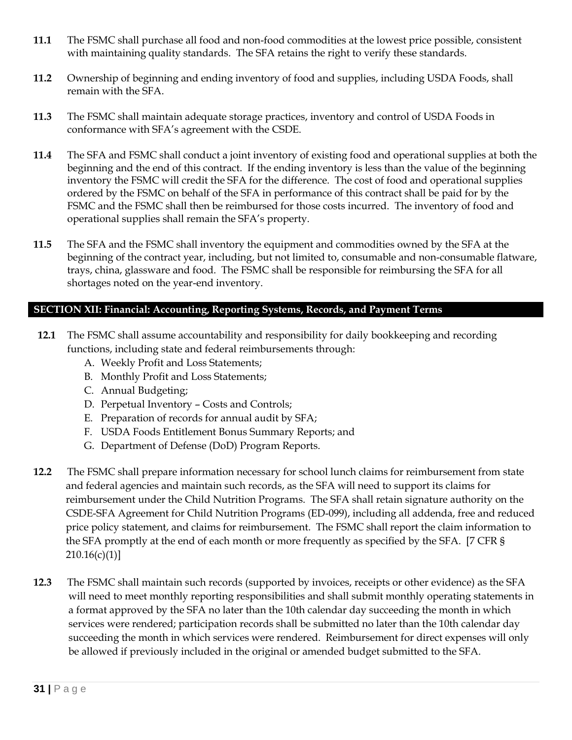**11.1** The FSMC shall purchase all food and non-food commodities at the lowest price possible, consistent with maintaining quality standards. The SFA retains the right to verify these standards.

**11.2** Ownership of beginning and ending inventory of food and supplies, including USDA Foods, shall remain with the SFA.

**11.3** The FSMC shall maintain adequate storage practices, inventory and control of USDA Foods in conformance with SFA's agreement with the CSDE.

**11.4** The SFA and FSMC shall conduct a joint inventory of existing food and operational supplies at both the beginning and the end of this contract. If the ending inventory is less than the value of the beginning inventory the FSMC will credit the SFA for the difference. The cost of food and operational supplies ordered by the FSMC on behalf of the SFA in performance of this contract shall be paid for by the FSMC and the FSMC shall then be reimbursed for those costs incurred. The inventory of food and operational supplies shall remain the SFA's property.

**11.5** The SFA and the FSMC shall inventory the equipment and commodities owned by the SFA at the beginning of the contract year, including, but not limited to, consumable and non-consumable flatware, trays, china, glassware and food. The FSMC shall be responsible for reimbursing the SFA for all shortages noted on the year-end inventory.

## SECTION XII: Financial: Accounting, Reporting Systems, Records, and Payment Terms

**12.1** The FSMC shall assume accountability and responsibility for daily bookkeeping and recording functions, including state and federal reimbursements through:

A. Weekly Profit and Loss Statements;
B. Monthly Profit and Loss Statements;
C. Annual Budgeting;
D. Perpetual Inventory – Costs and Controls;
E. Preparation of records for annual audit by SFA;
F. USDA Foods Entitlement Bonus Summary Reports; and
G. Department of Defense (DoD) Program Reports.

**12.2** The FSMC shall prepare information necessary for school lunch claims for reimbursement from state and federal agencies and maintain such records, as the SFA will need to support its claims for reimbursement under the Child Nutrition Programs. The SFA shall retain signature authority on the CSDE-SFA Agreement for Child Nutrition Programs (ED-099), including all addenda, free and reduced price policy statement, and claims for reimbursement. The FSMC shall report the claim information to the SFA promptly at the end of each month or more frequently as specified by the SFA. [7 CFR § 210.16(c)(1)]

**12.3** The FSMC shall maintain such records (supported by invoices, receipts or other evidence) as the SFA will need to meet monthly reporting responsibilities and shall submit monthly operating statements in a format approved by the SFA no later than the 10th calendar day succeeding the month in which services were rendered; participation records shall be submitted no later than the 10th calendar day succeeding the month in which services were rendered. Reimbursement for direct expenses will only be allowed if previously included in the original or amended budget submitted to the SFA.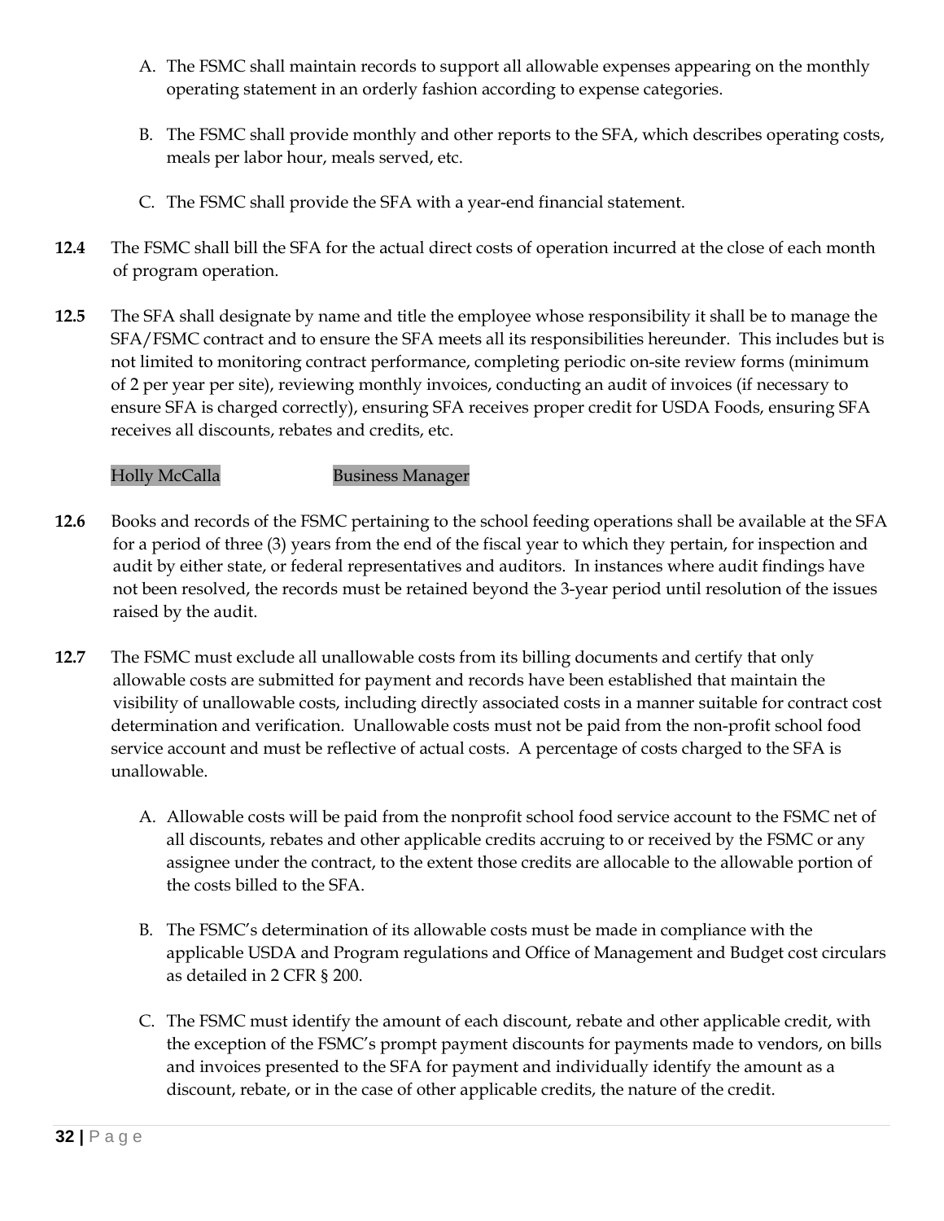A. The FSMC shall maintain records to support all allowable expenses appearing on the monthly operating statement in an orderly fashion according to expense categories.

B. The FSMC shall provide monthly and other reports to the SFA, which describes operating costs, meals per labor hour, meals served, etc.

C. The FSMC shall provide the SFA with a year-end financial statement.

**12.4** The FSMC shall bill the SFA for the actual direct costs of operation incurred at the close of each month of program operation.

**12.5** The SFA shall designate by name and title the employee whose responsibility it shall be to manage the SFA/FSMC contract and to ensure the SFA meets all its responsibilities hereunder. This includes but is not limited to monitoring contract performance, completing periodic on-site review forms (minimum of 2 per year per site), reviewing monthly invoices, conducting an audit of invoices (if necessary to ensure SFA is charged correctly), ensuring SFA receives proper credit for USDA Foods, ensuring SFA receives all discounts, rebates and credits, etc.

Holly McCalla Business Manager

**12.6** Books and records of the FSMC pertaining to the school feeding operations shall be available at the SFA for a period of three (3) years from the end of the fiscal year to which they pertain, for inspection and audit by either state, or federal representatives and auditors. In instances where audit findings have not been resolved, the records must be retained beyond the 3-year period until resolution of the issues raised by the audit.

**12.7** The FSMC must exclude all unallowable costs from its billing documents and certify that only allowable costs are submitted for payment and records have been established that maintain the visibility of unallowable costs, including directly associated costs in a manner suitable for contract cost determination and verification. Unallowable costs must not be paid from the non-profit school food service account and must be reflective of actual costs. A percentage of costs charged to the SFA is unallowable.

A. Allowable costs will be paid from the nonprofit school food service account to the FSMC net of all discounts, rebates and other applicable credits accruing to or received by the FSMC or any assignee under the contract, to the extent those credits are allocable to the allowable portion of the costs billed to the SFA.

B. The FSMC's determination of its allowable costs must be made in compliance with the applicable USDA and Program regulations and Office of Management and Budget cost circulars as detailed in 2 CFR § 200.

C. The FSMC must identify the amount of each discount, rebate and other applicable credit, with the exception of the FSMC's prompt payment discounts for payments made to vendors, on bills and invoices presented to the SFA for payment and individually identify the amount as a discount, rebate, or in the case of other applicable credits, the nature of the credit.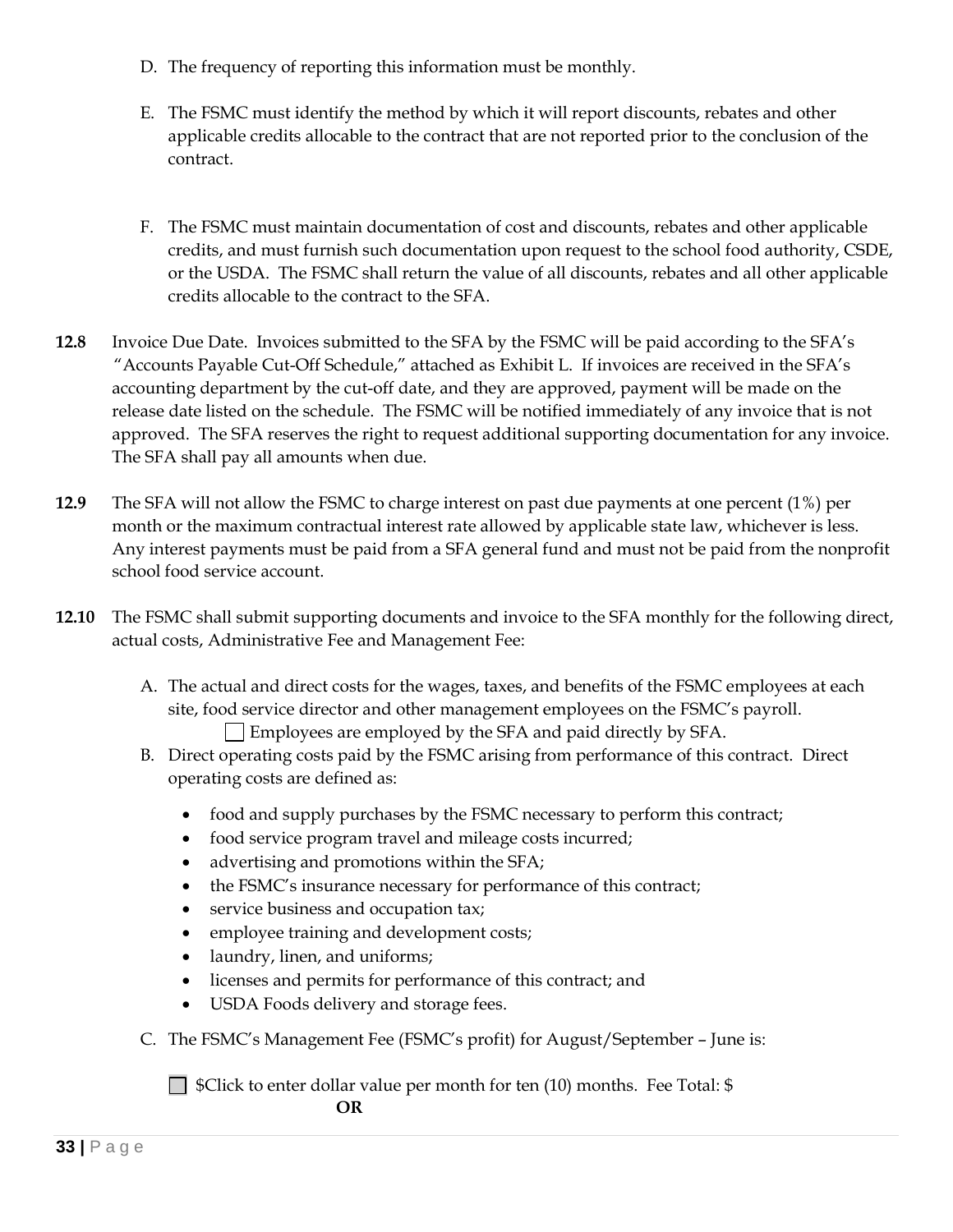D. The frequency of reporting this information must be monthly.

E. The FSMC must identify the method by which it will report discounts, rebates and other applicable credits allocable to the contract that are not reported prior to the conclusion of the contract.

F. The FSMC must maintain documentation of cost and discounts, rebates and other applicable credits, and must furnish such documentation upon request to the school food authority, CSDE, or the USDA. The FSMC shall return the value of all discounts, rebates and all other applicable credits allocable to the contract to the SFA.

**12.8** Invoice Due Date. Invoices submitted to the SFA by the FSMC will be paid according to the SFA's "Accounts Payable Cut-Off Schedule," attached as Exhibit L. If invoices are received in the SFA's accounting department by the cut-off date, and they are approved, payment will be made on the release date listed on the schedule. The FSMC will be notified immediately of any invoice that is not approved. The SFA reserves the right to request additional supporting documentation for any invoice. The SFA shall pay all amounts when due.

**12.9** The SFA will not allow the FSMC to charge interest on past due payments at one percent (1%) per month or the maximum contractual interest rate allowed by applicable state law, whichever is less. Any interest payments must be paid from a SFA general fund and must not be paid from the nonprofit school food service account.

**12.10** The FSMC shall submit supporting documents and invoice to the SFA monthly for the following direct, actual costs, Administrative Fee and Management Fee:

A. The actual and direct costs for the wages, taxes, and benefits of the FSMC employees at each site, food service director and other management employees on the FSMC's payroll.

☐ Employees are employed by the SFA and paid directly by SFA.

B. Direct operating costs paid by the FSMC arising from performance of this contract. Direct operating costs are defined as:

- food and supply purchases by the FSMC necessary to perform this contract;
- food service program travel and mileage costs incurred;
- advertising and promotions within the SFA;
- the FSMC's insurance necessary for performance of this contract;
- service business and occupation tax;
- employee training and development costs;
- laundry, linen, and uniforms;
- licenses and permits for performance of this contract; and
- USDA Foods delivery and storage fees.

C. The FSMC's Management Fee (FSMC's profit) for August/September – June is:

☐ $Click to enter dollar value per month for ten (10) months. Fee Total: $

**OR**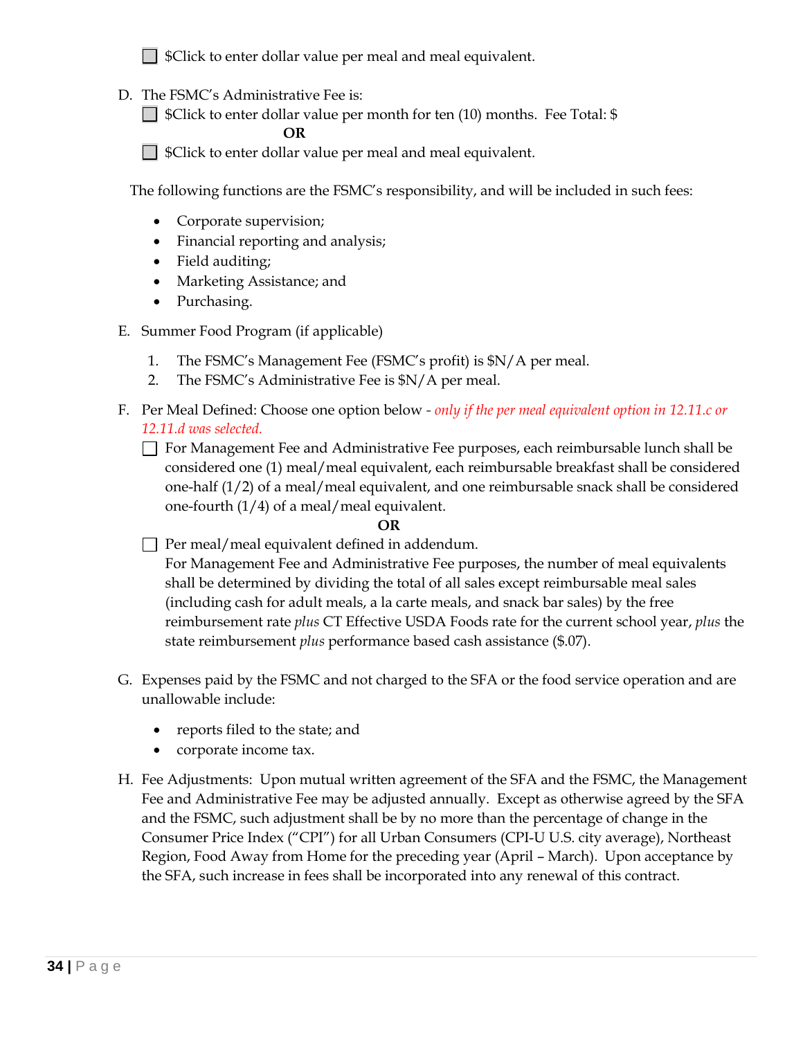☐ $Click to enter dollar value per meal and meal equivalent.

D. The FSMC's Administrative Fee is:

☐ $Click to enter dollar value per month for ten (10) months. Fee Total: $

**OR**

☐ $Click to enter dollar value per meal and meal equivalent.

The following functions are the FSMC's responsibility, and will be included in such fees:

- Corporate supervision;
- Financial reporting and analysis;
- Field auditing;
- Marketing Assistance; and
- Purchasing.

E. Summer Food Program (if applicable)

1. The FSMC's Management Fee (FSMC's profit) is $N/A per meal.
2. The FSMC's Administrative Fee is $N/A per meal.

F. Per Meal Defined: Choose one option below - *only if the per meal equivalent option in 12.11.c or 12.11.d was selected.*

☐ For Management Fee and Administrative Fee purposes, each reimbursable lunch shall be considered one (1) meal/meal equivalent, each reimbursable breakfast shall be considered one-half (1/2) of a meal/meal equivalent, and one reimbursable snack shall be considered one-fourth (1/4) of a meal/meal equivalent.

**OR**

☐ Per meal/meal equivalent defined in addendum.
For Management Fee and Administrative Fee purposes, the number of meal equivalents shall be determined by dividing the total of all sales except reimbursable meal sales (including cash for adult meals, a la carte meals, and snack bar sales) by the free reimbursement rate *plus* CT Effective USDA Foods rate for the current school year, *plus* the state reimbursement *plus* performance based cash assistance ($.07).

G. Expenses paid by the FSMC and not charged to the SFA or the food service operation and are unallowable include:

- reports filed to the state; and
- corporate income tax.

H. Fee Adjustments: Upon mutual written agreement of the SFA and the FSMC, the Management Fee and Administrative Fee may be adjusted annually. Except as otherwise agreed by the SFA and the FSMC, such adjustment shall be by no more than the percentage of change in the Consumer Price Index ("CPI") for all Urban Consumers (CPI-U U.S. city average), Northeast Region, Food Away from Home for the preceding year (April – March). Upon acceptance by the SFA, such increase in fees shall be incorporated into any renewal of this contract.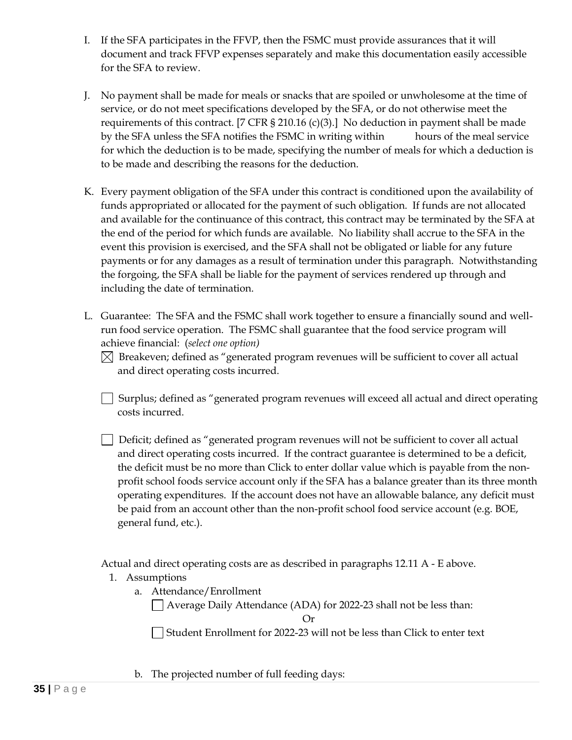I. If the SFA participates in the FFVP, then the FSMC must provide assurances that it will document and track FFVP expenses separately and make this documentation easily accessible for the SFA to review.

J. No payment shall be made for meals or snacks that are spoiled or unwholesome at the time of service, or do not meet specifications developed by the SFA, or do not otherwise meet the requirements of this contract. [7 CFR § 210.16 (c)(3).] No deduction in payment shall be made by the SFA unless the SFA notifies the FSMC in writing within        hours of the meal service for which the deduction is to be made, specifying the number of meals for which a deduction is to be made and describing the reasons for the deduction.

K. Every payment obligation of the SFA under this contract is conditioned upon the availability of funds appropriated or allocated for the payment of such obligation. If funds are not allocated and available for the continuance of this contract, this contract may be terminated by the SFA at the end of the period for which funds are available. No liability shall accrue to the SFA in the event this provision is exercised, and the SFA shall not be obligated or liable for any future payments or for any damages as a result of termination under this paragraph. Notwithstanding the forgoing, the SFA shall be liable for the payment of services rendered up through and including the date of termination.

L. Guarantee: The SFA and the FSMC shall work together to ensure a financially sound and well-run food service operation. The FSMC shall guarantee that the food service program will achieve financial: (*select one option*)

   ☒ Breakeven; defined as "generated program revenues will be sufficient to cover all actual and direct operating costs incurred.

   ☐ Surplus; defined as "generated program revenues will exceed all actual and direct operating costs incurred.

   ☐ Deficit; defined as "generated program revenues will not be sufficient to cover all actual and direct operating costs incurred. If the contract guarantee is determined to be a deficit, the deficit must be no more than Click to enter dollar value which is payable from the non-profit school foods service account only if the SFA has a balance greater than its three month operating expenditures. If the account does not have an allowable balance, any deficit must be paid from an account other than the non-profit school food service account (e.g. BOE, general fund, etc.).

   Actual and direct operating costs are as described in paragraphs 12.11 A - E above.

   1. Assumptions
      a. Attendance/Enrollment

         ☐ Average Daily Attendance (ADA) for 2022-23 shall not be less than:

         Or

         ☐ Student Enrollment for 2022-23 will not be less than Click to enter text

      b. The projected number of full feeding days: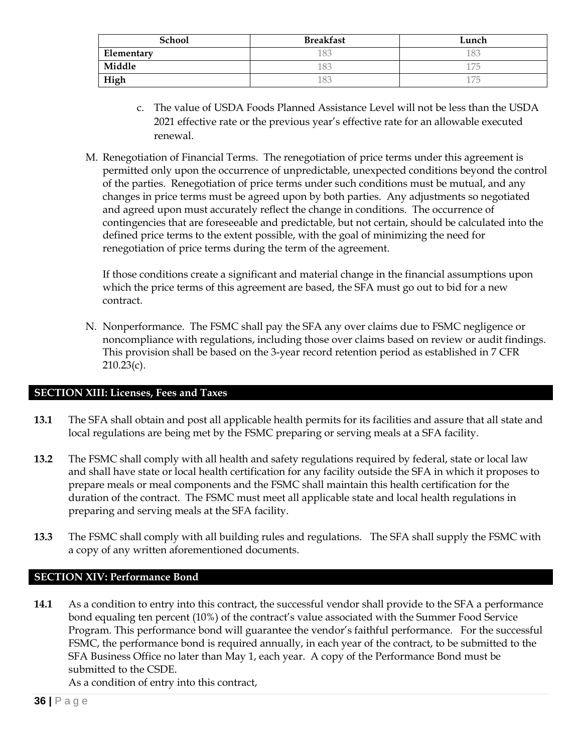| School | Breakfast | Lunch |
|---|---|---|
| **Elementary** | 183 | 183 |
| **Middle** | 183 | 175 |
| **High** | 183 | 175 |

c. The value of USDA Foods Planned Assistance Level will not be less than the USDA 2021 effective rate or the previous year's effective rate for an allowable executed renewal.

M. Renegotiation of Financial Terms. The renegotiation of price terms under this agreement is permitted only upon the occurrence of unpredictable, unexpected conditions beyond the control of the parties. Renegotiation of price terms under such conditions must be mutual, and any changes in price terms must be agreed upon by both parties. Any adjustments so negotiated and agreed upon must accurately reflect the change in conditions. The occurrence of contingencies that are foreseeable and predictable, but not certain, should be calculated into the defined price terms to the extent possible, with the goal of minimizing the need for renegotiation of price terms during the term of the agreement.

If those conditions create a significant and material change in the financial assumptions upon which the price terms of this agreement are based, the SFA must go out to bid for a new contract.

N. Nonperformance. The FSMC shall pay the SFA any over claims due to FSMC negligence or noncompliance with regulations, including those over claims based on review or audit findings. This provision shall be based on the 3-year record retention period as established in 7 CFR 210.23(c).

## SECTION XIII: Licenses, Fees and Taxes

**13.1** The SFA shall obtain and post all applicable health permits for its facilities and assure that all state and local regulations are being met by the FSMC preparing or serving meals at a SFA facility.

**13.2** The FSMC shall comply with all health and safety regulations required by federal, state or local law and shall have state or local health certification for any facility outside the SFA in which it proposes to prepare meals or meal components and the FSMC shall maintain this health certification for the duration of the contract. The FSMC must meet all applicable state and local health regulations in preparing and serving meals at the SFA facility.

**13.3** The FSMC shall comply with all building rules and regulations. The SFA shall supply the FSMC with a copy of any written aforementioned documents.

## SECTION XIV: Performance Bond

**14.1** As a condition to entry into this contract, the successful vendor shall provide to the SFA a performance bond equaling ten percent (10%) of the contract's value associated with the Summer Food Service Program. This performance bond will guarantee the vendor's faithful performance. For the successful FSMC, the performance bond is required annually, in each year of the contract, to be submitted to the SFA Business Office no later than May 1, each year. A copy of the Performance Bond must be submitted to the CSDE.
As a condition of entry into this contract,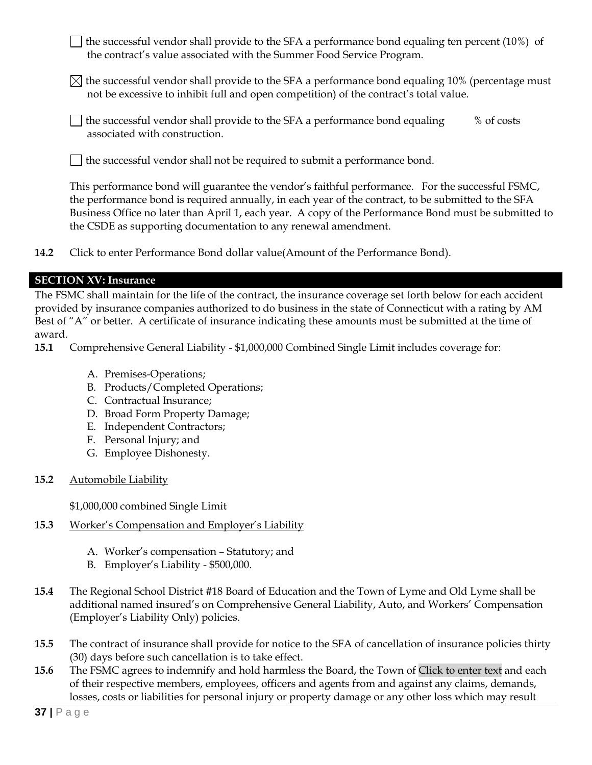☐ the successful vendor shall provide to the SFA a performance bond equaling ten percent (10%) of the contract's value associated with the Summer Food Service Program.

☒ the successful vendor shall provide to the SFA a performance bond equaling 10% (percentage must not be excessive to inhibit full and open competition) of the contract's total value.

☐ the successful vendor shall provide to the SFA a performance bond equaling % of costs associated with construction.

☐ the successful vendor shall not be required to submit a performance bond.

This performance bond will guarantee the vendor's faithful performance. For the successful FSMC, the performance bond is required annually, in each year of the contract, to be submitted to the SFA Business Office no later than April 1, each year. A copy of the Performance Bond must be submitted to the CSDE as supporting documentation to any renewal amendment.

**14.2** Click to enter Performance Bond dollar value(Amount of the Performance Bond).

## SECTION XV: Insurance

The FSMC shall maintain for the life of the contract, the insurance coverage set forth below for each accident provided by insurance companies authorized to do business in the state of Connecticut with a rating by AM Best of "A" or better. A certificate of insurance indicating these amounts must be submitted at the time of award.

**15.1** Comprehensive General Liability - $1,000,000 Combined Single Limit includes coverage for:

A. Premises-Operations;
B. Products/Completed Operations;
C. Contractual Insurance;
D. Broad Form Property Damage;
E. Independent Contractors;
F. Personal Injury; and
G. Employee Dishonesty.

**15.2** Automobile Liability

$1,000,000 combined Single Limit

**15.3** Worker's Compensation and Employer's Liability

A. Worker's compensation – Statutory; and
B. Employer's Liability - $500,000.

**15.4** The Regional School District #18 Board of Education and the Town of Lyme and Old Lyme shall be additional named insured's on Comprehensive General Liability, Auto, and Workers' Compensation (Employer's Liability Only) policies.

**15.5** The contract of insurance shall provide for notice to the SFA of cancellation of insurance policies thirty (30) days before such cancellation is to take effect.

**15.6** The FSMC agrees to indemnify and hold harmless the Board, the Town of Click to enter text and each of their respective members, employees, officers and agents from and against any claims, demands, losses, costs or liabilities for personal injury or property damage or any other loss which may result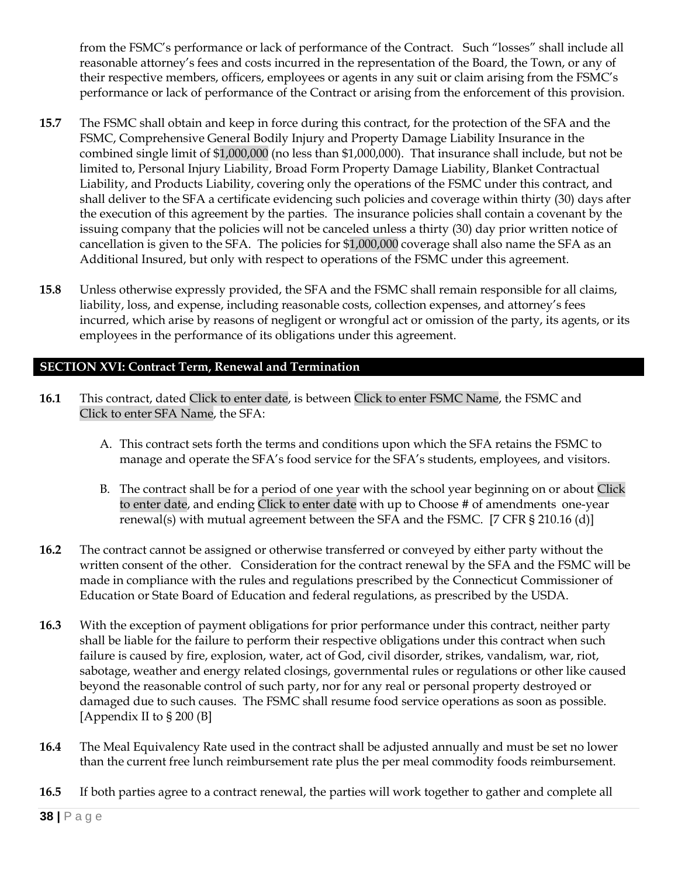from the FSMC's performance or lack of performance of the Contract. Such "losses" shall include all reasonable attorney's fees and costs incurred in the representation of the Board, the Town, or any of their respective members, officers, employees or agents in any suit or claim arising from the FSMC's performance or lack of performance of the Contract or arising from the enforcement of this provision.

**15.7** The FSMC shall obtain and keep in force during this contract, for the protection of the SFA and the FSMC, Comprehensive General Bodily Injury and Property Damage Liability Insurance in the combined single limit of $1,000,000 (no less than $1,000,000). That insurance shall include, but not be limited to, Personal Injury Liability, Broad Form Property Damage Liability, Blanket Contractual Liability, and Products Liability, covering only the operations of the FSMC under this contract, and shall deliver to the SFA a certificate evidencing such policies and coverage within thirty (30) days after the execution of this agreement by the parties. The insurance policies shall contain a covenant by the issuing company that the policies will not be canceled unless a thirty (30) day prior written notice of cancellation is given to the SFA. The policies for $1,000,000 coverage shall also name the SFA as an Additional Insured, but only with respect to operations of the FSMC under this agreement.

**15.8** Unless otherwise expressly provided, the SFA and the FSMC shall remain responsible for all claims, liability, loss, and expense, including reasonable costs, collection expenses, and attorney's fees incurred, which arise by reasons of negligent or wrongful act or omission of the party, its agents, or its employees in the performance of its obligations under this agreement.

## SECTION XVI: Contract Term, Renewal and Termination

**16.1** This contract, dated Click to enter date, is between Click to enter FSMC Name, the FSMC and Click to enter SFA Name, the SFA:

A. This contract sets forth the terms and conditions upon which the SFA retains the FSMC to manage and operate the SFA's food service for the SFA's students, employees, and visitors.

B. The contract shall be for a period of one year with the school year beginning on or about Click to enter date, and ending Click to enter date with up to Choose # of amendments one-year renewal(s) with mutual agreement between the SFA and the FSMC. [7 CFR § 210.16 (d)]

**16.2** The contract cannot be assigned or otherwise transferred or conveyed by either party without the written consent of the other. Consideration for the contract renewal by the SFA and the FSMC will be made in compliance with the rules and regulations prescribed by the Connecticut Commissioner of Education or State Board of Education and federal regulations, as prescribed by the USDA.

**16.3** With the exception of payment obligations for prior performance under this contract, neither party shall be liable for the failure to perform their respective obligations under this contract when such failure is caused by fire, explosion, water, act of God, civil disorder, strikes, vandalism, war, riot, sabotage, weather and energy related closings, governmental rules or regulations or other like caused beyond the reasonable control of such party, nor for any real or personal property destroyed or damaged due to such causes. The FSMC shall resume food service operations as soon as possible. [Appendix II to § 200 (B]

**16.4** The Meal Equivalency Rate used in the contract shall be adjusted annually and must be set no lower than the current free lunch reimbursement rate plus the per meal commodity foods reimbursement.

**16.5** If both parties agree to a contract renewal, the parties will work together to gather and complete all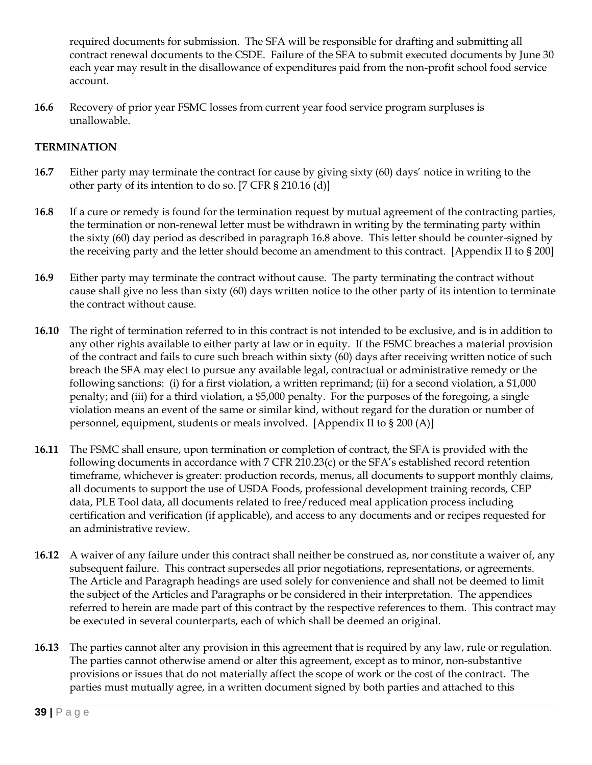required documents for submission. The SFA will be responsible for drafting and submitting all contract renewal documents to the CSDE. Failure of the SFA to submit executed documents by June 30 each year may result in the disallowance of expenditures paid from the non-profit school food service account.

**16.6** Recovery of prior year FSMC losses from current year food service program surpluses is unallowable.

**TERMINATION**

**16.7** Either party may terminate the contract for cause by giving sixty (60) days' notice in writing to the other party of its intention to do so. [7 CFR § 210.16 (d)]

**16.8** If a cure or remedy is found for the termination request by mutual agreement of the contracting parties, the termination or non-renewal letter must be withdrawn in writing by the terminating party within the sixty (60) day period as described in paragraph 16.8 above. This letter should be counter-signed by the receiving party and the letter should become an amendment to this contract. [Appendix II to § 200]

**16.9** Either party may terminate the contract without cause. The party terminating the contract without cause shall give no less than sixty (60) days written notice to the other party of its intention to terminate the contract without cause.

**16.10** The right of termination referred to in this contract is not intended to be exclusive, and is in addition to any other rights available to either party at law or in equity. If the FSMC breaches a material provision of the contract and fails to cure such breach within sixty (60) days after receiving written notice of such breach the SFA may elect to pursue any available legal, contractual or administrative remedy or the following sanctions: (i) for a first violation, a written reprimand; (ii) for a second violation, a $1,000 penalty; and (iii) for a third violation, a $5,000 penalty. For the purposes of the foregoing, a single violation means an event of the same or similar kind, without regard for the duration or number of personnel, equipment, students or meals involved. [Appendix II to § 200 (A)]

**16.11** The FSMC shall ensure, upon termination or completion of contract, the SFA is provided with the following documents in accordance with 7 CFR 210.23(c) or the SFA's established record retention timeframe, whichever is greater: production records, menus, all documents to support monthly claims, all documents to support the use of USDA Foods, professional development training records, CEP data, PLE Tool data, all documents related to free/reduced meal application process including certification and verification (if applicable), and access to any documents and or recipes requested for an administrative review.

**16.12** A waiver of any failure under this contract shall neither be construed as, nor constitute a waiver of, any subsequent failure. This contract supersedes all prior negotiations, representations, or agreements. The Article and Paragraph headings are used solely for convenience and shall not be deemed to limit the subject of the Articles and Paragraphs or be considered in their interpretation. The appendices referred to herein are made part of this contract by the respective references to them. This contract may be executed in several counterparts, each of which shall be deemed an original.

**16.13** The parties cannot alter any provision in this agreement that is required by any law, rule or regulation. The parties cannot otherwise amend or alter this agreement, except as to minor, non-substantive provisions or issues that do not materially affect the scope of work or the cost of the contract. The parties must mutually agree, in a written document signed by both parties and attached to this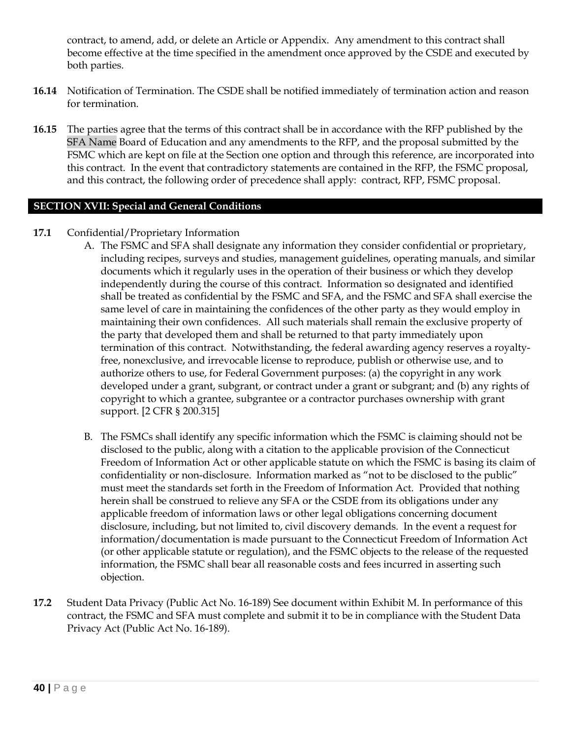contract, to amend, add, or delete an Article or Appendix. Any amendment to this contract shall become effective at the time specified in the amendment once approved by the CSDE and executed by both parties.

**16.14** Notification of Termination. The CSDE shall be notified immediately of termination action and reason for termination.

**16.15** The parties agree that the terms of this contract shall be in accordance with the RFP published by the SFA Name Board of Education and any amendments to the RFP, and the proposal submitted by the FSMC which are kept on file at the Section one option and through this reference, are incorporated into this contract. In the event that contradictory statements are contained in the RFP, the FSMC proposal, and this contract, the following order of precedence shall apply: contract, RFP, FSMC proposal.

## SECTION XVII: Special and General Conditions

**17.1** Confidential/Proprietary Information

A. The FSMC and SFA shall designate any information they consider confidential or proprietary, including recipes, surveys and studies, management guidelines, operating manuals, and similar documents which it regularly uses in the operation of their business or which they develop independently during the course of this contract. Information so designated and identified shall be treated as confidential by the FSMC and SFA, and the FSMC and SFA shall exercise the same level of care in maintaining the confidences of the other party as they would employ in maintaining their own confidences. All such materials shall remain the exclusive property of the party that developed them and shall be returned to that party immediately upon termination of this contract. Notwithstanding, the federal awarding agency reserves a royalty-free, nonexclusive, and irrevocable license to reproduce, publish or otherwise use, and to authorize others to use, for Federal Government purposes: (a) the copyright in any work developed under a grant, subgrant, or contract under a grant or subgrant; and (b) any rights of copyright to which a grantee, subgrantee or a contractor purchases ownership with grant support. [2 CFR § 200.315]

B. The FSMCs shall identify any specific information which the FSMC is claiming should not be disclosed to the public, along with a citation to the applicable provision of the Connecticut Freedom of Information Act or other applicable statute on which the FSMC is basing its claim of confidentiality or non-disclosure. Information marked as "not to be disclosed to the public" must meet the standards set forth in the Freedom of Information Act. Provided that nothing herein shall be construed to relieve any SFA or the CSDE from its obligations under any applicable freedom of information laws or other legal obligations concerning document disclosure, including, but not limited to, civil discovery demands. In the event a request for information/documentation is made pursuant to the Connecticut Freedom of Information Act (or other applicable statute or regulation), and the FSMC objects to the release of the requested information, the FSMC shall bear all reasonable costs and fees incurred in asserting such objection.

**17.2** Student Data Privacy (Public Act No. 16-189) See document within Exhibit M. In performance of this contract, the FSMC and SFA must complete and submit it to be in compliance with the Student Data Privacy Act (Public Act No. 16-189).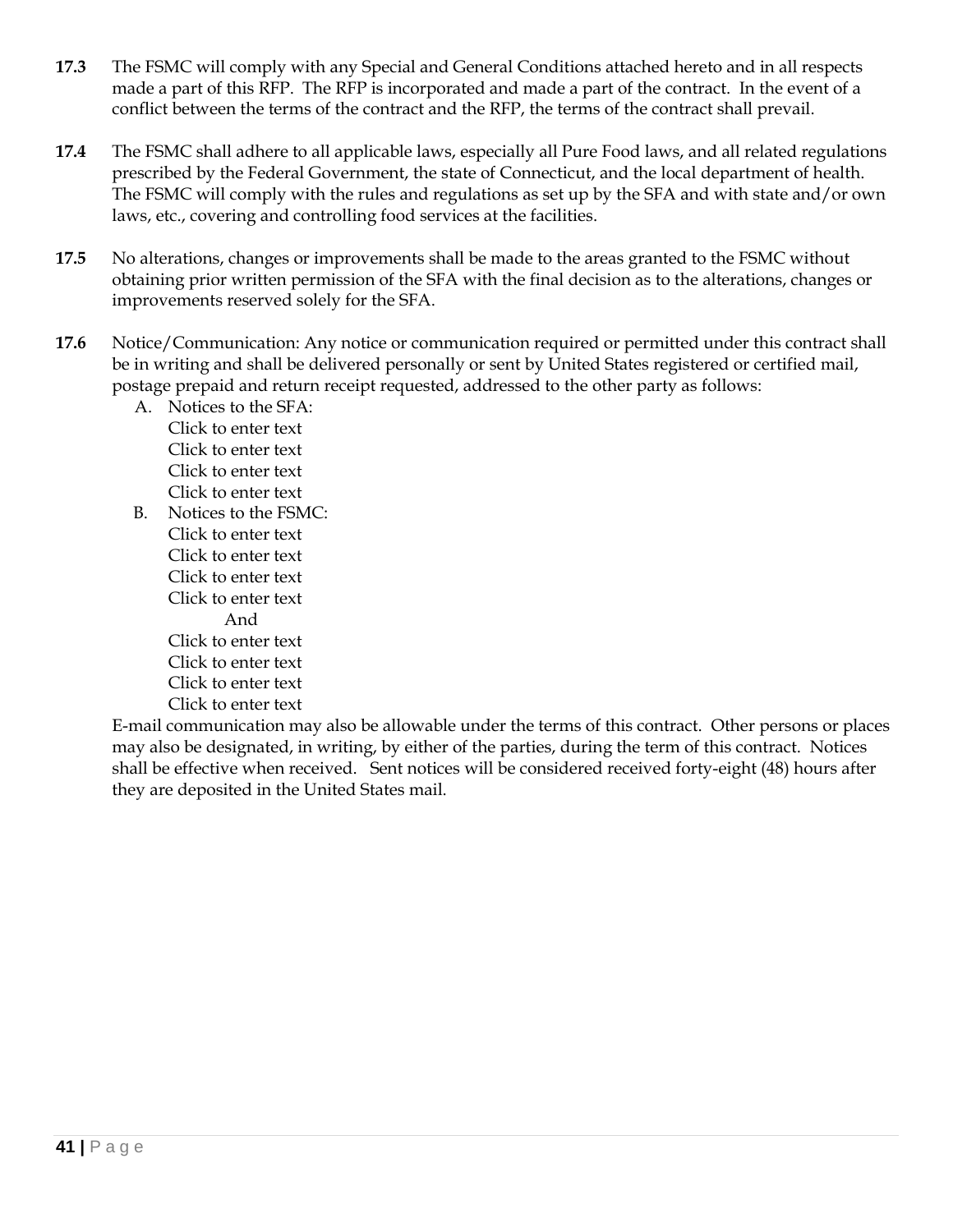**17.3** The FSMC will comply with any Special and General Conditions attached hereto and in all respects made a part of this RFP. The RFP is incorporated and made a part of the contract. In the event of a conflict between the terms of the contract and the RFP, the terms of the contract shall prevail.

**17.4** The FSMC shall adhere to all applicable laws, especially all Pure Food laws, and all related regulations prescribed by the Federal Government, the state of Connecticut, and the local department of health. The FSMC will comply with the rules and regulations as set up by the SFA and with state and/or own laws, etc., covering and controlling food services at the facilities.

**17.5** No alterations, changes or improvements shall be made to the areas granted to the FSMC without obtaining prior written permission of the SFA with the final decision as to the alterations, changes or improvements reserved solely for the SFA.

**17.6** Notice/Communication: Any notice or communication required or permitted under this contract shall be in writing and shall be delivered personally or sent by United States registered or certified mail, postage prepaid and return receipt requested, addressed to the other party as follows:

A. Notices to the SFA:
Click to enter text
Click to enter text
Click to enter text
Click to enter text

B. Notices to the FSMC:
Click to enter text
Click to enter text
Click to enter text
Click to enter text
And
Click to enter text
Click to enter text
Click to enter text
Click to enter text

E-mail communication may also be allowable under the terms of this contract. Other persons or places may also be designated, in writing, by either of the parties, during the term of this contract. Notices shall be effective when received. Sent notices will be considered received forty-eight (48) hours after they are deposited in the United States mail.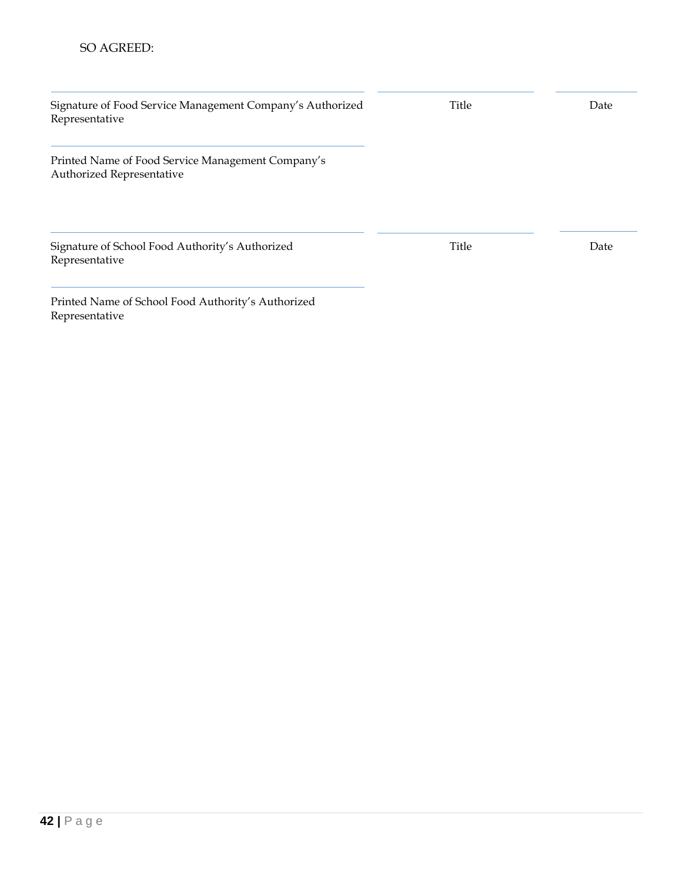SO AGREED:

| | | |
|---|---|---|
| Signature of Food Service Management Company's Authorized Representative | Title | Date |
| Printed Name of Food Service Management Company's Authorized Representative | | |
| Signature of School Food Authority's Authorized Representative | Title | Date |
| Printed Name of School Food Authority's Authorized Representative | | |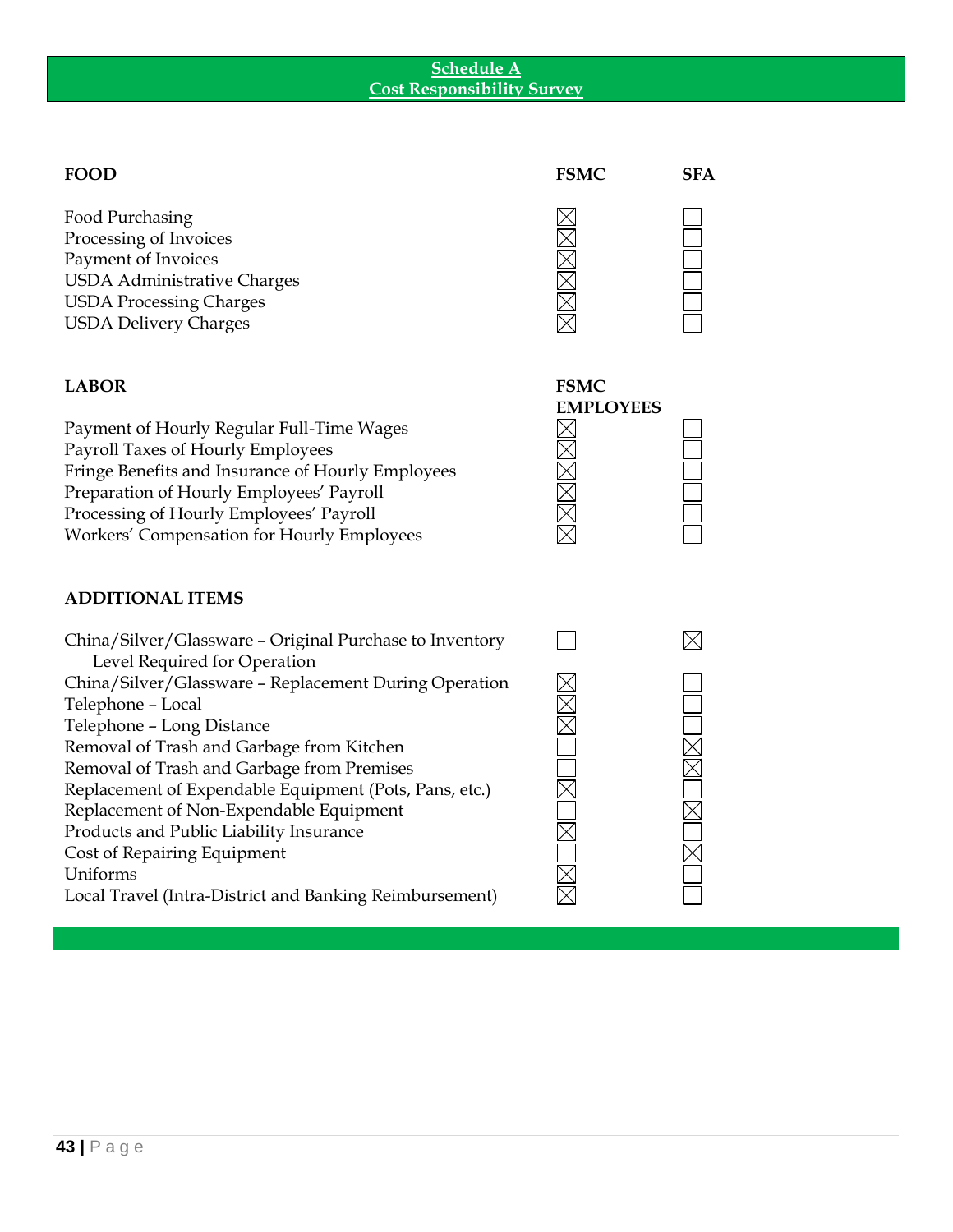## Schedule A
## Cost Responsibility Survey

| FOOD | FSMC | SFA |
|---|---|---|
| Food Purchasing | ☒ | ☐ |
| Processing of Invoices | ☒ | ☐ |
| Payment of Invoices | ☒ | ☐ |
| USDA Administrative Charges | ☒ | ☐ |
| USDA Processing Charges | ☒ | ☐ |
| USDA Delivery Charges | ☒ | ☐ |

| LABOR | FSMC EMPLOYEES | |
|---|---|---|
| Payment of Hourly Regular Full-Time Wages | ☒ | ☐ |
| Payroll Taxes of Hourly Employees | ☒ | ☐ |
| Fringe Benefits and Insurance of Hourly Employees | ☒ | ☐ |
| Preparation of Hourly Employees' Payroll | ☒ | ☐ |
| Processing of Hourly Employees' Payroll | ☒ | ☐ |
| Workers' Compensation for Hourly Employees | ☒ | ☐ |

| ADDITIONAL ITEMS | | |
|---|---|---|
| China/Silver/Glassware – Original Purchase to Inventory Level Required for Operation | ☐ | ☒ |
| China/Silver/Glassware – Replacement During Operation | ☒ | ☐ |
| Telephone – Local | ☒ | ☐ |
| Telephone – Long Distance | ☒ | ☐ |
| Removal of Trash and Garbage from Kitchen | ☐ | ☒ |
| Removal of Trash and Garbage from Premises | ☐ | ☒ |
| Replacement of Expendable Equipment (Pots, Pans, etc.) | ☒ | ☐ |
| Replacement of Non-Expendable Equipment | ☐ | ☒ |
| Products and Public Liability Insurance | ☒ | ☐ |
| Cost of Repairing Equipment | ☐ | ☒ |
| Uniforms | ☒ | ☐ |
| Local Travel (Intra-District and Banking Reimbursement) | ☒ | ☐ |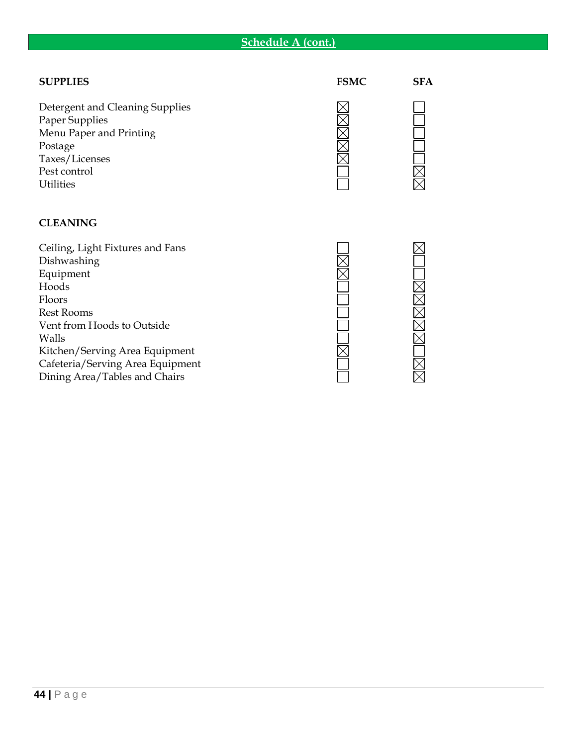## Schedule A (cont.)

| SUPPLIES | FSMC | SFA |
|---|---|---|
| Detergent and Cleaning Supplies | ☒ | ☐ |
| Paper Supplies | ☒ | ☐ |
| Menu Paper and Printing | ☒ | ☐ |
| Postage | ☒ | ☐ |
| Taxes/Licenses | ☒ | ☐ |
| Pest control | ☐ | ☒ |
| Utilities | ☐ | ☒ |

| CLEANING | FSMC | SFA |
|---|---|---|
| Ceiling, Light Fixtures and Fans | ☐ | ☒ |
| Dishwashing | ☒ | ☐ |
| Equipment | ☒ | ☐ |
| Hoods | ☐ | ☒ |
| Floors | ☐ | ☒ |
| Rest Rooms | ☐ | ☒ |
| Vent from Hoods to Outside | ☐ | ☒ |
| Walls | ☐ | ☒ |
| Kitchen/Serving Area Equipment | ☒ | ☐ |
| Cafeteria/Serving Area Equipment | ☐ | ☒ |
| Dining Area/Tables and Chairs | ☐ | ☒ |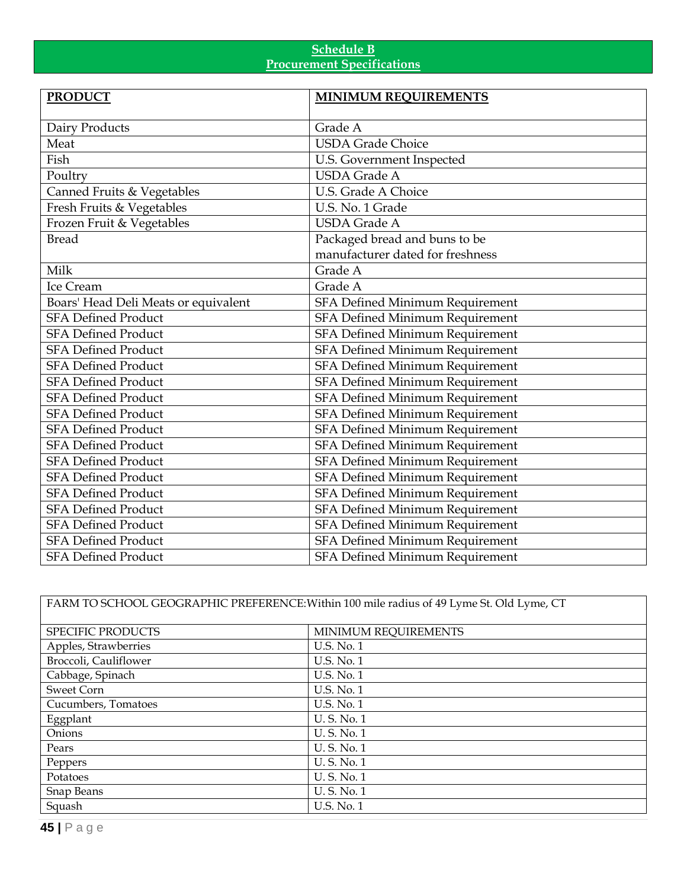## Schedule B
## Procurement Specifications

| **PRODUCT** | **MINIMUM REQUIREMENTS** |
|---|---|
| Dairy Products | Grade A |
| Meat | USDA Grade Choice |
| Fish | U.S. Government Inspected |
| Poultry | USDA Grade A |
| Canned Fruits & Vegetables | U.S. Grade A Choice |
| Fresh Fruits & Vegetables | U.S. No. 1 Grade |
| Frozen Fruit & Vegetables | USDA Grade A |
| Bread | Packaged bread and buns to be manufacturer dated for freshness |
| Milk | Grade A |
| Ice Cream | Grade A |
| Boars' Head Deli Meats or equivalent | SFA Defined Minimum Requirement |
| SFA Defined Product | SFA Defined Minimum Requirement |
| SFA Defined Product | SFA Defined Minimum Requirement |
| SFA Defined Product | SFA Defined Minimum Requirement |
| SFA Defined Product | SFA Defined Minimum Requirement |
| SFA Defined Product | SFA Defined Minimum Requirement |
| SFA Defined Product | SFA Defined Minimum Requirement |
| SFA Defined Product | SFA Defined Minimum Requirement |
| SFA Defined Product | SFA Defined Minimum Requirement |
| SFA Defined Product | SFA Defined Minimum Requirement |
| SFA Defined Product | SFA Defined Minimum Requirement |
| SFA Defined Product | SFA Defined Minimum Requirement |
| SFA Defined Product | SFA Defined Minimum Requirement |
| SFA Defined Product | SFA Defined Minimum Requirement |
| SFA Defined Product | SFA Defined Minimum Requirement |
| SFA Defined Product | SFA Defined Minimum Requirement |
| SFA Defined Product | SFA Defined Minimum Requirement |

| FARM TO SCHOOL GEOGRAPHIC PREFERENCE:Within 100 mile radius of 49 Lyme St. Old Lyme, CT | |
|---|---|
| SPECIFIC PRODUCTS | MINIMUM REQUIREMENTS |
| Apples, Strawberries | U.S. No. 1 |
| Broccoli, Cauliflower | U.S. No. 1 |
| Cabbage, Spinach | U.S. No. 1 |
| Sweet Corn | U.S. No. 1 |
| Cucumbers, Tomatoes | U.S. No. 1 |
| Eggplant | U. S. No. 1 |
| Onions | U. S. No. 1 |
| Pears | U. S. No. 1 |
| Peppers | U. S. No. 1 |
| Potatoes | U. S. No. 1 |
| Snap Beans | U. S. No. 1 |
| Squash | U.S. No. 1 |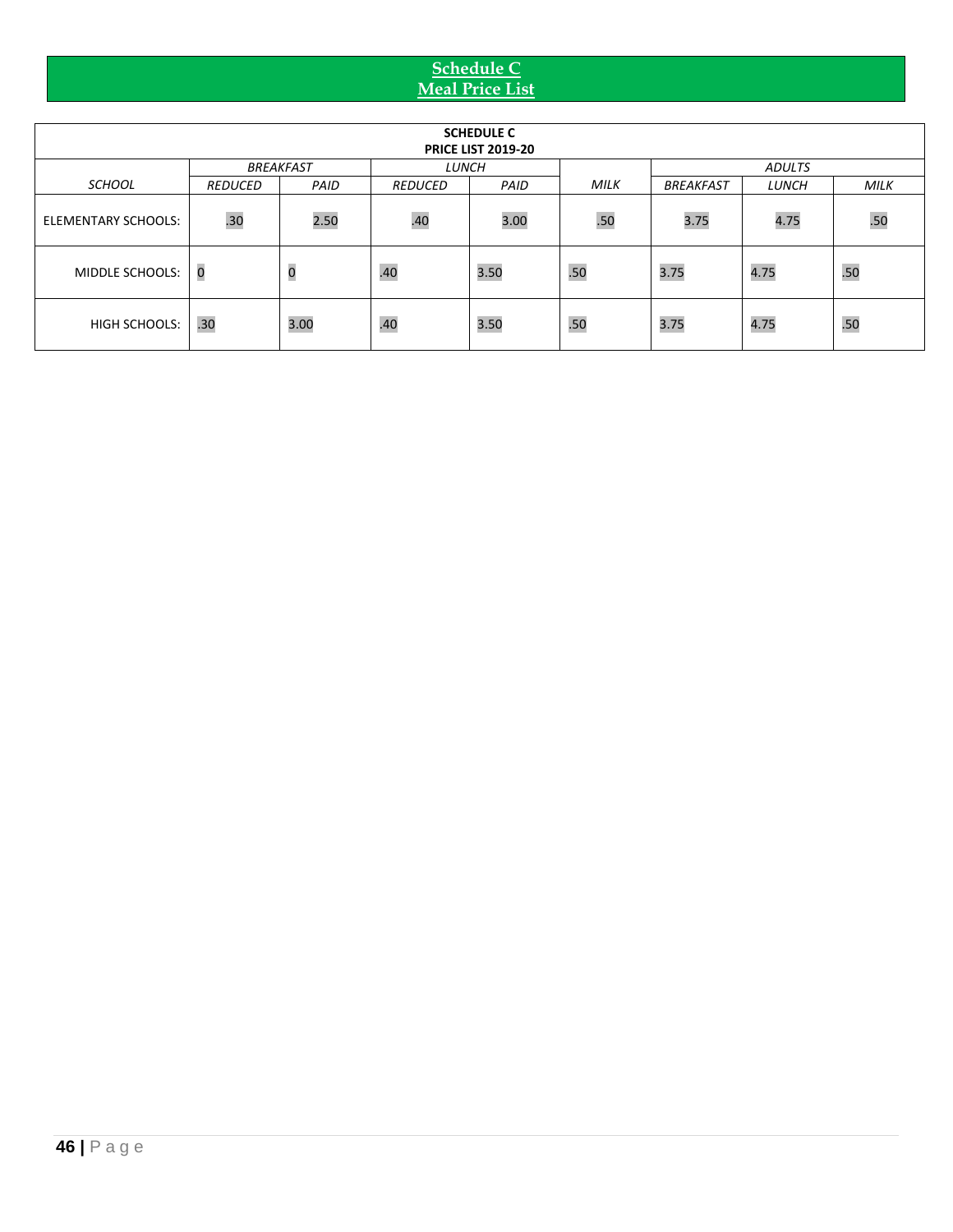# Schedule C
# Meal Price List

| SCHEDULE C<br>PRICE LIST 2019-20 | | | | | | | | |
|---|---|---|---|---|---|---|---|---|
| | *BREAKFAST* | | *LUNCH* | | | *ADULTS* | | |
| *SCHOOL* | *REDUCED* | *PAID* | *REDUCED* | *PAID* | *MILK* | *BREAKFAST* | *LUNCH* | *MILK* |
| ELEMENTARY SCHOOLS: | .30 | 2.50 | .40 | 3.00 | .50 | 3.75 | 4.75 | .50 |
| MIDDLE SCHOOLS: | 0 | 0 | .40 | 3.50 | .50 | 3.75 | 4.75 | .50 |
| HIGH SCHOOLS: | .30 | 3.00 | .40 | 3.50 | .50 | 3.75 | 4.75 | .50 |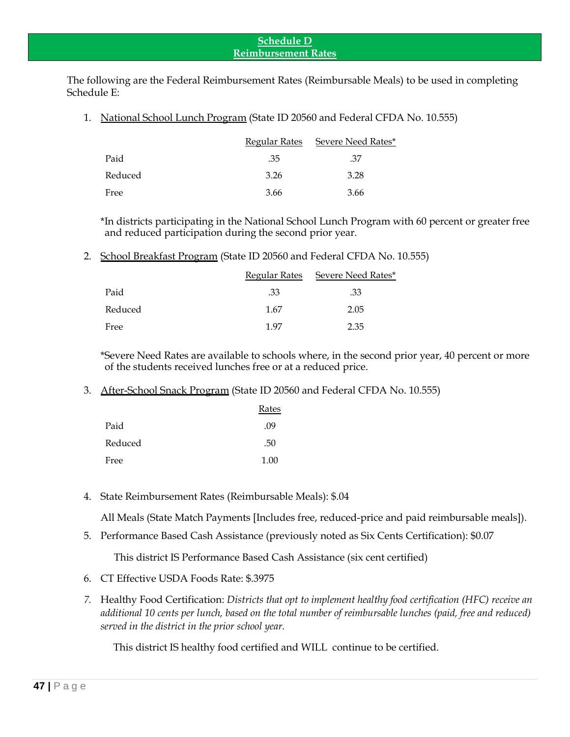## Schedule D
## Reimbursement Rates

The following are the Federal Reimbursement Rates (Reimbursable Meals) to be used in completing Schedule E:

1. National School Lunch Program (State ID 20560 and Federal CFDA No. 10.555)

| | Regular Rates | Severe Need Rates* |
|---|---|---|
| Paid | .35 | .37 |
| Reduced | 3.26 | 3.28 |
| Free | 3.66 | 3.66 |

*In districts participating in the National School Lunch Program with 60 percent or greater free and reduced participation during the second prior year.

2. School Breakfast Program (State ID 20560 and Federal CFDA No. 10.555)

| | Regular Rates | Severe Need Rates* |
|---|---|---|
| Paid | .33 | .33 |
| Reduced | 1.67 | 2.05 |
| Free | 1.97 | 2.35 |

*Severe Need Rates are available to schools where, in the second prior year, 40 percent or more of the students received lunches free or at a reduced price.

3. After-School Snack Program (State ID 20560 and Federal CFDA No. 10.555)

| | Rates |
|---|---|
| Paid | .09 |
| Reduced | .50 |
| Free | 1.00 |

4. State Reimbursement Rates (Reimbursable Meals): $.04

   All Meals (State Match Payments [Includes free, reduced-price and paid reimbursable meals]).

5. Performance Based Cash Assistance (previously noted as Six Cents Certification): $0.07

   This district IS Performance Based Cash Assistance (six cent certified)

6. CT Effective USDA Foods Rate: $.3975

7. Healthy Food Certification: *Districts that opt to implement healthy food certification (HFC) receive an additional 10 cents per lunch, based on the total number of reimbursable lunches (paid, free and reduced) served in the district in the prior school year.*

   This district IS healthy food certified and WILL continue to be certified.